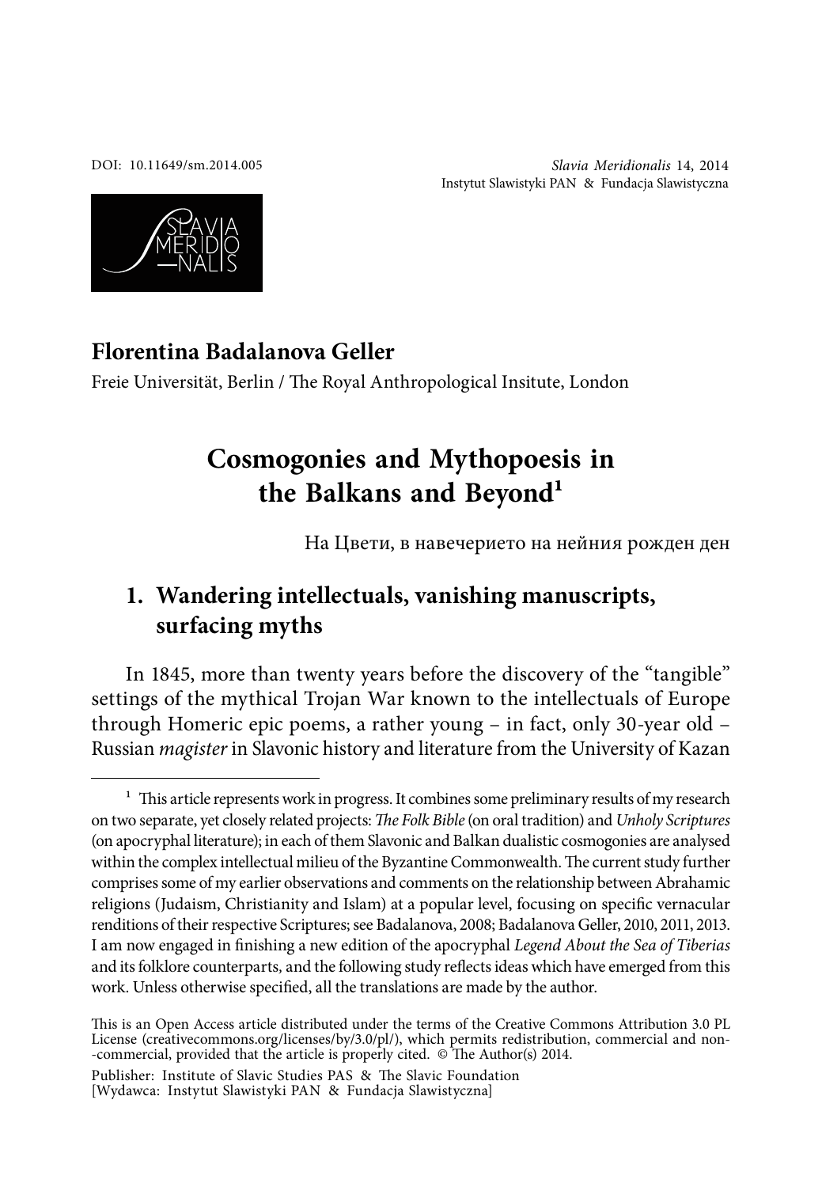DOI: 10.11649/sm.2014.005

*Slavia Meridionalis* 14, 2014
Instytut Slawistyki PAN & Fundacja Slawistyczna

**Florentina Badalanova Geller**

Freie Universität, Berlin / The Royal Anthropological Insitute, London

# Cosmogonies and Mythopoesis in the Balkans and Beyond[1]

На Цвети, в навечерието на нейния рожден ден

## 1. Wandering intellectuals, vanishing manuscripts, surfacing myths

In 1845, more than twenty years before the discovery of the "tangible" settings of the mythical Trojan War known to the intellectuals of Europe through Homeric epic poems, a rather young – in fact, only 30-year old – Russian *magister* in Slavonic history and literature from the University of Kazan

---

[1] This article represents work in progress. It combines some preliminary results of my research on two separate, yet closely related projects: *The Folk Bible* (on oral tradition) and *Unholy Scriptures* (on apocryphal literature); in each of them Slavonic and Balkan dualistic cosmogonies are analysed within the complex intellectual milieu of the Byzantine Commonwealth. The current study further comprises some of my earlier observations and comments on the relationship between Abrahamic religions (Judaism, Christianity and Islam) at a popular level, focusing on specific vernacular renditions of their respective Scriptures; see Badalanova, 2008; Badalanova Geller, 2010, 2011, 2013. I am now engaged in finishing a new edition of the apocryphal *Legend About the Sea of Tiberias* and its folklore counterparts, and the following study reflects ideas which have emerged from this work. Unless otherwise specified, all the translations are made by the author.

This is an Open Access article distributed under the terms of the Creative Commons Attribution 3.0 PL License (creativecommons.org/licenses/by/3.0/pl/), which permits redistribution, commercial and non-commercial, provided that the article is properly cited. © The Author(s) 2014.

Publisher: Institute of Slavic Studies PAS & The Slavic Foundation
[Wydawca: Instytut Slawistyki PAN & Fundacja Slawistyczna]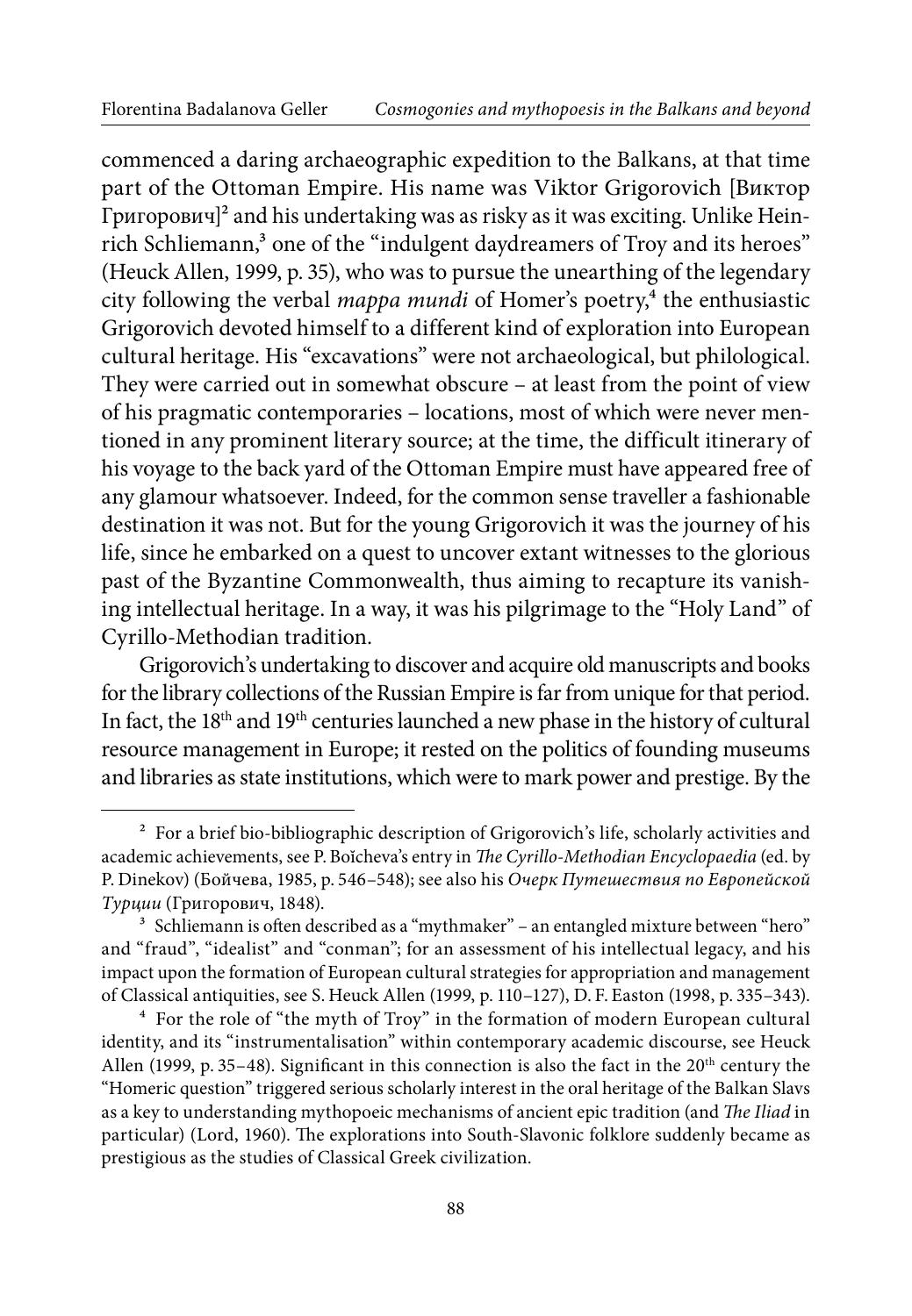commenced a daring archaeographic expedition to the Balkans, at that time part of the Ottoman Empire. His name was Viktor Grigorovich [Виктор Григорович][2] and his undertaking was as risky as it was exciting. Unlike Heinrich Schliemann,[3] one of the "indulgent daydreamers of Troy and its heroes" (Heuck Allen, 1999, p. 35), who was to pursue the unearthing of the legendary city following the verbal *mappa mundi* of Homer's poetry,[4] the enthusiastic Grigorovich devoted himself to a different kind of exploration into European cultural heritage. His "excavations" were not archaeological, but philological. They were carried out in somewhat obscure – at least from the point of view of his pragmatic contemporaries – locations, most of which were never mentioned in any prominent literary source; at the time, the difficult itinerary of his voyage to the back yard of the Ottoman Empire must have appeared free of any glamour whatsoever. Indeed, for the common sense traveller a fashionable destination it was not. But for the young Grigorovich it was the journey of his life, since he embarked on a quest to uncover extant witnesses to the glorious past of the Byzantine Commonwealth, thus aiming to recapture its vanishing intellectual heritage. In a way, it was his pilgrimage to the "Holy Land" of Cyrillo-Methodian tradition.

Grigorovich's undertaking to discover and acquire old manuscripts and books for the library collections of the Russian Empire is far from unique for that period. In fact, the 18th and 19th centuries launched a new phase in the history of cultural resource management in Europe; it rested on the politics of founding museums and libraries as state institutions, which were to mark power and prestige. By the

---

[2] For a brief bio-bibliographic description of Grigorovich's life, scholarly activities and academic achievements, see P. Boĭcheva's entry in *The Cyrillo-Methodian Encyclopaedia* (ed. by P. Dinekov) (Бойчева, 1985, p. 546–548); see also his *Очерк Путешествия по Европейской Турции* (Григорович, 1848).

[3] Schliemann is often described as a "mythmaker" – an entangled mixture between "hero" and "fraud", "idealist" and "conman"; for an assessment of his intellectual legacy, and his impact upon the formation of European cultural strategies for appropriation and management of Classical antiquities, see S. Heuck Allen (1999, p. 110–127), D. F. Easton (1998, p. 335–343).

[4] For the role of "the myth of Troy" in the formation of modern European cultural identity, and its "instrumentalisation" within contemporary academic discourse, see Heuck Allen (1999, p. 35–48). Significant in this connection is also the fact in the 20th century the "Homeric question" triggered serious scholarly interest in the oral heritage of the Balkan Slavs as a key to understanding mythopoeic mechanisms of ancient epic tradition (and *The Iliad* in particular) (Lord, 1960). The explorations into South-Slavonic folklore suddenly became as prestigious as the studies of Classical Greek civilization.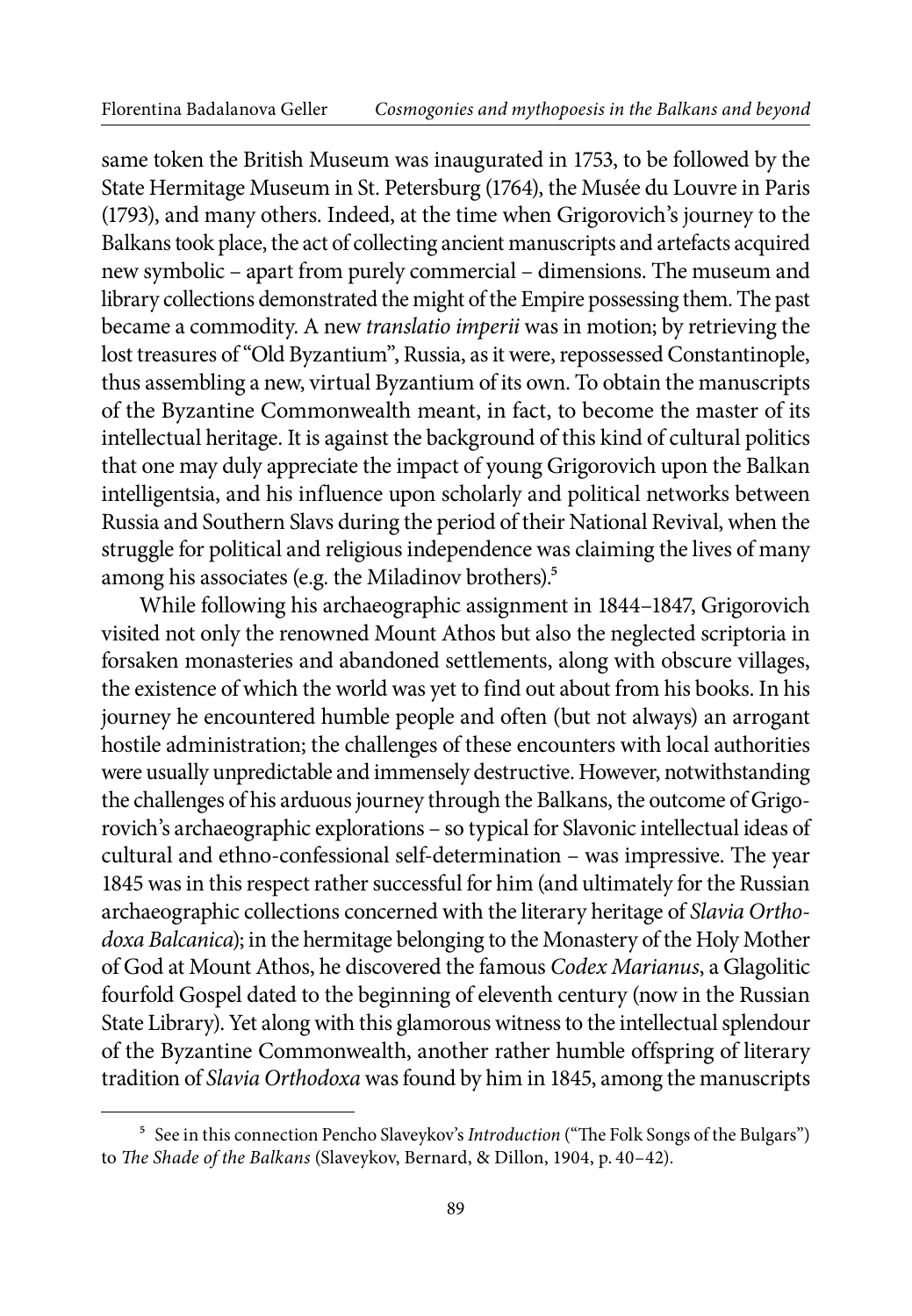same token the British Museum was inaugurated in 1753, to be followed by the State Hermitage Museum in St. Petersburg (1764), the Musée du Louvre in Paris (1793), and many others. Indeed, at the time when Grigorovich's journey to the Balkans took place, the act of collecting ancient manuscripts and artefacts acquired new symbolic – apart from purely commercial – dimensions. The museum and library collections demonstrated the might of the Empire possessing them. The past became a commodity. A new *translatio imperii* was in motion; by retrieving the lost treasures of "Old Byzantium", Russia, as it were, repossessed Constantinople, thus assembling a new, virtual Byzantium of its own. To obtain the manuscripts of the Byzantine Commonwealth meant, in fact, to become the master of its intellectual heritage. It is against the background of this kind of cultural politics that one may duly appreciate the impact of young Grigorovich upon the Balkan intelligentsia, and his influence upon scholarly and political networks between Russia and Southern Slavs during the period of their National Revival, when the struggle for political and religious independence was claiming the lives of many among his associates (e.g. the Miladinov brothers).[5]

While following his archaeographic assignment in 1844–1847, Grigorovich visited not only the renowned Mount Athos but also the neglected scriptoria in forsaken monasteries and abandoned settlements, along with obscure villages, the existence of which the world was yet to find out about from his books. In his journey he encountered humble people and often (but not always) an arrogant hostile administration; the challenges of these encounters with local authorities were usually unpredictable and immensely destructive. However, notwithstanding the challenges of his arduous journey through the Balkans, the outcome of Grigorovich's archaeographic explorations – so typical for Slavonic intellectual ideas of cultural and ethno-confessional self-determination – was impressive. The year 1845 was in this respect rather successful for him (and ultimately for the Russian archaeographic collections concerned with the literary heritage of *Slavia Orthodoxa Balcanica*); in the hermitage belonging to the Monastery of the Holy Mother of God at Mount Athos, he discovered the famous *Codex Marianus*, a Glagolitic fourfold Gospel dated to the beginning of eleventh century (now in the Russian State Library). Yet along with this glamorous witness to the intellectual splendour of the Byzantine Commonwealth, another rather humble offspring of literary tradition of *Slavia Orthodoxa* was found by him in 1845, among the manuscripts

[5] See in this connection Pencho Slaveykov's *Introduction* ("The Folk Songs of the Bulgars") to *The Shade of the Balkans* (Slaveykov, Bernard, & Dillon, 1904, p. 40–42).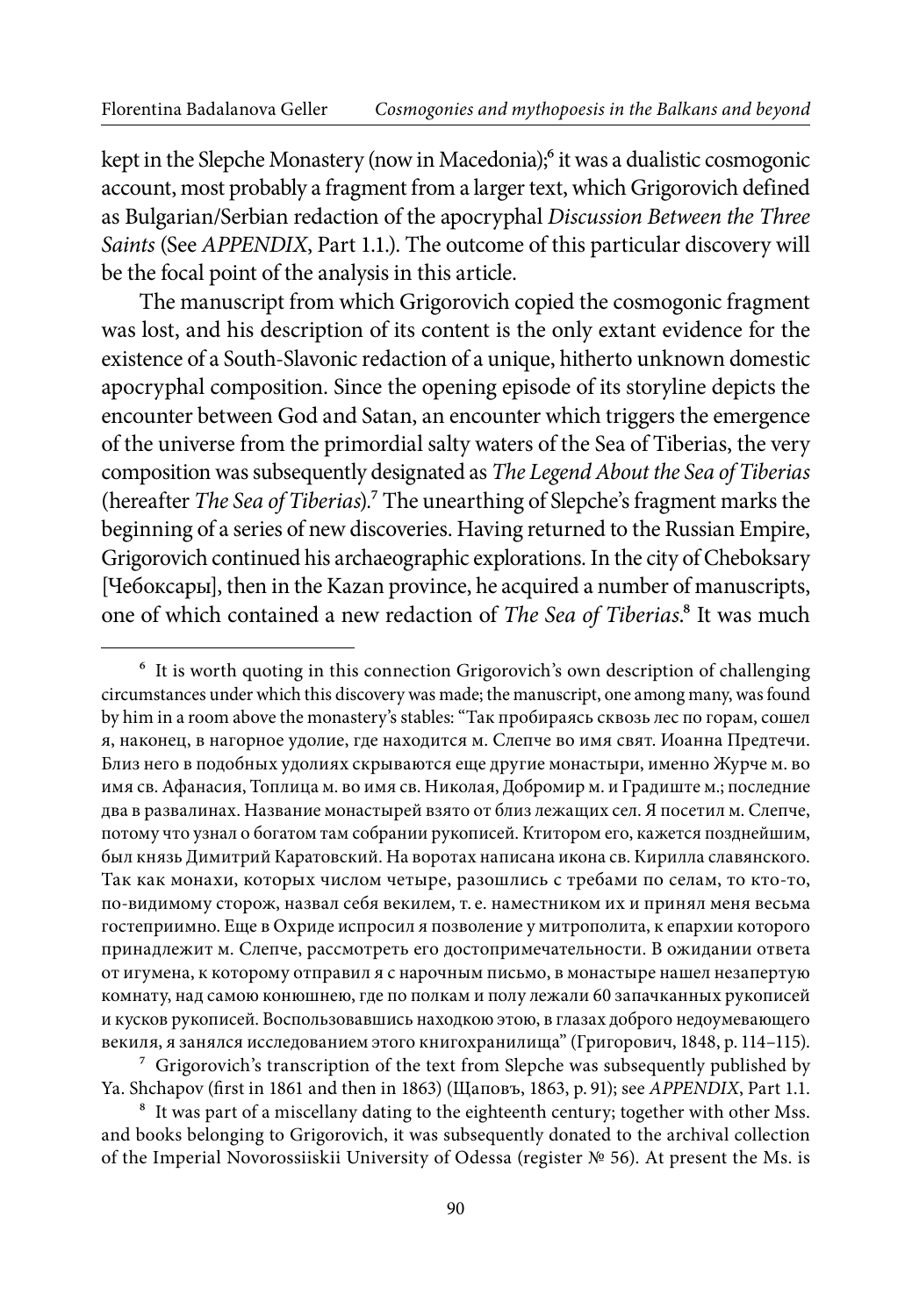kept in the Slepche Monastery (now in Macedonia);[6] it was a dualistic cosmogonic account, most probably a fragment from a larger text, which Grigorovich defined as Bulgarian/Serbian redaction of the apocryphal *Discussion Between the Three Saints* (See *APPENDIX*, Part 1.1.). The outcome of this particular discovery will be the focal point of the analysis in this article.

The manuscript from which Grigorovich copied the cosmogonic fragment was lost, and his description of its content is the only extant evidence for the existence of a South-Slavonic redaction of a unique, hitherto unknown domestic apocryphal composition. Since the opening episode of its storyline depicts the encounter between God and Satan, an encounter which triggers the emergence of the universe from the primordial salty waters of the Sea of Tiberias, the very composition was subsequently designated as *The Legend About the Sea of Tiberias* (hereafter *The Sea of Tiberias*).[7] The unearthing of Slepche's fragment marks the beginning of a series of new discoveries. Having returned to the Russian Empire, Grigorovich continued his archaeographic explorations. In the city of Cheboksary [Чебоксары], then in the Kazan province, he acquired a number of manuscripts, one of which contained a new redaction of *The Sea of Tiberias*.[8] It was much

---

[6] It is worth quoting in this connection Grigorovich's own description of challenging circumstances under which this discovery was made; the manuscript, one among many, was found by him in a room above the monastery's stables: "Так пробираясь сквозь лес по горам, сошел я, наконец, в нагорное удолие, где находится м. Слепче во имя свят. Иоанна Предтечи. Близ него в подобных удолиях скрываются еще другие монастыри, именно Журче м. во имя св. Афанасия, Топлица м. во имя св. Николая, Добромир м. и Градиште м.; последние два в развалинах. Название монастырей взято от близ лежащих сел. Я посетил м. Слепче, потому что узнал о богатом там собрании рукописей. Ктитором его, кажется позднейшим, был князь Димитрий Каратовский. На воротах написана икона св. Кирилла славянского. Так как монахи, которых числом четыре, разошлись с требами по селам, то кто-то, по-видимому сторож, назвал себя векилем, т. е. наместником их и принял меня весьма гостеприимно. Еще в Охриде испросил я позволение у митрополита, к епархии которого принадлежит м. Слепче, рассмотреть его достопримечательности. В ожидании ответа от игумена, к которому отправил я с нарочным письмо, в монастыре нашел незапертую комнату, над самою конюшнею, где по полкам и полу лежали 60 запачканных рукописей и кусков рукописей. Воспользовавшись находкою этою, в глазах доброго недоумевающего векиля, я занялся исследованием этого книгохранилища" (Григорович, 1848, p. 114–115).

[7] Grigorovich's transcription of the text from Slepche was subsequently published by Ya. Shchapov (first in 1861 and then in 1863) (Щаповъ, 1863, p. 91); see *APPENDIX*, Part 1.1.

[8] It was part of a miscellany dating to the eighteenth century; together with other Mss. and books belonging to Grigorovich, it was subsequently donated to the archival collection of the Imperial Novorossiiskii University of Odessa (register № 56). At present the Ms. is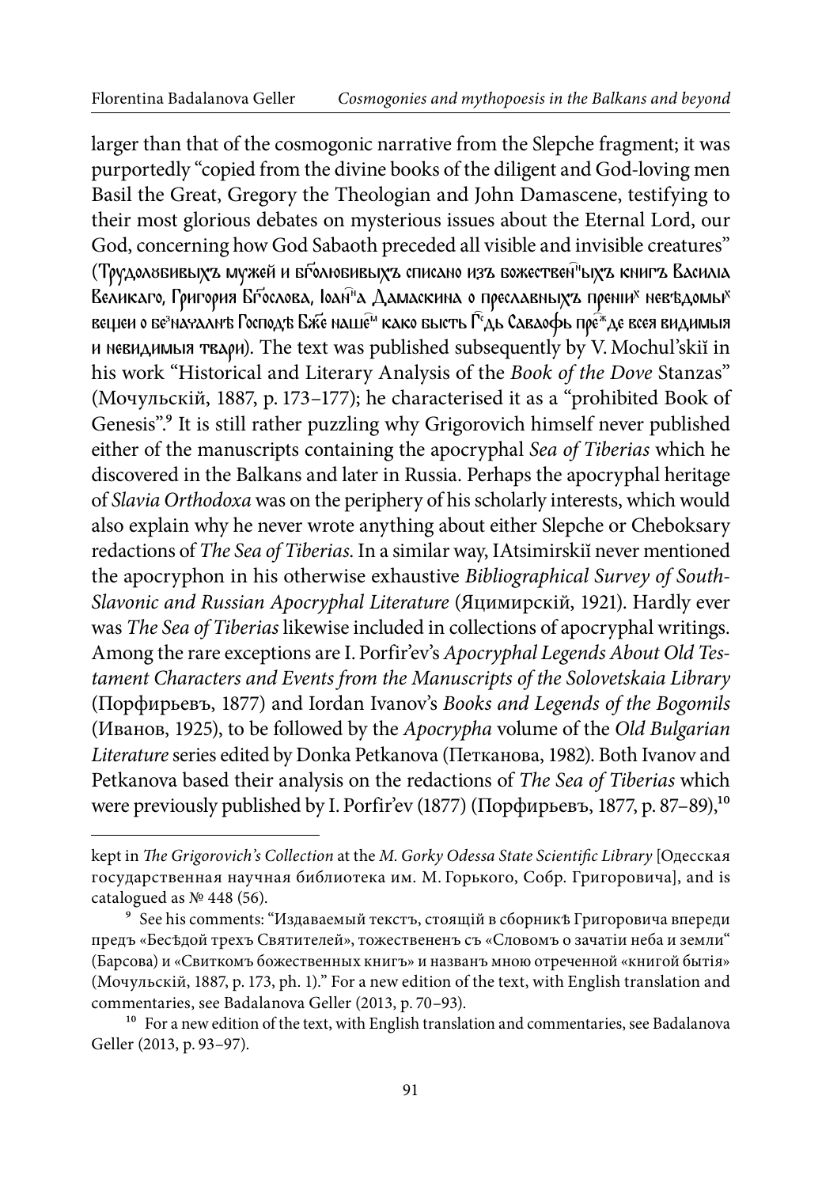larger than that of the cosmogonic narrative from the Slepche fragment; it was purportedly "copied from the divine books of the diligent and God-loving men Basil the Great, Gregory the Theologian and John Damascene, testifying to their most glorious debates on mysterious issues about the Eternal Lord, our God, concerning how God Sabaoth preceded all visible and invisible creatures" (Трудолюбивыхъ мужей и бг҃олюбивыхъ списано изъ божествен҃ныхъ книгъ Василиа Великаго, Григория Бг҃ослова, Іоан҃а Дамаскина о преславныхъ прениихъ невѣдомыхъ вещеи о безначалнѣ Господѣ Бж҃е нашемъ како бысть Гс҃дь Саваофь прежде всея видимыя и невидимыя твари). The text was published subsequently by V. Mochul'skiĭ in his work "Historical and Literary Analysis of the *Book of the Dove* Stanzas" (Мочульскій, 1887, p. 173–177); he characterised it as a "prohibited Book of Genesis".[9] It is still rather puzzling why Grigorovich himself never published either of the manuscripts containing the apocryphal *Sea of Tiberias* which he discovered in the Balkans and later in Russia. Perhaps the apocryphal heritage of *Slavia Orthodoxa* was on the periphery of his scholarly interests, which would also explain why he never wrote anything about either Slepche or Cheboksary redactions of *The Sea of Tiberias*. In a similar way, IAtsimirskiĭ never mentioned the apocryphon in his otherwise exhaustive *Bibliographical Survey of South-Slavonic and Russian Apocryphal Literature* (Яцимирскій, 1921). Hardly ever was *The Sea of Tiberias* likewise included in collections of apocryphal writings. Among the rare exceptions are I. Porfir'ev's *Apocryphal Legends About Old Testament Characters and Events from the Manuscripts of the Solovetskaia Library* (Порфирьевъ, 1877) and Iordan Ivanov's *Books and Legends of the Bogomils* (Иванов, 1925), to be followed by the *Apocrypha* volume of the *Old Bulgarian Literature* series edited by Donka Petkanova (Петканова, 1982). Both Ivanov and Petkanova based their analysis on the redactions of *The Sea of Tiberias* which were previously published by I. Porfir'ev (1877) (Порфирьевъ, 1877, p. 87–89),[10]

---

kept in *The Grigorovich's Collection* at the *M. Gorky Odessa State Scientific Library* [Одесская государственная научная библиотека им. М. Горького, Собр. Григоровича], and is catalogued as № 448 (56).

[9] See his comments: "Издаваемый текстъ, стоящій в сборникѣ Григоровича впереди предъ «Бесѣдой трехъ Святителей», тожествененъ съ «Словомъ о зачатіи неба и земли" (Барсова) и «Свиткомъ божественных книгъ» и названъ мною отреченной «книгой бытія» (Мочульскій, 1887, p. 173, ph. 1)." For a new edition of the text, with English translation and commentaries, see Badalanova Geller (2013, p. 70–93).

[10] For a new edition of the text, with English translation and commentaries, see Badalanova Geller (2013, p. 93–97).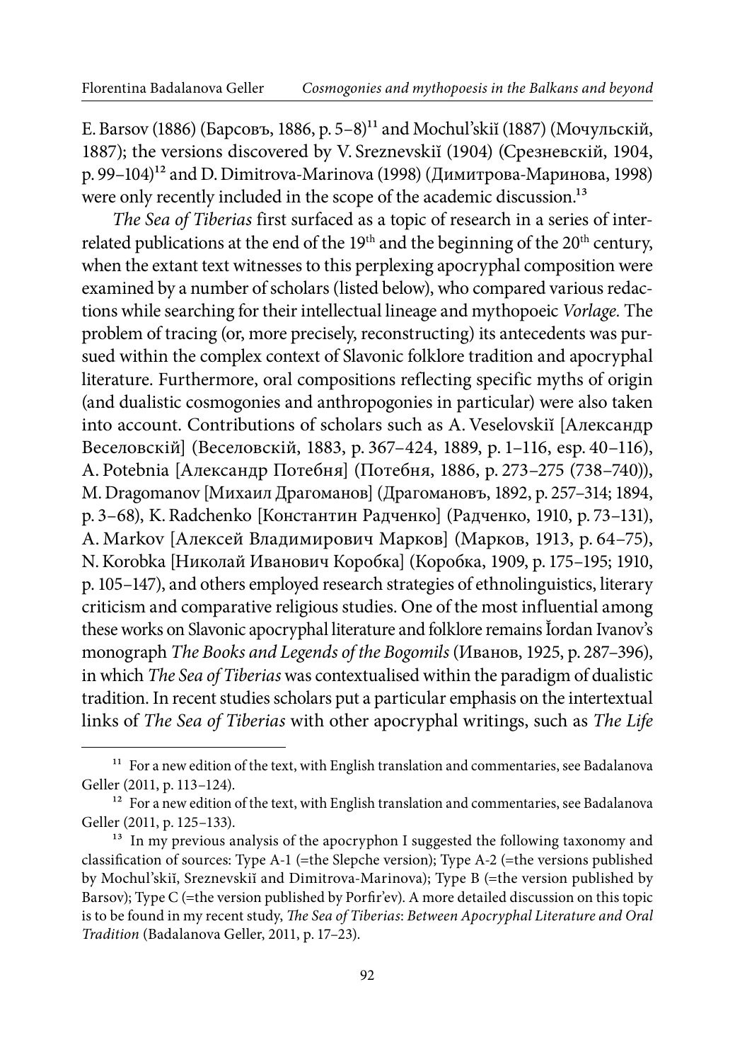E. Barsov (1886) (Барсовъ, 1886, p. 5–8)[11] and Mochul'skiĭ (1887) (Мочульскій, 1887); the versions discovered by V. Sreznevskiĭ (1904) (Срезневскій, 1904, p. 99–104)[12] and D. Dimitrova-Marinova (1998) (Димитрова-Маринова, 1998) were only recently included in the scope of the academic discussion.[13]

*The Sea of Tiberias* first surfaced as a topic of research in a series of interrelated publications at the end of the 19th and the beginning of the 20th century, when the extant text witnesses to this perplexing apocryphal composition were examined by a number of scholars (listed below), who compared various redactions while searching for their intellectual lineage and mythopoeic *Vorlage*. The problem of tracing (or, more precisely, reconstructing) its antecedents was pursued within the complex context of Slavonic folklore tradition and apocryphal literature. Furthermore, oral compositions reflecting specific myths of origin (and dualistic cosmogonies and anthropogonies in particular) were also taken into account. Contributions of scholars such as A. Veselovskiĭ [Александр Веселовскій] (Веселовскій, 1883, p. 367–424, 1889, p. 1–116, esp. 40–116), A. Potebnia [Александр Потебня] (Потебня, 1886, p. 273–275 (738–740)), M. Dragomanov [Михаил Драгоманов] (Драгомановъ, 1892, p. 257–314; 1894, p. 3–68), K. Radchenko [Константин Радченко] (Радченко, 1910, p. 73–131), A. Markov [Алексей Владимирович Марков] (Марков, 1913, p. 64–75), N. Korobka [Николай Иванович Коробка] (Коробка, 1909, p. 175–195; 1910, p. 105–147), and others employed research strategies of ethnolinguistics, literary criticism and comparative religious studies. One of the most influential among these works on Slavonic apocryphal literature and folklore remains Ĭordan Ivanov's monograph *The Books and Legends of the Bogomils* (Иванов, 1925, p. 287–396), in which *The Sea of Tiberias* was contextualised within the paradigm of dualistic tradition. In recent studies scholars put a particular emphasis on the intertextual links of *The Sea of Tiberias* with other apocryphal writings, such as *The Life*

---

[11] For a new edition of the text, with English translation and commentaries, see Badalanova Geller (2011, p. 113–124).

[12] For a new edition of the text, with English translation and commentaries, see Badalanova Geller (2011, p. 125–133).

[13] In my previous analysis of the apocryphon I suggested the following taxonomy and classification of sources: Type A-1 (=the Slepche version); Type A-2 (=the versions published by Mochul'skiĭ, Sreznevskiĭ and Dimitrova-Marinova); Type B (=the version published by Barsov); Type C (=the version published by Porfir'ev). A more detailed discussion on this topic is to be found in my recent study, *The Sea of Tiberias*: *Between Apocryphal Literature and Oral Tradition* (Badalanova Geller, 2011, p. 17–23).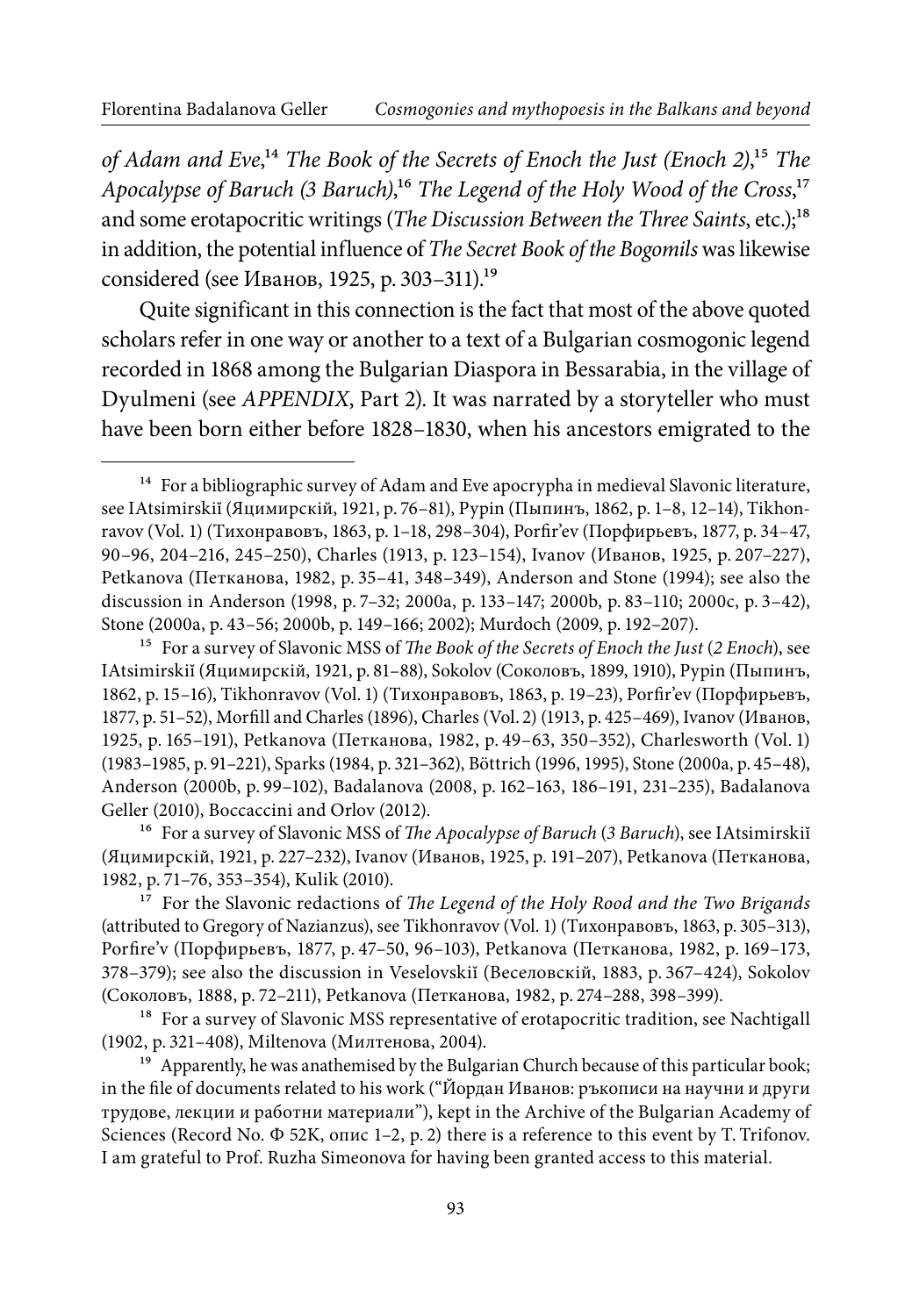*of Adam and Eve*,[14] *The Book of the Secrets of Enoch the Just (Enoch 2)*,[15] *The Apocalypse of Baruch (3 Baruch)*,[16] *The Legend of the Holy Wood of the Cross*,[17] and some erotapocritic writings (*The Discussion Between the Three Saints*, etc.);[18] in addition, the potential influence of *The Secret Book of the Bogomils* was likewise considered (see Иванов, 1925, p. 303–311).[19]

Quite significant in this connection is the fact that most of the above quoted scholars refer in one way or another to a text of a Bulgarian cosmogonic legend recorded in 1868 among the Bulgarian Diaspora in Bessarabia, in the village of Dyulmeni (see *APPENDIX*, Part 2). It was narrated by a storyteller who must have been born either before 1828–1830, when his ancestors emigrated to the

---

[14] For a bibliographic survey of Adam and Eve apocrypha in medieval Slavonic literature, see IAtsimirskiĭ (Яцимирскій, 1921, p. 76–81), Pypin (Пыпинъ, 1862, p. 1–8, 12–14), Tikhonravov (Vol. 1) (Тихонравовъ, 1863, p. 1–18, 298–304), Porfir'ev (Порфирьевъ, 1877, p. 34–47, 90–96, 204–216, 245–250), Charles (1913, p. 123–154), Ivanov (Иванов, 1925, p. 207–227), Petkanova (Петканова, 1982, p. 35–41, 348–349), Anderson and Stone (1994); see also the discussion in Anderson (1998, p. 7–32; 2000a, p. 133–147; 2000b, p. 83–110; 2000c, p. 3–42), Stone (2000a, p. 43–56; 2000b, p. 149–166; 2002); Murdoch (2009, p. 192–207).

[15] For a survey of Slavonic MSS of *The Book of the Secrets of Enoch the Just* (*2 Enoch*), see IAtsimirskiĭ (Яцимирскій, 1921, p. 81–88), Sokolov (Соколовъ, 1899, 1910), Pypin (Пыпинъ, 1862, p. 15–16), Tikhonravov (Vol. 1) (Тихонравовъ, 1863, p. 19–23), Porfir'ev (Порфирьевъ, 1877, p. 51–52), Morfill and Charles (1896), Charles (Vol. 2) (1913, p. 425–469), Ivanov (Иванов, 1925, p. 165–191), Petkanova (Петканова, 1982, p. 49–63, 350–352), Charlesworth (Vol. 1) (1983–1985, p. 91–221), Sparks (1984, p. 321–362), Böttrich (1996, 1995), Stone (2000a, p. 45–48), Anderson (2000b, p. 99–102), Badalanova (2008, p. 162–163, 186–191, 231–235), Badalanova Geller (2010), Boccaccini and Orlov (2012).

[16] For a survey of Slavonic MSS of *The Apocalypse of Baruch* (*3 Baruch*), see IAtsimirskiĭ (Яцимирскій, 1921, p. 227–232), Ivanov (Иванов, 1925, p. 191–207), Petkanova (Петканова, 1982, p. 71–76, 353–354), Kulik (2010).

[17] For the Slavonic redactions of *The Legend of the Holy Rood and the Two Brigands* (attributed to Gregory of Nazianzus), see Tikhonravov (Vol. 1) (Тихонравовъ, 1863, p. 305–313), Porfire'v (Порфирьевъ, 1877, p. 47–50, 96–103), Petkanova (Петканова, 1982, p. 169–173, 378–379); see also the discussion in Veselovskiĭ (Веселовскій, 1883, p. 367–424), Sokolov (Соколовъ, 1888, p. 72–211), Petkanova (Петканова, 1982, p. 274–288, 398–399).

[18] For a survey of Slavonic MSS representative of erotapocritic tradition, see Nachtigall (1902, p. 321–408), Miltenova (Милтенова, 2004).

[19] Apparently, he was anathemised by the Bulgarian Church because of this particular book; in the file of documents related to his work ("Йордан Иванов: ръкописи на научни и други трудове, лекции и работни материали"), kept in the Archive of the Bulgarian Academy of Sciences (Record No. Ф 52К, опис 1–2, p. 2) there is a reference to this event by T. Trifonov. I am grateful to Prof. Ruzha Simeonova for having been granted access to this material.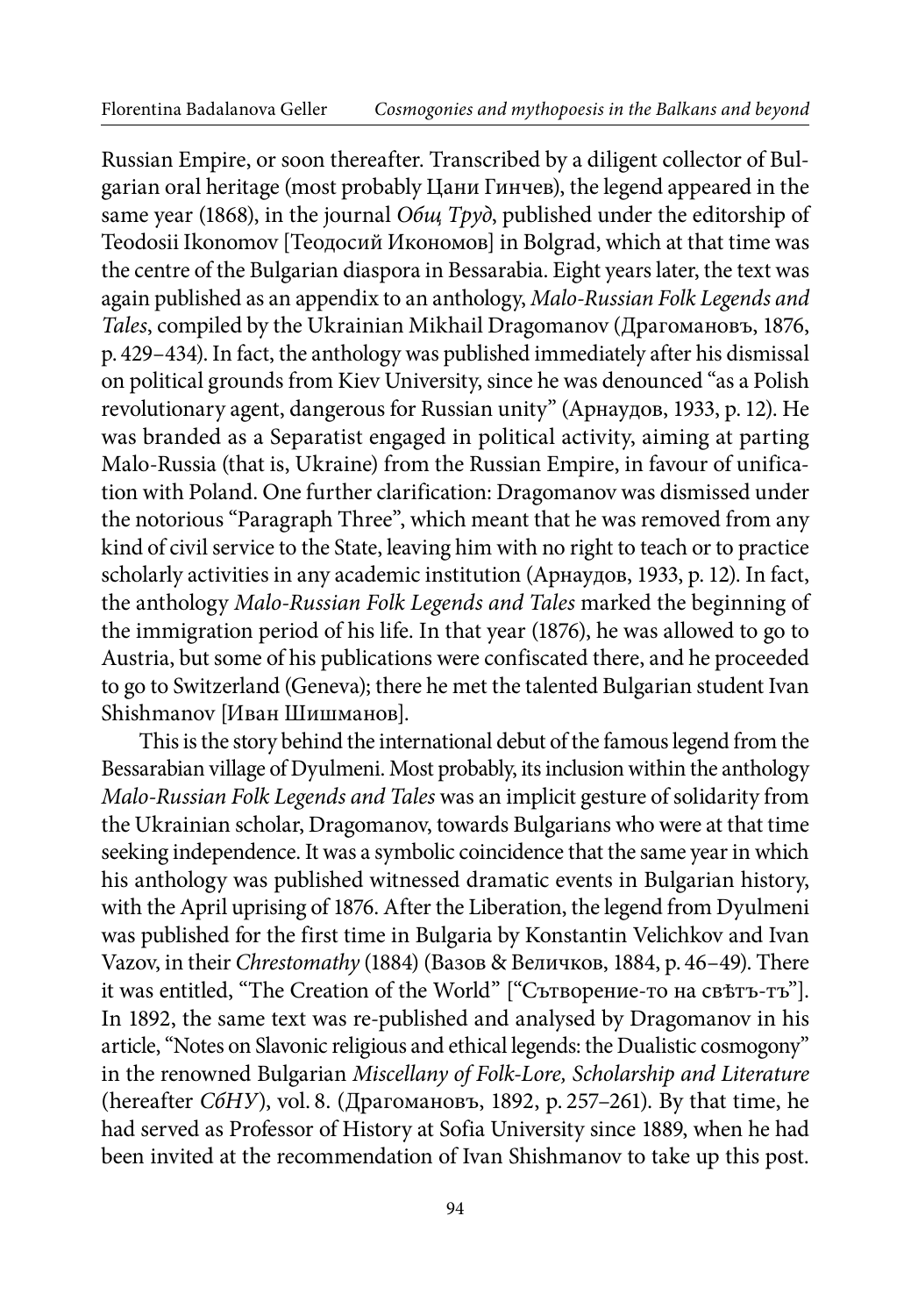Russian Empire, or soon thereafter. Transcribed by a diligent collector of Bulgarian oral heritage (most probably Цани Гинчев), the legend appeared in the same year (1868), in the journal *Общ Труд*, published under the editorship of Teodosii Ikonomov [Теодосий Икономов] in Bolgrad, which at that time was the centre of the Bulgarian diaspora in Bessarabia. Eight years later, the text was again published as an appendix to an anthology, *Malo-Russian Folk Legends and Tales*, compiled by the Ukrainian Mikhail Dragomanov (Драгомановъ, 1876, p. 429–434). In fact, the anthology was published immediately after his dismissal on political grounds from Kiev University, since he was denounced "as a Polish revolutionary agent, dangerous for Russian unity" (Арнаудов, 1933, p. 12). He was branded as a Separatist engaged in political activity, aiming at parting Malo-Russia (that is, Ukraine) from the Russian Empire, in favour of unification with Poland. One further clarification: Dragomanov was dismissed under the notorious "Paragraph Three", which meant that he was removed from any kind of civil service to the State, leaving him with no right to teach or to practice scholarly activities in any academic institution (Арнаудов, 1933, p. 12). In fact, the anthology *Malo-Russian Folk Legends and Tales* marked the beginning of the immigration period of his life. In that year (1876), he was allowed to go to Austria, but some of his publications were confiscated there, and he proceeded to go to Switzerland (Geneva); there he met the talented Bulgarian student Ivan Shishmanov [Иван Шишманов].

This is the story behind the international debut of the famous legend from the Bessarabian village of Dyulmeni. Most probably, its inclusion within the anthology *Malo-Russian Folk Legends and Tales* was an implicit gesture of solidarity from the Ukrainian scholar, Dragomanov, towards Bulgarians who were at that time seeking independence. It was a symbolic coincidence that the same year in which his anthology was published witnessed dramatic events in Bulgarian history, with the April uprising of 1876. After the Liberation, the legend from Dyulmeni was published for the first time in Bulgaria by Konstantin Velichkov and Ivan Vazov, in their *Chrestomathy* (1884) (Вазов & Величков, 1884, p. 46–49). There it was entitled, "The Creation of the World" ["Сътворение-то на свѣтъ-тъ"]. In 1892, the same text was re-published and analysed by Dragomanov in his article, "Notes on Slavonic religious and ethical legends: the Dualistic cosmogony" in the renowned Bulgarian *Miscellany of Folk-Lore, Scholarship and Literature* (hereafter *СбНУ*), vol. 8. (Драгомановъ, 1892, p. 257–261). By that time, he had served as Professor of History at Sofia University since 1889, when he had been invited at the recommendation of Ivan Shishmanov to take up this post.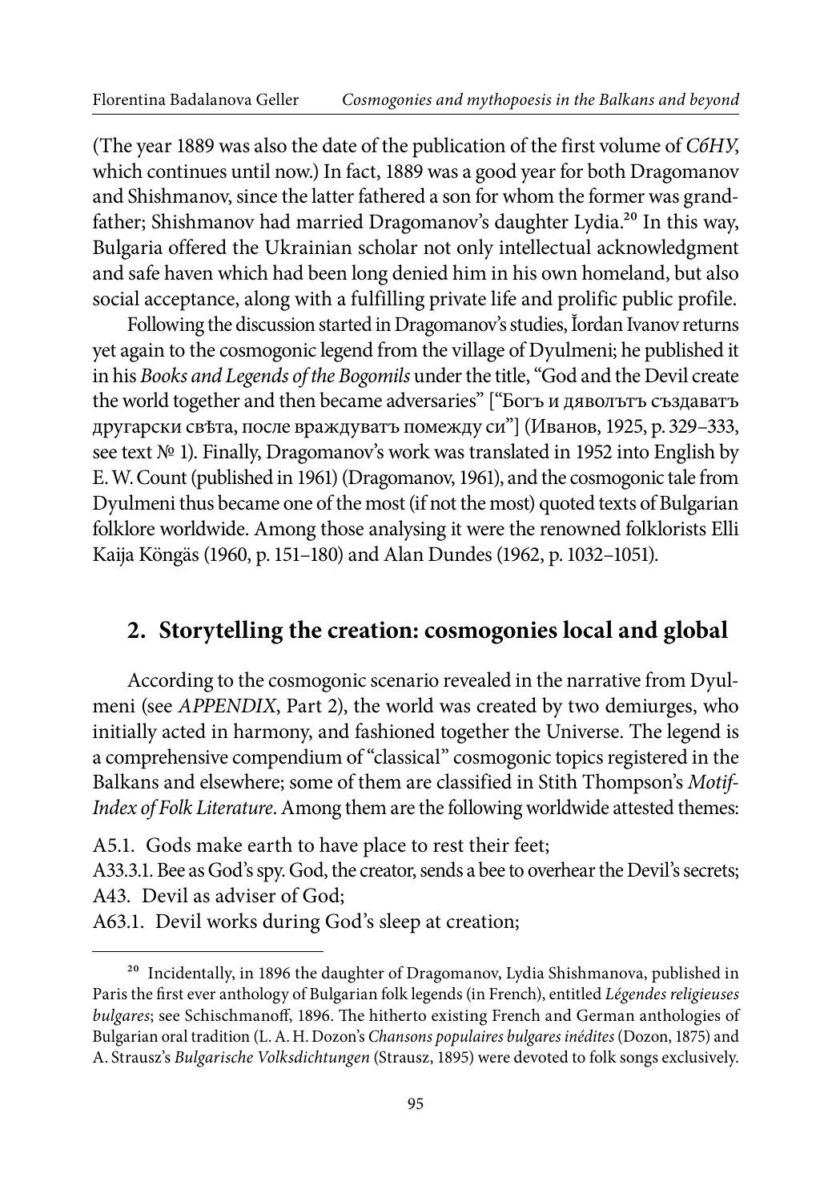(The year 1889 was also the date of the publication of the first volume of *СбНУ*, which continues until now.) In fact, 1889 was a good year for both Dragomanov and Shishmanov, since the latter fathered a son for whom the former was grandfather; Shishmanov had married Dragomanov's daughter Lydia.[20] In this way, Bulgaria offered the Ukrainian scholar not only intellectual acknowledgment and safe haven which had been long denied him in his own homeland, but also social acceptance, along with a fulfilling private life and prolific public profile.

Following the discussion started in Dragomanov's studies, Ĭordan Ivanov returns yet again to the cosmogonic legend from the village of Dyulmeni; he published it in his *Books and Legends of the Bogomils* under the title, "God and the Devil create the world together and then became adversaries" ["Богъ и дяволътъ създаватъ другарски свѣта, после враждуватъ помежду си"] (Иванов, 1925, p. 329–333, see text № 1). Finally, Dragomanov's work was translated in 1952 into English by E. W. Count (published in 1961) (Dragomanov, 1961), and the cosmogonic tale from Dyulmeni thus became one of the most (if not the most) quoted texts of Bulgarian folklore worldwide. Among those analysing it were the renowned folklorists Elli Kaija Köngäs (1960, p. 151–180) and Alan Dundes (1962, p. 1032–1051).

## 2. Storytelling the creation: cosmogonies local and global

According to the cosmogonic scenario revealed in the narrative from Dyulmeni (see *APPENDIX*, Part 2), the world was created by two demiurges, who initially acted in harmony, and fashioned together the Universe. The legend is a comprehensive compendium of "classical" cosmogonic topics registered in the Balkans and elsewhere; some of them are classified in Stith Thompson's *Motif-Index of Folk Literature*. Among them are the following worldwide attested themes:

A5.1. Gods make earth to have place to rest their feet;
A33.3.1. Bee as God's spy. God, the creator, sends a bee to overhear the Devil's secrets;
A43. Devil as adviser of God;
A63.1. Devil works during God's sleep at creation;

[20] Incidentally, in 1896 the daughter of Dragomanov, Lydia Shishmanova, published in Paris the first ever anthology of Bulgarian folk legends (in French), entitled *Légendes religieuses bulgares*; see Schischmanoff, 1896. The hitherto existing French and German anthologies of Bulgarian oral tradition (L. A. H. Dozon's *Chansons populaires bulgares inédites* (Dozon, 1875) and A. Strausz's *Bulgarische Volksdichtungen* (Strausz, 1895) were devoted to folk songs exclusively.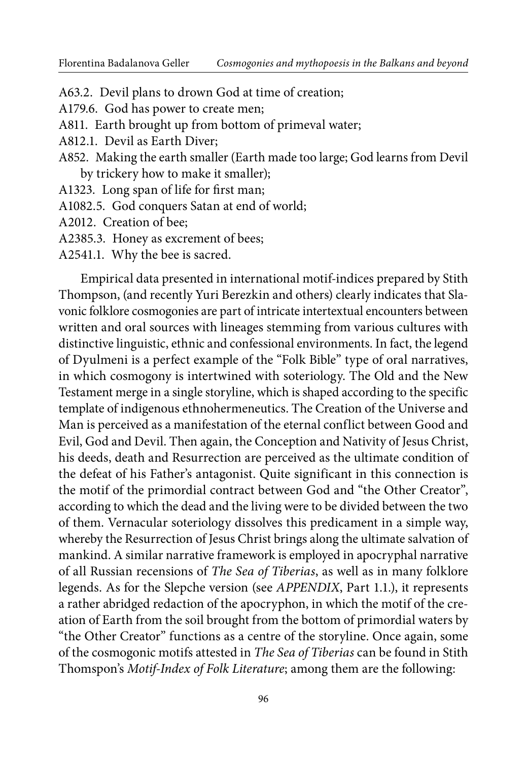A63.2. Devil plans to drown God at time of creation;
A179.6. God has power to create men;
A811. Earth brought up from bottom of primeval water;
A812.1. Devil as Earth Diver;
A852. Making the earth smaller (Earth made too large; God learns from Devil by trickery how to make it smaller);
A1323. Long span of life for first man;
A1082.5. God conquers Satan at end of world;
A2012. Creation of bee;
A2385.3. Honey as excrement of bees;
A2541.1. Why the bee is sacred.

Empirical data presented in international motif-indices prepared by Stith Thompson, (and recently Yuri Berezkin and others) clearly indicates that Slavonic folklore cosmogonies are part of intricate intertextual encounters between written and oral sources with lineages stemming from various cultures with distinctive linguistic, ethnic and confessional environments. In fact, the legend of Dyulmeni is a perfect example of the "Folk Bible" type of oral narratives, in which cosmogony is intertwined with soteriology. The Old and the New Testament merge in a single storyline, which is shaped according to the specific template of indigenous ethnohermeneutics. The Creation of the Universe and Man is perceived as a manifestation of the eternal conflict between Good and Evil, God and Devil. Then again, the Conception and Nativity of Jesus Christ, his deeds, death and Resurrection are perceived as the ultimate condition of the defeat of his Father's antagonist. Quite significant in this connection is the motif of the primordial contract between God and "the Other Creator", according to which the dead and the living were to be divided between the two of them. Vernacular soteriology dissolves this predicament in a simple way, whereby the Resurrection of Jesus Christ brings along the ultimate salvation of mankind. A similar narrative framework is employed in apocryphal narrative of all Russian recensions of *The Sea of Tiberias*, as well as in many folklore legends. As for the Slepche version (see *APPENDIX*, Part 1.1.), it represents a rather abridged redaction of the apocryphon, in which the motif of the creation of Earth from the soil brought from the bottom of primordial waters by "the Other Creator" functions as a centre of the storyline. Once again, some of the cosmogonic motifs attested in *The Sea of Tiberias* can be found in Stith Thomspon's *Motif-Index of Folk Literature*; among them are the following: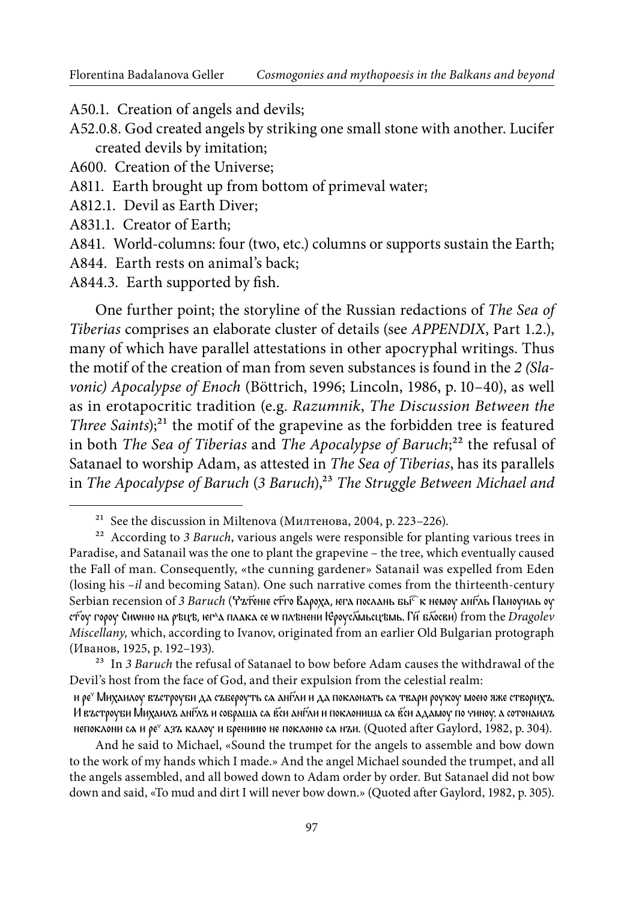A50.1. Creation of angels and devils;

A52.0.8. God created angels by striking one small stone with another. Lucifer created devils by imitation;

A600. Creation of the Universe;

A811. Earth brought up from bottom of primeval water;

A812.1. Devil as Earth Diver;

A831.1. Creator of Earth;

A841. World-columns: four (two, etc.) columns or supports sustain the Earth;

A844. Earth rests on animal's back;

A844.3. Earth supported by fish.

One further point; the storyline of the Russian redactions of *The Sea of Tiberias* comprises an elaborate cluster of details (see *APPENDIX*, Part 1.2.), many of which have parallel attestations in other apocryphal writings. Thus the motif of the creation of man from seven substances is found in the *2 (Slavonic) Apocalypse of Enoch* (Böttrich, 1996; Lincoln, 1986, p. 10–40), as well as in erotapocritic tradition (e.g. *Razumnik*, *The Discussion Between the Three Saints*);[21] the motif of the grapevine as the forbidden tree is featured in both *The Sea of Tiberias* and *The Apocalypse of Baruch*;[22] the refusal of Satanael to worship Adam, as attested in *The Sea of Tiberias*, has its parallels in *The Apocalypse of Baruch* (*3 Baruch*),[23] *The Struggle Between Michael and*

---

[21] See the discussion in Miltenova (Милтенова, 2004, p. 223–226).

[22] According to *3 Baruch*, various angels were responsible for planting various trees in Paradise, and Satanail was the one to plant the grapevine – the tree, which eventually caused the Fall of man. Consequently, «the cunning gardener» Satanail was expelled from Eden (losing his *-il* and becoming Satan). One such narrative comes from the thirteenth-century Serbian recension of *3 Baruch* (Чътєніє ст҃го Вароха, юга посланъ бы҃с к немоу анг҃лъ Паноуилъ оу ст҃оу гороу Сиѡню на рѣцѣ, юг҄а плака се ѡ плѣнени Ієроус҃лмьсцѣмь. Гн҃ бл҃сви) from the *Dragolev Miscellany,* which, according to Ivanov, originated from an earlier Old Bulgarian protograph (Иванов, 1925, p. 192–193).

[23] In *3 Baruch* the refusal of Satanael to bow before Adam causes the withdrawal of the Devil's host from the face of God, and their expulsion from the celestial realm:

и ре҄ Михаилоу въстроуби да съберoуть сѧ анг҃ли и да поклонѧть сѧ твари роукоу моєю яже створихъ. И въстроуби Михаилъ анг҃лъ и собраша сѧ в҃си анг҃ли и поклониша сѧ в҃си адамоу по чиноу. а сотонаилъ непоклони сѧ и ре҄ азъ калоу и брению не поклоню сѧ нъи. (Quoted after Gaylord, 1982, p. 304).

And he said to Michael, «Sound the trumpet for the angels to assemble and bow down to the work of my hands which I made.» And the angel Michael sounded the trumpet, and all the angels assembled, and all bowed down to Adam order by order. But Satanael did not bow down and said, «To mud and dirt I will never bow down.» (Quoted after Gaylord, 1982, p. 305).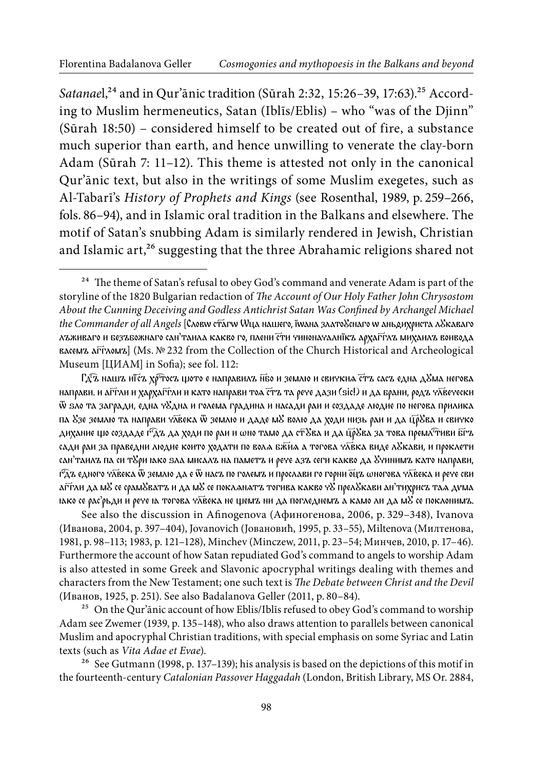*Satanael*,[24] and in Qur'ānic tradition (Sūrah 2:32, 15:26–39, 17:63).[25] According to Muslim hermeneutics, Satan (Iblīs/Eblis) – who "was of the Djinn" (Sūrah 18:50) – considered himself to be created out of fire, a substance much superior than earth, and hence unwilling to venerate the clay-born Adam (Sūrah 7: 11–12). This theme is attested not only in the canonical Qur'ānic text, but also in the writings of some Muslim exegetes, such as Al-Tabarī's *History of Prophets and Kings* (see Rosenthal, 1989, p. 259–266, fols. 86–94), and in Islamic oral tradition in the Balkans and elsewhere. The motif of Satan's snubbing Adam is similarly rendered in Jewish, Christian and Islamic art,[26] suggesting that the three Abrahamic religions shared not

---

[24] The theme of Satan's refusal to obey God's command and venerate Adam is part of the storyline of the 1820 Bulgarian redaction of *The Account of Our Holy Father John Chrysostom About the Cunning Deceiving and Godless Antichrist Satan Was Confined by Archangel Michael the Commander of all Angels* [Словѡ ст҃агѡ Ѡца нашего, ї̈ѡана златоꙋ̆снаго ѡ аньдихриста лꙋ̆каваго лъживаго и безъбожнаго сан'таила какво го, плени ст҃и чинонаҷалнїкъ арха҃гглъ михаилъ воивода васемъ а҃гглѡмъ] (Ms. № 232 from the Collection of the Church Historical and Archeological Museum [ЦИАМ] in Sofia); see fol. 112:

Гдⷭ҇ъ нашъ иⷭ҇съ хрⷭ҇тосъ щото е направилъ нбⷪ҇ и землю и свичкиа ст҃ъ сасъ една дꙋ̆ма негова направи. и а҃гг҇ли и харха҃гг҇ли и като направи тоа ст҃ъ та рече дази (sic!) и да брани, родъ ҷлⷪ҇веческы ѿ ѕло та загради, една чꙋ̆дна и голема градина и насади раи и созддаде люди по негова прилика па ꙋ̆зе землю та направи члⷪ҇века ѿ землю и даде мꙋ̆ волю да ходи низь раи и да црⷭ҇ꙋ̆ва и свичко дихание що созддаде гⷭ҇дъ да ходи по раи и ѡно тамо да ст҃ꙋ̆ва и да црⷭ҇ꙋ̆ва за това премлⷭ҇тиви бг҃ъ сади раи за праведни люди които ходати по вола бж҃иа а тогова члⷪ҇вка виде лꙋ̆кави, и проклети сан'таилъ па си тꙋ̆ри ꙗко ѕла мисалъ на паметъ и рече азъ сеги какво да ꙋ̆чинимъ като направи, гⷭ҇дъ едного члⷪ҇века ѿ землю да е ѿ насъ по големъ и прослави го горни ѡ҃цъ ѡногова члⷪ҇века и рече сви а҃гг҇ли да мꙋ̆ се срамꙋ̆ватъ и да мꙋ̆ се покланатъ тогива какво чꙋ̆ прелꙋ̆кави ан'тихрисъ таа дꙋма ꙗко се рас'рьди и рече ꙗ тогова члⷪ҇века не щемъ ни да погледнемъ а камо ли да мꙋ̆ се поклонимъ.

See also the discussion in Afinogenova (Афиногенова, 2006, p. 329–348), Ivanova (Иванова, 2004, p. 397–404), Jovanovich (Јовановић, 1995, p. 33–55), Miltenova (Милтенова, 1981, p. 98–113; 1983, p. 121–128), Minchev (Minczew, 2011, p. 23–54; Минчев, 2010, p. 17–46). Furthermore the account of how Satan repudiated God's command to angels to worship Adam is also attested in some Greek and Slavonic apocryphal writings dealing with themes and characters from the New Testament; one such text is *The Debate between Christ and the Devil* (Иванов, 1925, p. 251). See also Badalanova Geller (2011, p. 80–84).

[25] On the Qur'ānic account of how Eblis/Iblīs refused to obey God's command to worship Adam see Zwemer (1939, p. 135–148), who also draws attention to parallels between canonical Muslim and apocryphal Christian traditions, with special emphasis on some Syriac and Latin texts (such as *Vita Adae et Evae*).

[26] See Gutmann (1998, p. 137–139); his analysis is based on the depictions of this motif in the fourteenth-century *Catalonian Passover Haggadah* (London, British Library, MS Or. 2884,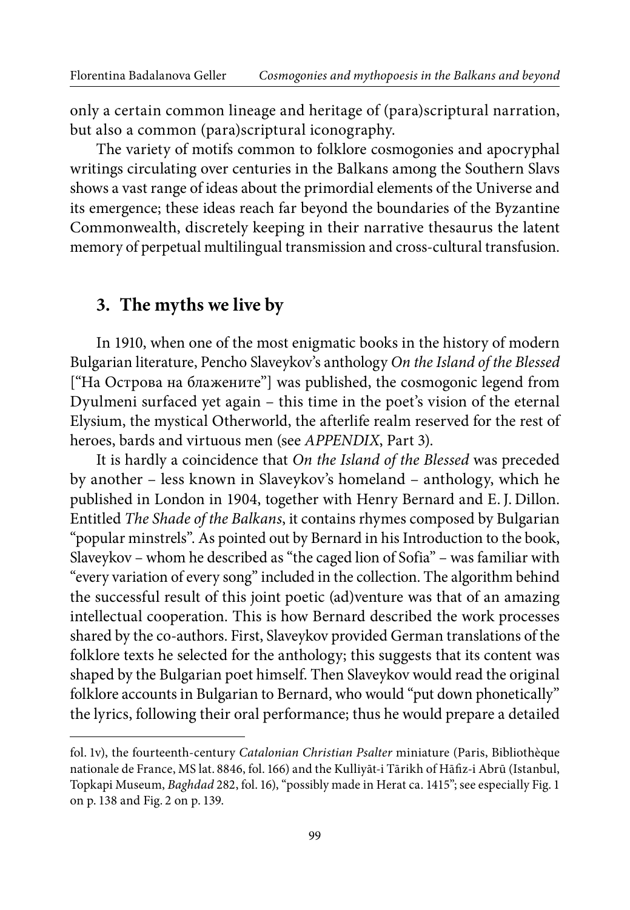only a certain common lineage and heritage of (para)scriptural narration, but also a common (para)scriptural iconography.

The variety of motifs common to folklore cosmogonies and apocryphal writings circulating over centuries in the Balkans among the Southern Slavs shows a vast range of ideas about the primordial elements of the Universe and its emergence; these ideas reach far beyond the boundaries of the Byzantine Commonwealth, discretely keeping in their narrative thesaurus the latent memory of perpetual multilingual transmission and cross-cultural transfusion.

## 3. The myths we live by

In 1910, when one of the most enigmatic books in the history of modern Bulgarian literature, Pencho Slaveykov's anthology *On the Island of the Blessed* ["На Острова на блажените"] was published, the cosmogonic legend from Dyulmeni surfaced yet again – this time in the poet's vision of the eternal Elysium, the mystical Otherworld, the afterlife realm reserved for the rest of heroes, bards and virtuous men (see *APPENDIX*, Part 3).

It is hardly a coincidence that *On the Island of the Blessed* was preceded by another – less known in Slaveykov's homeland – anthology, which he published in London in 1904, together with Henry Bernard and E. J. Dillon. Entitled *The Shade of the Balkans*, it contains rhymes composed by Bulgarian "popular minstrels". As pointed out by Bernard in his Introduction to the book, Slaveykov – whom he described as "the caged lion of Sofia" – was familiar with "every variation of every song" included in the collection. The algorithm behind the successful result of this joint poetic (ad)venture was that of an amazing intellectual cooperation. This is how Bernard described the work processes shared by the co-authors. First, Slaveykov provided German translations of the folklore texts he selected for the anthology; this suggests that its content was shaped by the Bulgarian poet himself. Then Slaveykov would read the original folklore accounts in Bulgarian to Bernard, who would "put down phonetically" the lyrics, following their oral performance; thus he would prepare a detailed

fol. 1v), the fourteenth-century *Catalonian Christian Psalter* miniature (Paris, Bibliothèque nationale de France, MS lat. 8846, fol. 166) and the Kulliyāt-i Tārikh of Hāfiz-i Abrū (Istanbul, Topkapi Museum, *Baghdad* 282, fol. 16), "possibly made in Herat ca. 1415"; see especially Fig. 1 on p. 138 and Fig. 2 on p. 139.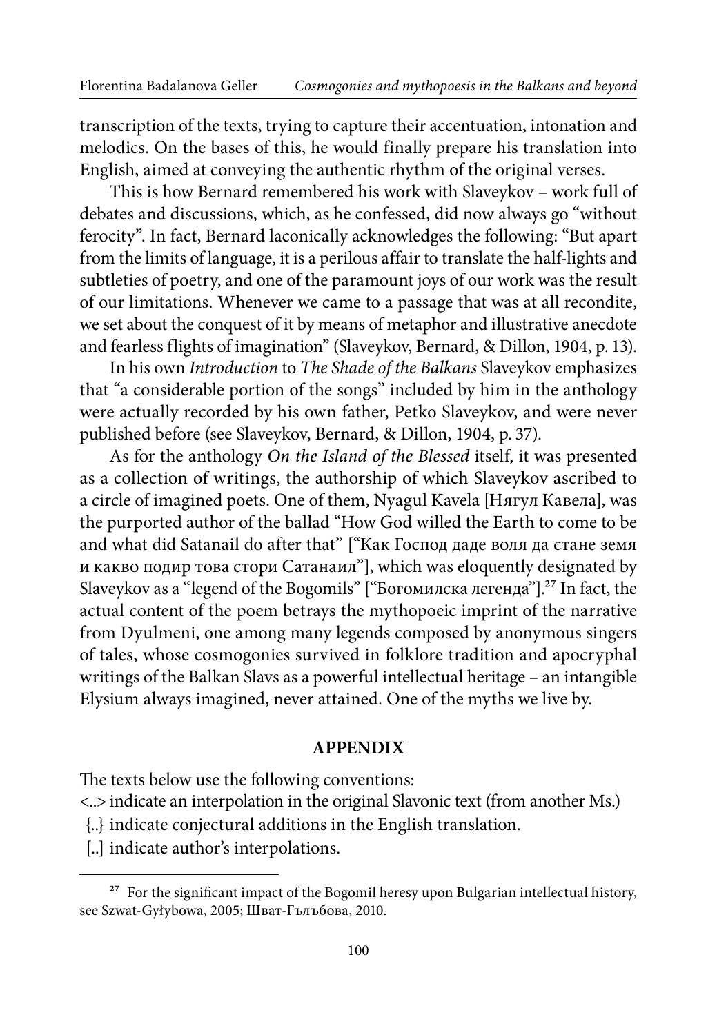transcription of the texts, trying to capture their accentuation, intonation and melodics. On the bases of this, he would finally prepare his translation into English, aimed at conveying the authentic rhythm of the original verses.

This is how Bernard remembered his work with Slaveykov – work full of debates and discussions, which, as he confessed, did now always go "without ferocity". In fact, Bernard laconically acknowledges the following: "But apart from the limits of language, it is a perilous affair to translate the half-lights and subtleties of poetry, and one of the paramount joys of our work was the result of our limitations. Whenever we came to a passage that was at all recondite, we set about the conquest of it by means of metaphor and illustrative anecdote and fearless flights of imagination" (Slaveykov, Bernard, & Dillon, 1904, p. 13).

In his own *Introduction* to *The Shade of the Balkans* Slaveykov emphasizes that "a considerable portion of the songs" included by him in the anthology were actually recorded by his own father, Petko Slaveykov, and were never published before (see Slaveykov, Bernard, & Dillon, 1904, p. 37).

As for the anthology *On the Island of the Blessed* itself, it was presented as a collection of writings, the authorship of which Slaveykov ascribed to a circle of imagined poets. One of them, Nyagul Kavela [Нягул Кавела], was the purported author of the ballad "How God willed the Earth to come to be and what did Satanail do after that" ["Как Господ даде воля да стане земя и какво подир това стори Сатанаил"], which was eloquently designated by Slaveykov as a "legend of the Bogomils" ["Богомилска легенда"].[27] In fact, the actual content of the poem betrays the mythopoeic imprint of the narrative from Dyulmeni, one among many legends composed by anonymous singers of tales, whose cosmogonies survived in folklore tradition and apocryphal writings of the Balkan Slavs as a powerful intellectual heritage – an intangible Elysium always imagined, never attained. One of the myths we live by.

## APPENDIX

The texts below use the following conventions:

<..> indicate an interpolation in the original Slavonic text (from another Ms.)

{..} indicate conjectural additions in the English translation.

[..] indicate author's interpolations.

---

[27] For the significant impact of the Bogomil heresy upon Bulgarian intellectual history, see Szwat-Gyłybowa, 2005; Шват-Гълъбова, 2010.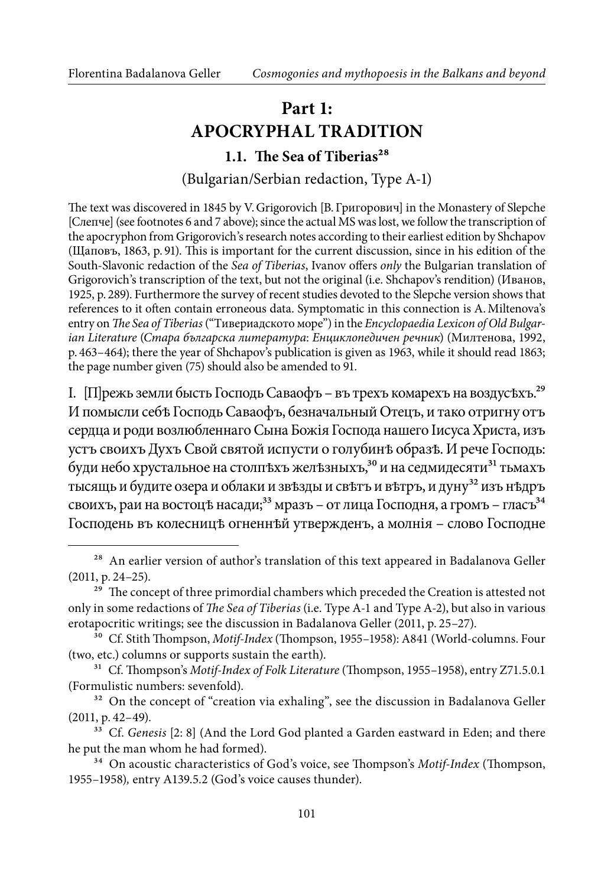# Part 1: APOCRYPHAL TRADITION

## 1.1. The Sea of Tiberias[28]

(Bulgarian/Serbian redaction, Type A-1)

The text was discovered in 1845 by V. Grigorovich [В. Григорович] in the Monastery of Slepche [Слепче] (see footnotes 6 and 7 above); since the actual MS was lost, we follow the transcription of the apocryphon from Grigorovich's research notes according to their earliest edition by Shchapov (Щаповъ, 1863, p. 91). This is important for the current discussion, since in his edition of the South-Slavonic redaction of the *Sea of Tiberias*, Ivanov offers *only* the Bulgarian translation of Grigorovich's transcription of the text, but not the original (i.e. Shchapov's rendition) (Иванов, 1925, p. 289). Furthermore the survey of recent studies devoted to the Slepche version shows that references to it often contain erroneous data. Symptomatic in this connection is A. Miltenova's entry on *The Sea of Tiberias* ("Тивериадското море") in the *Encyclopaedia Lexicon of Old Bulgarian Literature* (*Стара българска литература*: *Енциклопедичен речник*) (Милтенова, 1992, p. 463–464); there the year of Shchapov's publication is given as 1963, while it should read 1863; the page number given (75) should also be amended to 91.

I. [П]режь земли бысть Господь Саваофъ – въ трехъ комарехъ на воздусѣхъ.[29] И помысли себѣ Господь Саваофъ, безначальный Отецъ, и тако отригну отъ сердца и роди возлюбленнаго Сына Божія Господа нашего Іисуса Христа, изъ устъ своихъ Духъ Свой святой испусти о голубинѣ образѣ. И рече Господь: буди небо хрустальное на столпѣхъ желѣзныхъ,[30] и на седмидесяти[31] тьмахъ тысящь и будите озера и облаки и звѣзды и свѣтъ и вѣтръ, и дуну[32] изъ нѣдръ своихъ, раи на востоцѣ насади;[33] мразъ – от лица Господня, а громъ – гласъ[34] Господень въ колесницѣ огненнѣй утвержденъ, а молнія – слово Господне

---

[28] An earlier version of author's translation of this text appeared in Badalanova Geller (2011, p. 24–25).

[29] The concept of three primordial chambers which preceded the Creation is attested not only in some redactions of *The Sea of Tiberias* (i.e. Type A-1 and Type A-2), but also in various erotapocritic writings; see the discussion in Badalanova Geller (2011, p. 25–27).

[30] Cf. Stith Thompson, *Motif-Index* (Thompson, 1955–1958): A841 (World-columns. Four (two, etc.) columns or supports sustain the earth).

[31] Cf. Thompson's *Motif-Index of Folk Literature* (Thompson, 1955–1958), entry Z71.5.0.1 (Formulistic numbers: sevenfold).

[32] On the concept of "creation via exhaling", see the discussion in Badalanova Geller (2011, p. 42–49).

[33] Cf. *Genesis* [2: 8] (And the Lord God planted a Garden eastward in Eden; and there he put the man whom he had formed).

[34] On acoustic characteristics of God's voice, see Thompson's *Motif-Index* (Thompson, 1955–1958), entry A139.5.2 (God's voice causes thunder).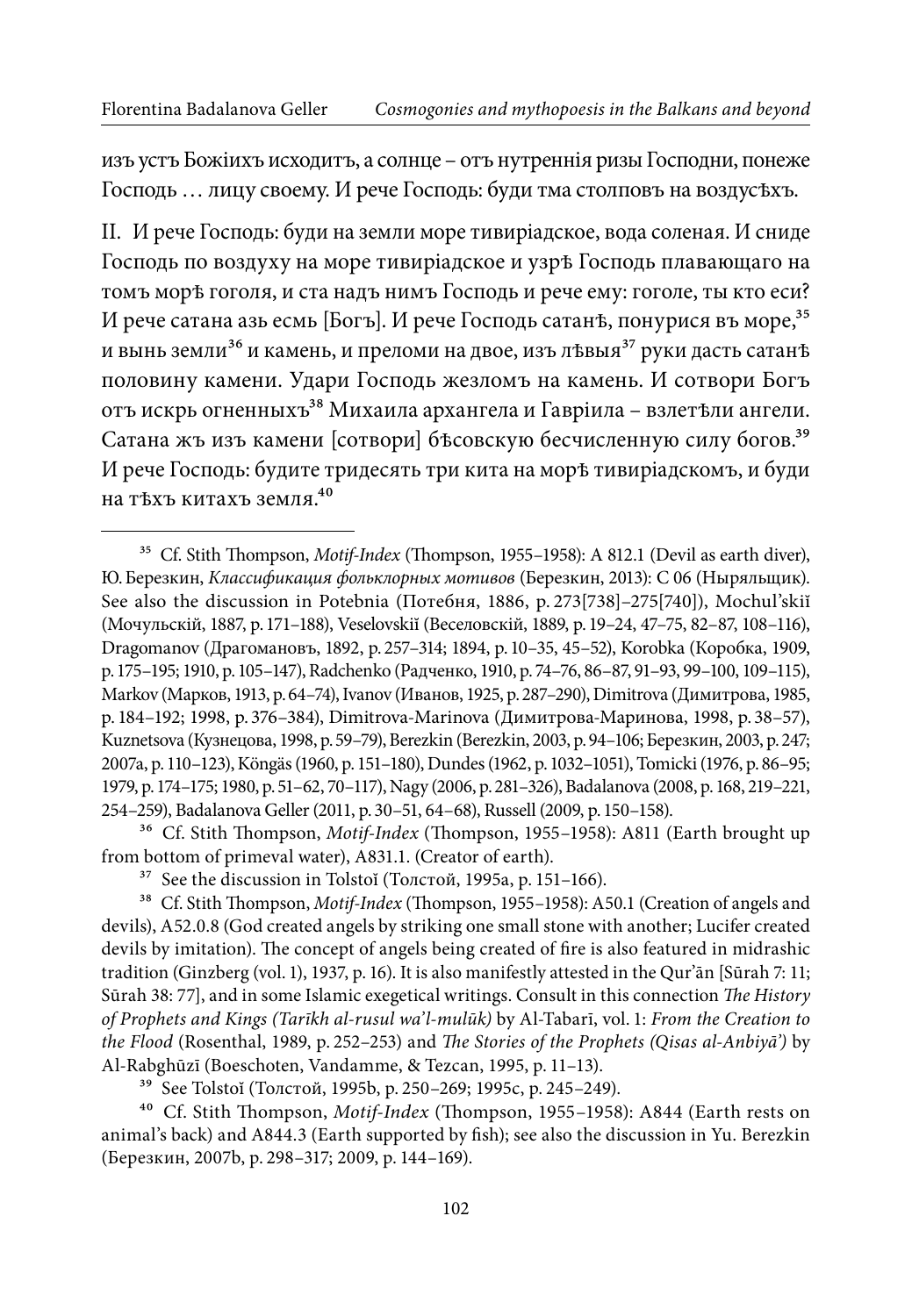изъ устъ Божіихъ исходитъ, а солнце – отъ нутреннія ризы Господни, понеже Господь … лицу своему. И рече Господь: буди тма столповъ на воздусѣхъ.

II. И рече Господь: буди на земли море тивиріадское, вода соленая. И сниде Господь по воздуху на море тивиріадское и узрѣ Господь плавающаго на томъ морѣ гоголя, и ста надъ нимъ Господь и рече ему: гоголе, ты кто еси? И рече сатана азь есмь [Богъ]. И рече Господь сатанѣ, понурися въ море,[35] и вынь земли[36] и камень, и преломи на двое, изъ лѣвыя[37] руки дасть сатанѣ половину камени. Удари Господь жезломъ на камень. И сотвори Богъ отъ искрь огненныхъ[38] Михаила архангела и Гавріила – взлетѣли ангели. Сатана жъ изъ камени [сотвори] бѣсовскую бесчисленную силу богов.[39] И рече Господь: будите тридесять три кита на морѣ тивиріадскомъ, и буди на тѣхъ китахъ земля.[40]

---

[35] Cf. Stith Thompson, *Motif-Index* (Thompson, 1955–1958): A 812.1 (Devil as earth diver), Ю. Березкин, *Классификация фольклорных мотивов* (Березкин, 2013): C 06 (Ныряльщик). See also the discussion in Potebnia (Потебня, 1886, p. 273[738]–275[740]), Mochul'skiĭ (Мочульскій, 1887, p. 171–188), Veselovskiĭ (Веселовскій, 1889, p. 19–24, 47–75, 82–87, 108–116), Dragomanov (Драгомановъ, 1892, p. 257–314; 1894, p. 10–35, 45–52), Korobka (Коробка, 1909, p. 175–195; 1910, p. 105–147), Radchenko (Радченко, 1910, p. 74–76, 86–87, 91–93, 99–100, 109–115), Markov (Марков, 1913, p. 64–74), Ivanov (Иванов, 1925, p. 287–290), Dimitrova (Димитрова, 1985, p. 184–192; 1998, p. 376–384), Dimitrova-Marinova (Димитрова-Маринова, 1998, p. 38–57), Kuznetsova (Кузнецова, 1998, p. 59–79), Berezkin (Berezkin, 2003, p. 94–106; Березкин, 2003, p. 247; 2007a, p. 110–123), Köngäs (1960, p. 151–180), Dundes (1962, p. 1032–1051), Tomicki (1976, p. 86–95; 1979, p. 174–175; 1980, p. 51–62, 70–117), Nagy (2006, p. 281–326), Badalanova (2008, p. 168, 219–221, 254–259), Badalanova Geller (2011, p. 30–51, 64–68), Russell (2009, p. 150–158).

[36] Cf. Stith Thompson, *Motif-Index* (Thompson, 1955–1958): A811 (Earth brought up from bottom of primeval water), A831.1. (Creator of earth).

[37] See the discussion in Tolstoĭ (Толстой, 1995a, p. 151–166).

[38] Cf. Stith Thompson, *Motif-Index* (Thompson, 1955–1958): A50.1 (Creation of angels and devils), A52.0.8 (God created angels by striking one small stone with another; Lucifer created devils by imitation). The concept of angels being created of fire is also featured in midrashic tradition (Ginzberg (vol. 1), 1937, p. 16). It is also manifestly attested in the Qur'ān [Sūrah 7: 11; Sūrah 38: 77], and in some Islamic exegetical writings. Consult in this connection *The History of Prophets and Kings (Tarīkh al-rusul wa'l-mulūk)* by Al-Tabarī, vol. 1: *From the Creation to the Flood* (Rosenthal, 1989, p. 252–253) and *The Stories of the Prophets (Qisas al-Anbiyā')* by Al-Rabghūzī (Boeschoten, Vandamme, & Tezcan, 1995, p. 11–13).

[39] See Tolstoĭ (Толстой, 1995b, p. 250–269; 1995c, p. 245–249).

[40] Cf. Stith Thompson, *Motif-Index* (Thompson, 1955–1958): A844 (Earth rests on animal's back) and A844.3 (Earth supported by fish); see also the discussion in Yu. Berezkin (Березкин, 2007b, p. 298–317; 2009, p. 144–169).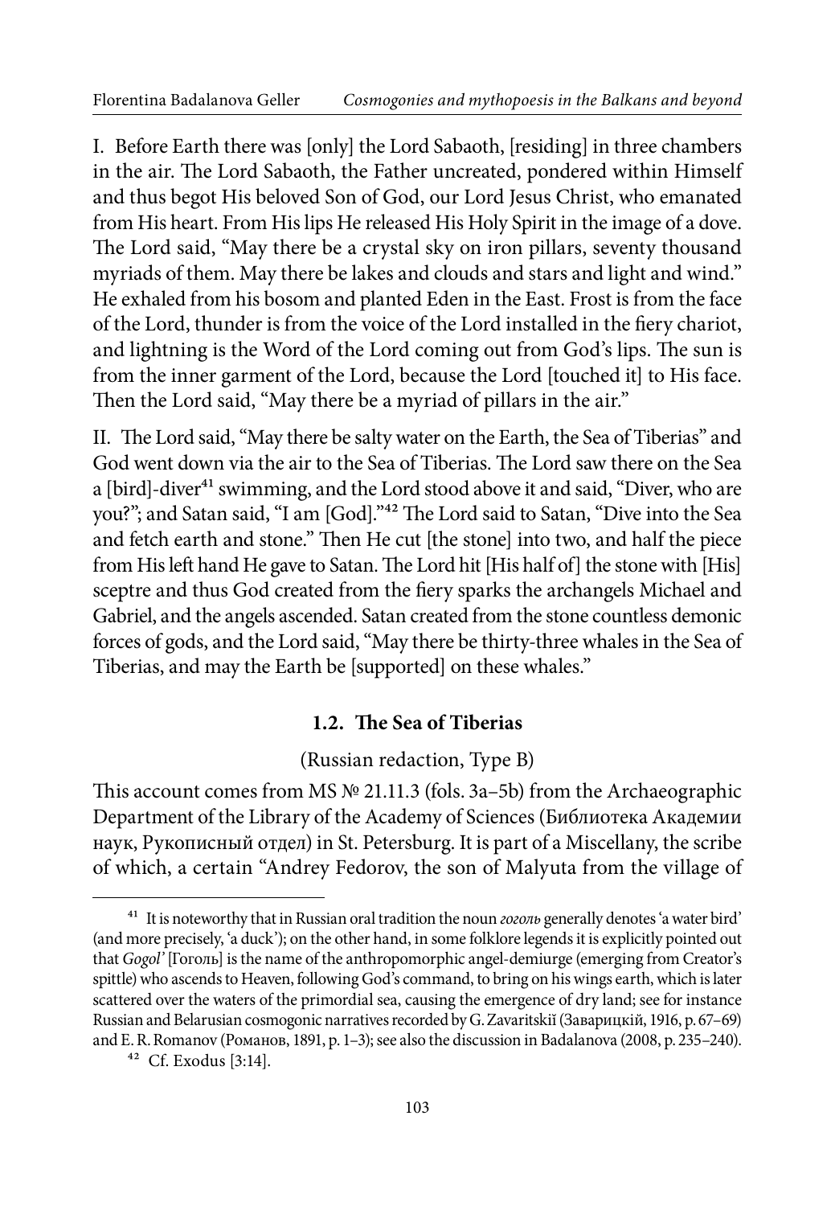I. Before Earth there was [only] the Lord Sabaoth, [residing] in three chambers in the air. The Lord Sabaoth, the Father uncreated, pondered within Himself and thus begot His beloved Son of God, our Lord Jesus Christ, who emanated from His heart. From His lips He released His Holy Spirit in the image of a dove. The Lord said, "May there be a crystal sky on iron pillars, seventy thousand myriads of them. May there be lakes and clouds and stars and light and wind." He exhaled from his bosom and planted Eden in the East. Frost is from the face of the Lord, thunder is from the voice of the Lord installed in the fiery chariot, and lightning is the Word of the Lord coming out from God's lips. The sun is from the inner garment of the Lord, because the Lord [touched it] to His face. Then the Lord said, "May there be a myriad of pillars in the air."

II. The Lord said, "May there be salty water on the Earth, the Sea of Tiberias" and God went down via the air to the Sea of Tiberias. The Lord saw there on the Sea a [bird]-diver[41] swimming, and the Lord stood above it and said, "Diver, who are you?"; and Satan said, "I am [God]."[42] The Lord said to Satan, "Dive into the Sea and fetch earth and stone." Then He cut [the stone] into two, and half the piece from His left hand He gave to Satan. The Lord hit [His half of] the stone with [His] sceptre and thus God created from the fiery sparks the archangels Michael and Gabriel, and the angels ascended. Satan created from the stone countless demonic forces of gods, and the Lord said, "May there be thirty-three whales in the Sea of Tiberias, and may the Earth be [supported] on these whales."

### 1.2. The Sea of Tiberias

(Russian redaction, Type B)

This account comes from MS № 21.11.3 (fols. 3a–5b) from the Archaeographic Department of the Library of the Academy of Sciences (Библиотека Академии наук, Рукописный отдел) in St. Petersburg. It is part of a Miscellany, the scribe of which, a certain "Andrey Fedorov, the son of Malyuta from the village of

---

[41] It is noteworthy that in Russian oral tradition the noun *гоголь* generally denotes 'a water bird' (and more precisely, 'a duck'); on the other hand, in some folklore legends it is explicitly pointed out that *Gogol'* [Гоголь] is the name of the anthropomorphic angel-demiurge (emerging from Creator's spittle) who ascends to Heaven, following God's command, to bring on his wings earth, which is later scattered over the waters of the primordial sea, causing the emergence of dry land; see for instance Russian and Belarusian cosmogonic narratives recorded by G. Zavaritskiĭ (Заварицкій, 1916, p. 67–69) and E. R. Romanov (Романов, 1891, p. 1–3); see also the discussion in Badalanova (2008, p. 235–240).

[42] Cf. Exodus [3:14].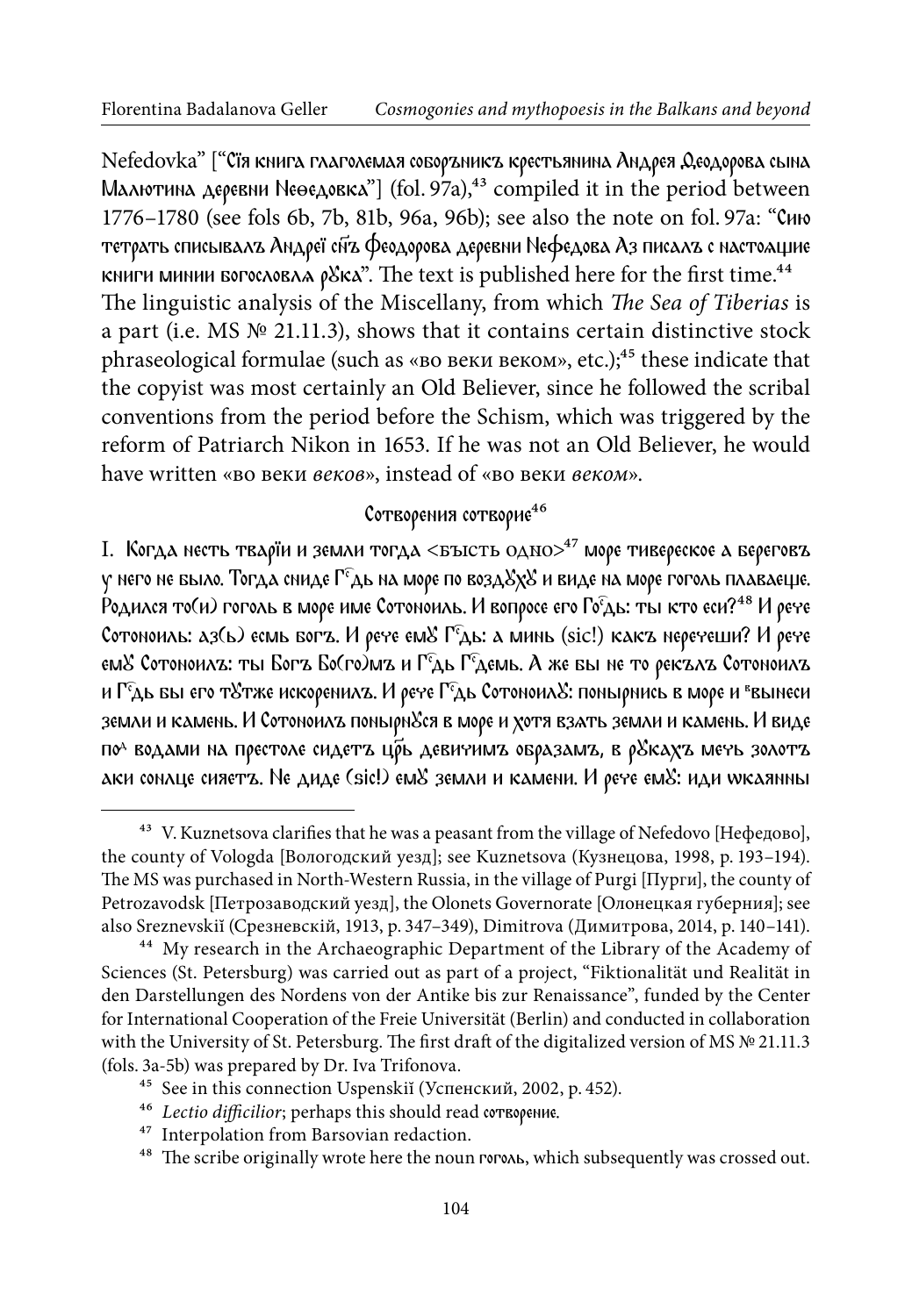Nefedovka" ["Сїя книга глаголемая соборъникъ крестьянина Андрея Ѳеодорова сына Малютина деревни Неѳедовка"] (fol. 97a),[43] compiled it in the period between 1776–1780 (see fols 6b, 7b, 81b, 96a, 96b); see also the note on fol. 97a: "Сию тетрать списывалъ Андреї сн҃ъ Феодорова деревни Нефедова Аз писалъ с настоѧщие книги минии богословла рꙋка". The text is published here for the first time.[44]

The linguistic analysis of the Miscellany, from which *The Sea of Tiberias* is a part (i.e. MS № 21.11.3), shows that it contains certain distinctive stock phraseological formulae (such as «во веки веком», etc.);[45] these indicate that the copyist was most certainly an Old Believer, since he followed the scribal conventions from the period before the Schism, which was triggered by the reform of Patriarch Nikon in 1653. If he was not an Old Believer, he would have written «во веки *веков*», instead of «во веки *веком*».

### Сотворения сотворие[46]

I. Когда несть тварїи и земли тогда <бысть одно>[47] море тивереское а береговъ у него не было. Тогда сниде Гс҃дь на море по воздꙋхꙋ и виде на море гоголь плаваеще. Родился то(и) гоголь в море име Сотоноиль. И вопросе его Гос҃дь: ты кто еси?[48] И рече Сотоноиль: аз(ь) есмь богъ. И рече емꙋ Гс҃дь: а минь (sic!) какъ наречеши? И рече емꙋ Сотоноилъ: ты Богъ Бо(го)мъ и Гс҃дь Гс҃демь. А же бы не то рекълъ Сотоноилъ и Гс҃дь бы его тꙋтже искоренилъ. И рече Гс҃дь Сотоноилꙋ: понырнись в море и ᵉвынеси земли и камень. И Сотоноилъ понырнꙋся в море и хотя взять земли и камень. И виде поᵈ водами на престоле сидетъ цр҃ь девичимъ образамъ, в рꙋкахъ мечь золотъ аки сонлце сияетъ. Не диде (sic!) емꙋ земли и камени. И рече емꙋ: иди ѡкаянны

---

[43] V. Kuznetsova clarifies that he was a peasant from the village of Nefedovo [Нефедово], the county of Vologda [Вологодский уезд]; see Kuznetsova (Кузнецова, 1998, p. 193–194). The MS was purchased in North-Western Russia, in the village of Purgi [Пурги], the county of Petrozavodsk [Петрозаводский уезд], the Olonets Governorate [Олонецкая губерния]; see also Sreznevskiĭ (Срезневскій, 1913, p. 347–349), Dimitrova (Димитрова, 2014, p. 140–141).

[44] My research in the Archaeographic Department of the Library of the Academy of Sciences (St. Petersburg) was carried out as part of a project, "Fiktionalität und Realität in den Darstellungen des Nordens von der Antike bis zur Renaissance", funded by the Center for International Cooperation of the Freie Universität (Berlin) and conducted in collaboration with the University of St. Petersburg. The first draft of the digitalized version of MS № 21.11.3 (fols. 3a-5b) was prepared by Dr. Iva Trifonova.

[45] See in this connection Uspenskiĭ (Успенский, 2002, p. 452).

[46] *Lectio difficilior*; perhaps this should read сотворение.

[47] Interpolation from Barsovian redaction.

[48] The scribe originally wrote here the noun гоголь, which subsequently was crossed out.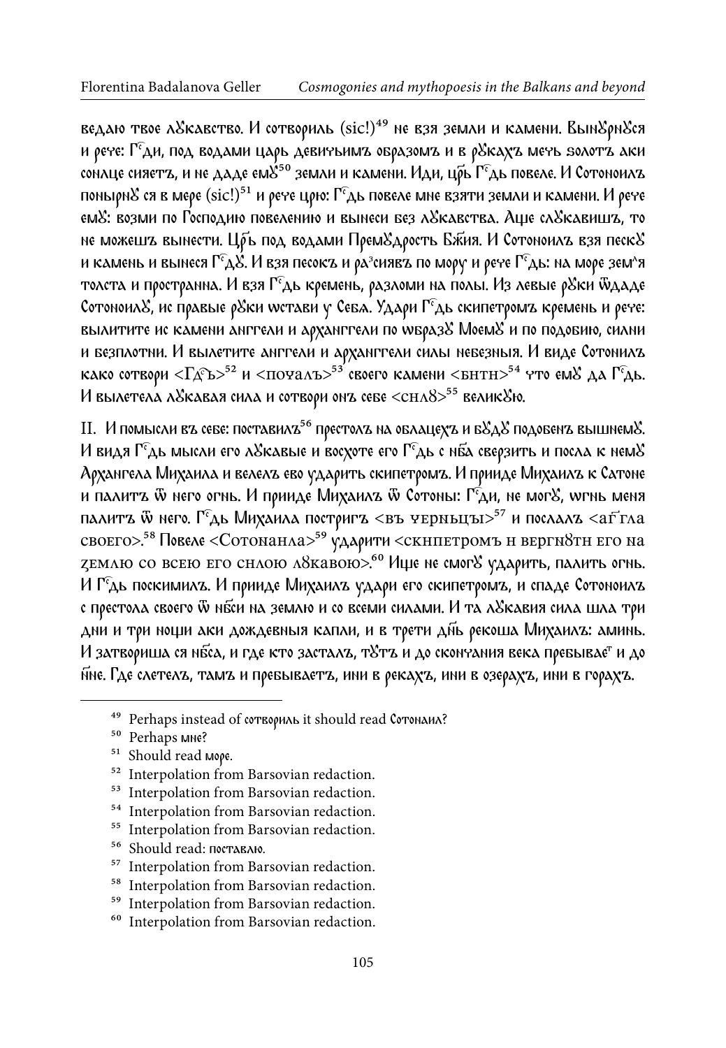ведаю твое лукавство. И сотворилъ (sic!)[49] не взя земли и камени. Вынурнуся и рече: Г҃ди, под водами царь девичьимъ образомъ и в рукахъ мечь золотъ аки сонлце сияетъ, и не даде ему[50] земли и камени. Иди, црь Г҃дь повеле. И Сотоноилъ понырну ся в мере (sic!)[51] и рече црю: Г҃дь повеле мне взяти земли и камени. И рече ему: возми по Господию повелению и вынеси без лукавства. Аще слукавишъ, то не можешъ вынести. Црь под водами Премудрость Бжия. И Сотоноилъ взя песку и камень и вынеся Г҃ду. И взя песокъ и разсиявъ по мору и рече Г҃дь: на море земля толста и пространна. И взя Г҃дь кремень, разломи на полы. Из левые руки ѿдаде Сотоноилу, ис правые руки wстави у Себа. Удари Г҃дь скипетромъ кремень и рече: вылитите ис камени анггели и арханггели по wбразу Моему и по подовию, силни и безплотни. И вылетите анггели и арханггели силы небезныя. И виде Сотонилъ како сотвори <Г҃дь>[52] и <почалъ>[53] своего камени <бити>[54] что ему да Г҃дь. И вылетела лукавая сила и сотвори онъ себе <силу>[55] великую.

II. И помысли въ себе: поставилъ[56] престолъ на облацехъ и буду подобенъ вышнему. И видя Г҃дь мысли его лукавые и восхоте его Г҃дь с нба сверзить и посла к нему Архангела Михаила и велелъ ево ударить скипетромъ. И прииде Михаилъ к Сатоне и палитъ ѿ него огнь. И прииде Михаилъ ѿ Сотоны: Г҃ди, не могу, wгнь меня палитъ ѿ него. Г҃дь Михаила постригъ <въ чернъцы>[57] и послалъ <агг҃ла своего>.[58] Повеле <Сотонаила>[59] ударити <скипетромъ и вергнути его на землю со всею его силою лукавою>.[60] Ище не смогу ударить, палить огнь. И Г҃дь поскимилъ. И прииде Михаилъ удари его скипетромъ, и спаде Сотоноилъ с престола своего ѿ нбси на землю и со всеми силами. И та лукавия сила шла три дни и три нощи аки дождевныя капли, и в трети днь рекоша Михаилъ: аминь. И затвориша ся нбса, и где кто засталъ, тутъ и до скончания века пребываетъ и до нне. Где слетелъ, тамъ и пребываетъ, ини в рекахъ, ини в озерахъ, ини в горахъ.

---

[49] Perhaps instead of сотворилъ it should read Сотонаил?

[50] Perhaps мне?

[51] Should read море.

[52] Interpolation from Barsovian redaction.

[53] Interpolation from Barsovian redaction.

[54] Interpolation from Barsovian redaction.

[55] Interpolation from Barsovian redaction.

[56] Should read: поставлю.

[57] Interpolation from Barsovian redaction.

[58] Interpolation from Barsovian redaction.

[59] Interpolation from Barsovian redaction.

[60] Interpolation from Barsovian redaction.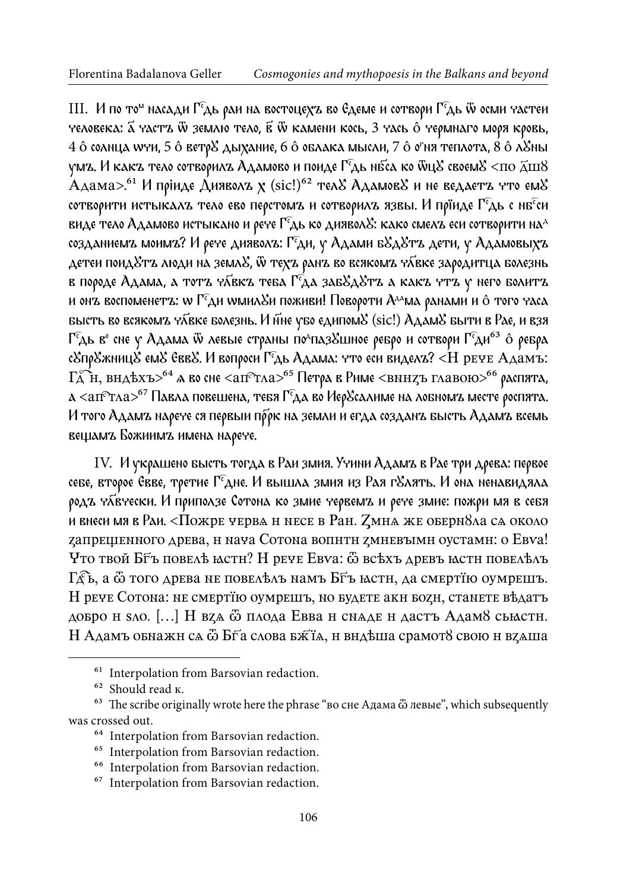III. И по то^м^ насади Г͠дь раи на востоцехъ во Едеме и сотвори Г͠дь ѿ осми частеи человека: а҃ частъ ѿ землю тело, в҃ ѿ камени кось, 3 часъ ȏ чермнаго моря кровь, 4 ȏ солнца ѡчи, 5 ȏ ветрꙋ дыхание, 6 ȏ облака мысли, 7 ȏ о^г^ня теплота, 8 ȏ лꙋны умъ. И какъ тело сотворилъ Адамово и поиде Г͠дь нб͠са ко ѿцꙋ своемꙋ <по д҃шꙋ Адама>.[61] И прїиде Дияволъ х (sic!)[62] телꙋ Адамовꙋ и не ведаетъ что емꙋ сотворити истыкалъ тело ево перстомъ и сотворилъ язвы. И прїиде Г͠дь с нб͠си виде тело Адамово истыкано и рече Г͠дь ко дияволꙋ: како смелъ еси сотворити на^д^ созданиемъ моимъ? И рече дияволъ: Г͠ди, у Адами бꙋдꙋтъ дети, у Адамовыхъ детеи поидꙋтъ люди на землꙋ, ѿ техъ ранъ во всякомъ ч͠лвке зародитца болезнь в породе Адама, а тотъ ч͠лвкъ теба Г͠да забꙋдꙋтъ а какъ чтъ у него болитъ и онъ воспоменетъ: ѡ Г͠ди ѡмилꙋи поживи! Повороти А^да^ма ранами и ȏ того часа бысть во всякомъ ч͠лвке болезнь. И н͠не убо единомꙋ (sic!) Адамꙋ быти в Рае, и взя Г͠дь в^о^ сне у Адама ѿ левые страны по^д^пазꙋшное ребро и сотвори Г͠ди[63] ȏ ребра сꙋпрꙋжницꙋ емꙋ Еввꙋ. И вопроси Г͠дь Адама: что еси виделъ? <И рече Адамъ: Г͠ди, видѣхъ>[64] а во сне <ап͠тла>[65] Петра в Риме <вниζъ главою>[66] распята, а <ап͠тла>[67] Павла повешена, тебя Г͠да во Иерꙋсалиме на лобномъ месте роспята. И того Адамъ нарече ся первыи пр͠ркъ на земли и егда созданъ бысть Адамъ всемь вещамъ Божиимъ имена нарече.

IV. И украшено бысть тогда в Раи змия. Учини Адамъ в Рае три древа: первое себе, второе Евве, третие Г͠дне. И вышла змия из Рая гꙋлять. И она ненавидяла родъ ч͠лвчески. И приползе Сотона ко змие червемъ и рече змие: пожри мя в себя и внеси мя в Раи. <Пожре черва и несе в Раи. Ζмиа же оберн8ла са около ζапрещенного древа, и нача Сотона вопити ζмиевыми оустами: о Евва! Что твой Бг͠ъ повелѣ ıастн? И рече Евва: ѿ всѣхъ древъ ıасти повелѣлъ Гд͠ь, а ѿ того древа не повелѣлъ намъ Бг͠ъ ıасти, да смертїю оумрешъ. И рече Сотона: не смертїю оумрешъ, но будете аки боζи, станете вѣдатъ добро и ѕло. […] И вζа ѿ плода Евва и снаде и дастъ Адам8 сьıасти. И Адамъ обнажи са ѿ Бг͠а слова бж͠їа, и видѣша срамот8 свою и вζаша

---

[61] Interpolation from Barsovian redaction.

[62] Should read к.

[63] The scribe originally wrote here the phrase "во сне Адама ѿ левые", which subsequently was crossed out.

[64] Interpolation from Barsovian redaction.

[65] Interpolation from Barsovian redaction.

[66] Interpolation from Barsovian redaction.

[67] Interpolation from Barsovian redaction.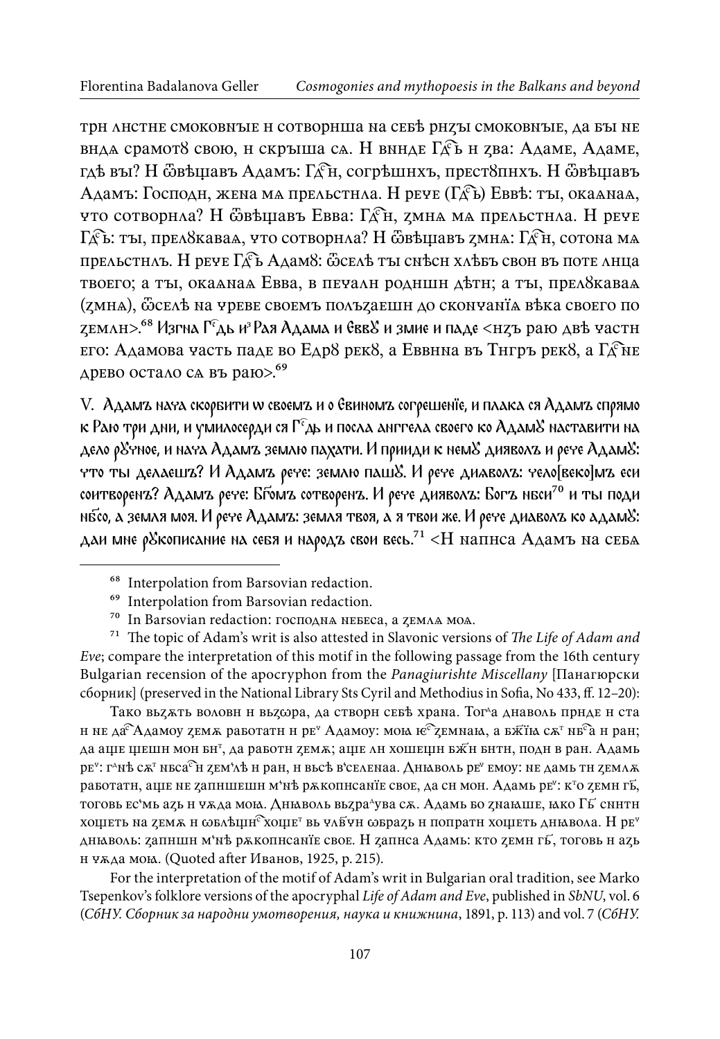три листие смоковныє и сотворнша на себѣ ризы смоковныє, да бы не внда срамотꙋ свою, н скрыша сѧ. И вниде Гдⷭ҇ь и зва: Адаме, Адаме, гдѣ вы? И ѿвѣщавъ Адамъ: Гдⷭ҇и, согрѣшнхъ, престꙋпнхъ. И ѿвѣщавъ Адамъ: Господи, жена мѧ прельстила. И рече (Гдⷭ҇ь) Еввѣ: ты, окааннаѧ, что сотворила? И ѿвѣщавъ Евва: Гдⷭ҇и, змиѧ мѧ прельстила. И рече Гдⷭ҇ь: ты, прелꙋкаваѧ, что сотворила? И ѿвѣщавъ змиѧ: Гдⷭ҇и, сотона мѧ прельстилъ. И рече Гдⷭ҇ь Адамꙋ: ѿселѣ ты снѣси хлѣбъ свои въ поте лица твоего; а ты, окааннаѧ Евва, в печали родиши дѣти; а ты, прелꙋкаваѧ (змиѧ), ѿселѣ на чреве своемъ полъзаеши до скончанїѧ вѣка своего по земли>.[68] Изгна Гдⷭ҇ь из Рая Адама и Єввꙋ и змие и паде <изъ раю двѣ части его: Адамова часть паде во Едрꙋ рекꙋ, а Еввина въ Тигръ рекꙋ, а Гдⷭ҇не древо остало сѧ въ раю>.[69]

V. Адамъ нача скорбити ѡ своемъ и о Євиномъ согрешенїе, и плака ся Адамъ спрямо к Раю три дни, и умилосерди ся Гдⷭ҇ь и посла анггела своего ко Адамꙋ наставити на дело рꙋчное, и нача Адамъ землю пахати. И прииди к немꙋ дияволъ и рече Адамꙋ: что ты делаешъ? И Адамъ рече: землю пашꙋ. И рече диаволъ: чело[веко]мъ еси соитворенъ? Адамъ рече: Бгⷭ҇омъ сотворенъ. И рече дияволъ: Богъ нбси[70] и ты поди нбⷭ҇о, а земля моя. И рече Адамъ: земля твоя, а я твои же. И рече диаволъ ко адамꙋ: даи мне рꙋкописание на себя и народъ свои весь.[71] <И написа Адамъ на себѧ

---

[68] Interpolation from Barsovian redaction.

[69] Interpolation from Barsovian redaction.

[70] In Barsovian redaction: господина небеса, а земла моѧ.

[71] The topic of Adam's writ is also attested in Slavonic versions of *The Life of Adam and Eve*; compare the interpretation of this motif in the following passage from the 16th century Bulgarian recension of the apocryphon from the *Panagiurishte Miscellany* [Панагюрски сборник] (preserved in the National Library Sts Cyril and Methodius in Sofia, No 433, ff. 12–20):

Тако вьзѧть воловн н вьзора, да створи себѣ храна. Тогда днаволь приде н ста н не даⷭ҇ Адамоу земѧ работати н реⷱ Адамоу: моꙗ єⷭ҇ земнаꙗ, а бжїꙗ сѫⷮ нбⷭ҇а н ран; да аще щешн мон бнⷮ, да работн земѧ; аще лн хошещн бжⷭ҇н бнтн, поди в ран. Адамь реⷱ: гⷭ҇нѣ сѫⷮ нбсаⷭ҇н зем'лѣ н ран, н вьсѣ в'селенаа. Днꙗволь реⷱ емоу: не дамь тн землѧ работатн, аще не запншешн м'нѣ рѫкопнсанїе свое, да сн мон. Адамь реⷱ: кⷮо земн гⷭ҇ь, тоговь ес'мь азь н чѧда моꙗ. Днꙗволь вьзрадува сѧ. Адамь бо знаꙗше, ꙗко Гⷭ҇ь снитн хощеть на земѧ н ѡблѣщнⷭ҇ хощеⷮ вь члⷭ҇чн ѡбразь н попратн хощеть днꙗвола. И реⷱ днꙗволь: запншн м'нѣ рѫкопнсанїе свое. И запнса Адамь: кто земн гⷭ҇ь, тоговь н азь н чѧда моꙗ. (Quoted after Иванов, 1925, p. 215).

For the interpretation of the motif of Adam's writ in Bulgarian oral tradition, see Marko Tsepenkov's folklore versions of the apocryphal *Life of Adam and Eve*, published in *SbNU*, vol. 6 (*СбНУ. Сборник за народни умотворения, наука и книжнина*, 1891, p. 113) and vol. 7 (*СбНУ.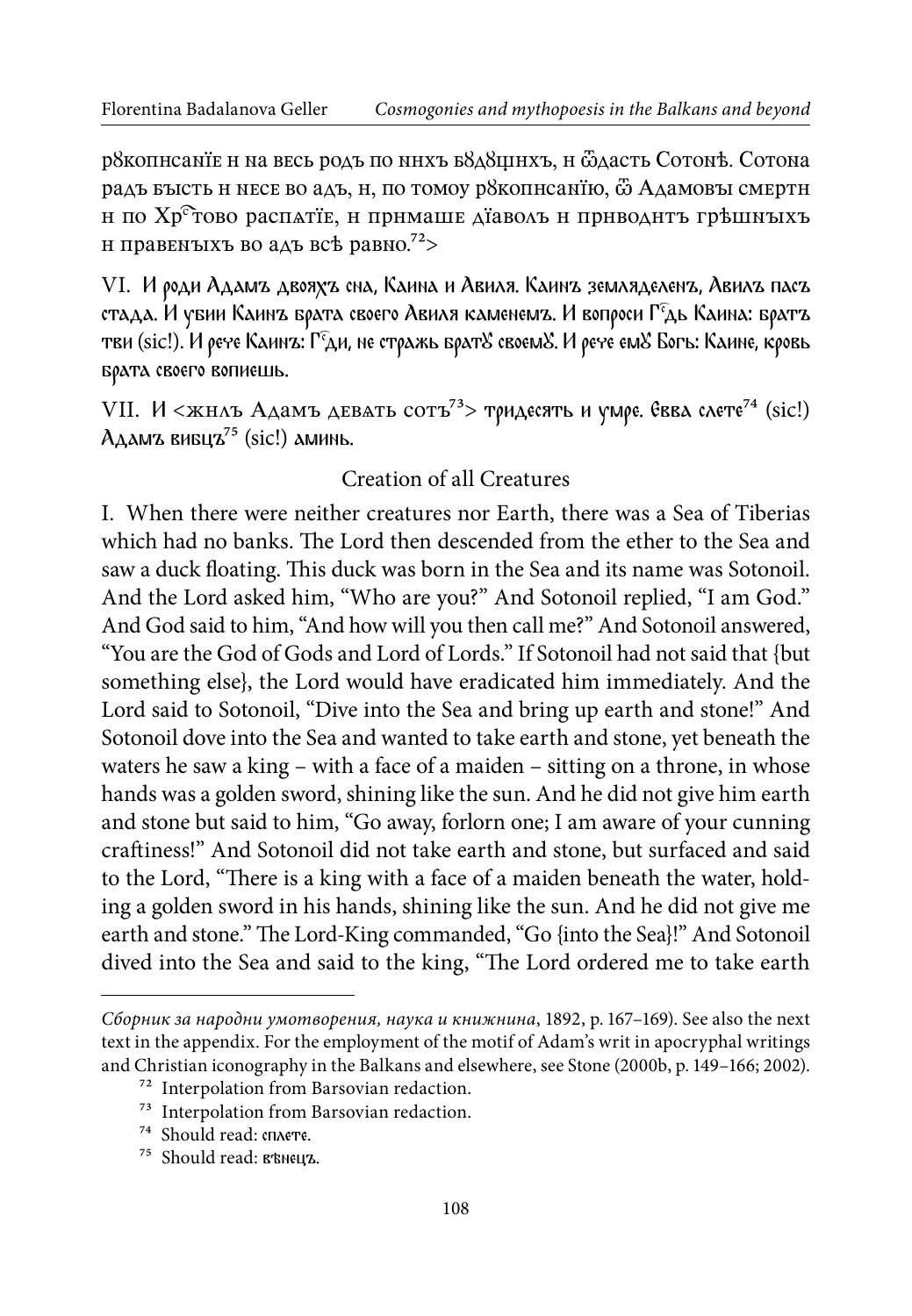рѹкописанїе и на весь родъ по нихъ бѹдѹщихъ, и ѿдасть Сотонѣ. Сотона радъ бысть и несе во адъ, и, по томоу рѹкописанїю, ѿ Адамовы смерти и по Хр͠стово распатїе, и примаше дїаволъ и приводитъ грѣшныхъ и правеныхъ во адъ всѣ равно.[72]>

VI. И роди Адамъ двояхъ сна, Каина и Авиля. Каинъ земляделенъ, Авилъ пасъ стада. И убии Каинъ брата своего Авиля каменемъ. И вопроси Г͠дь Каина: братъ тви (sic!). И рече Каинъ: Г͠ди, не стражь братѹ своемѹ. И рече емѹ Богъ: Каине, кровь брата своего вопиешь.

VII. И <жилъ Адамъ девать сотъ[73]> тридесять и умре. Євва слете[74] (sic!) Адамъ вибцъ[75] (sic!) аминь.

Creation of all Creatures

I. When there were neither creatures nor Earth, there was a Sea of Tiberias which had no banks. The Lord then descended from the ether to the Sea and saw a duck floating. This duck was born in the Sea and its name was Sotonoil. And the Lord asked him, "Who are you?" And Sotonoil replied, "I am God." And God said to him, "And how will you then call me?" And Sotonoil answered, "You are the God of Gods and Lord of Lords." If Sotonoil had not said that {but something else}, the Lord would have eradicated him immediately. And the Lord said to Sotonoil, "Dive into the Sea and bring up earth and stone!" And Sotonoil dove into the Sea and wanted to take earth and stone, yet beneath the waters he saw a king – with a face of a maiden – sitting on a throne, in whose hands was a golden sword, shining like the sun. And he did not give him earth and stone but said to him, "Go away, forlorn one; I am aware of your cunning craftiness!" And Sotonoil did not take earth and stone, but surfaced and said to the Lord, "There is a king with a face of a maiden beneath the water, holding a golden sword in his hands, shining like the sun. And he did not give me earth and stone." The Lord-King commanded, "Go {into the Sea}!" And Sotonoil dived into the Sea and said to the king, "The Lord ordered me to take earth

---

*Сборник за народни умотворения, наука и книжнина*, 1892, p. 167–169). See also the next text in the appendix. For the employment of the motif of Adam's writ in apocryphal writings and Christian iconography in the Balkans and elsewhere, see Stone (2000b, p. 149–166; 2002).

[72] Interpolation from Barsovian redaction.

[73] Interpolation from Barsovian redaction.

[74] Should read: сплете.

[75] Should read: вѣнецъ.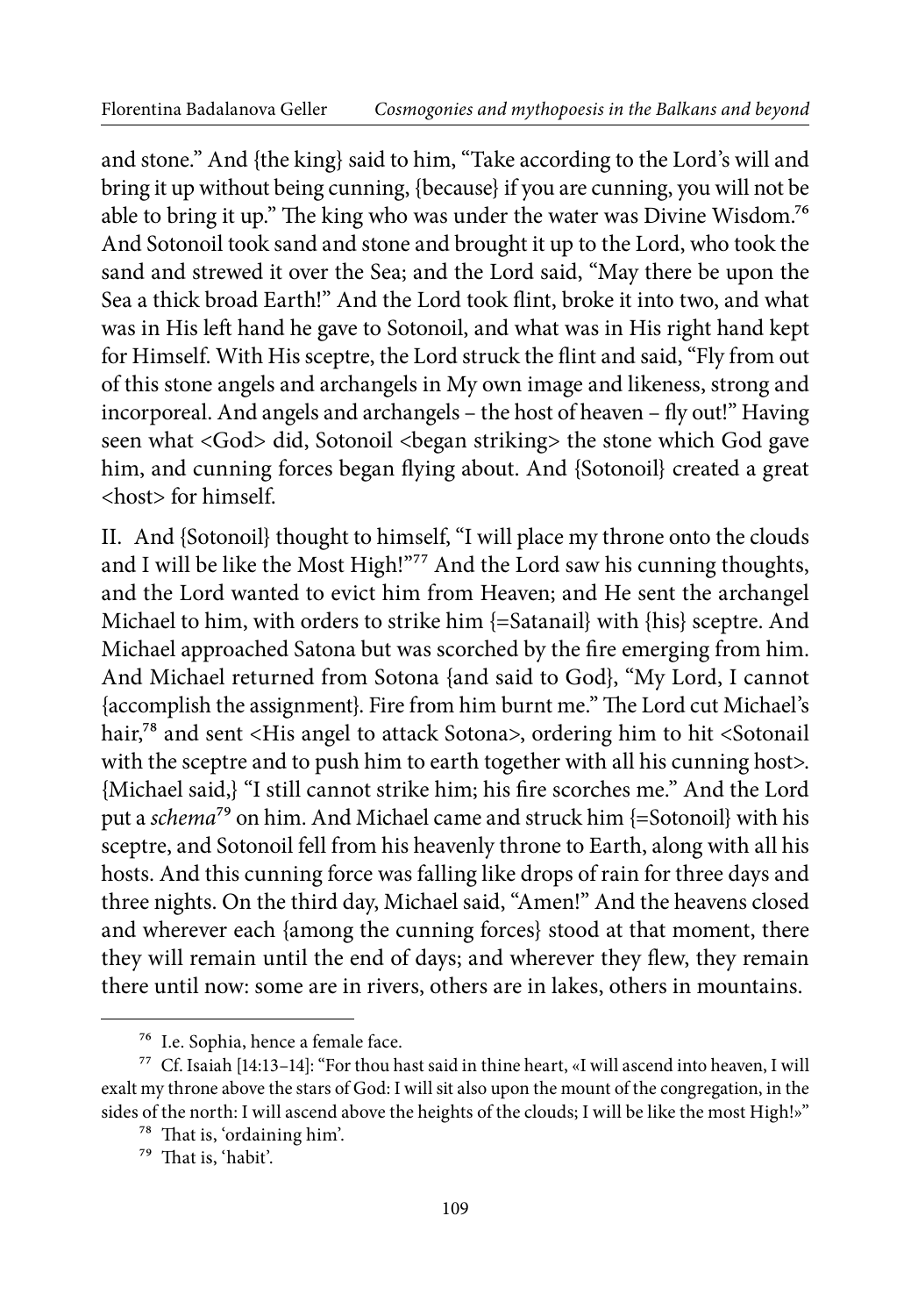and stone." And {the king} said to him, "Take according to the Lord's will and bring it up without being cunning, {because} if you are cunning, you will not be able to bring it up." The king who was under the water was Divine Wisdom.[76] And Sotonoil took sand and stone and brought it up to the Lord, who took the sand and strewed it over the Sea; and the Lord said, "May there be upon the Sea a thick broad Earth!" And the Lord took flint, broke it into two, and what was in His left hand he gave to Sotonoil, and what was in His right hand kept for Himself. With His sceptre, the Lord struck the flint and said, "Fly from out of this stone angels and archangels in My own image and likeness, strong and incorporeal. And angels and archangels – the host of heaven – fly out!" Having seen what <God> did, Sotonoil <began striking> the stone which God gave him, and cunning forces began flying about. And {Sotonoil} created a great <host> for himself.

II. And {Sotonoil} thought to himself, "I will place my throne onto the clouds and I will be like the Most High!"[77] And the Lord saw his cunning thoughts, and the Lord wanted to evict him from Heaven; and He sent the archangel Michael to him, with orders to strike him {=Satanail} with {his} sceptre. And Michael approached Satona but was scorched by the fire emerging from him. And Michael returned from Sotona {and said to God}, "My Lord, I cannot {accomplish the assignment}. Fire from him burnt me." The Lord cut Michael's hair,[78] and sent <His angel to attack Sotona>, ordering him to hit <Sotonail with the sceptre and to push him to earth together with all his cunning host>. {Michael said,} "I still cannot strike him; his fire scorches me." And the Lord put a *schema*[79] on him. And Michael came and struck him {=Sotonoil} with his sceptre, and Sotonoil fell from his heavenly throne to Earth, along with all his hosts. And this cunning force was falling like drops of rain for three days and three nights. On the third day, Michael said, "Amen!" And the heavens closed and wherever each {among the cunning forces} stood at that moment, there they will remain until the end of days; and wherever they flew, they remain there until now: some are in rivers, others are in lakes, others in mountains.

---

[76] I.e. Sophia, hence a female face.

[77] Cf. Isaiah [14:13–14]: "For thou hast said in thine heart, «I will ascend into heaven, I will exalt my throne above the stars of God: I will sit also upon the mount of the congregation, in the sides of the north: I will ascend above the heights of the clouds; I will be like the most High!»"

[78] That is, 'ordaining him'.

[79] That is, 'habit'.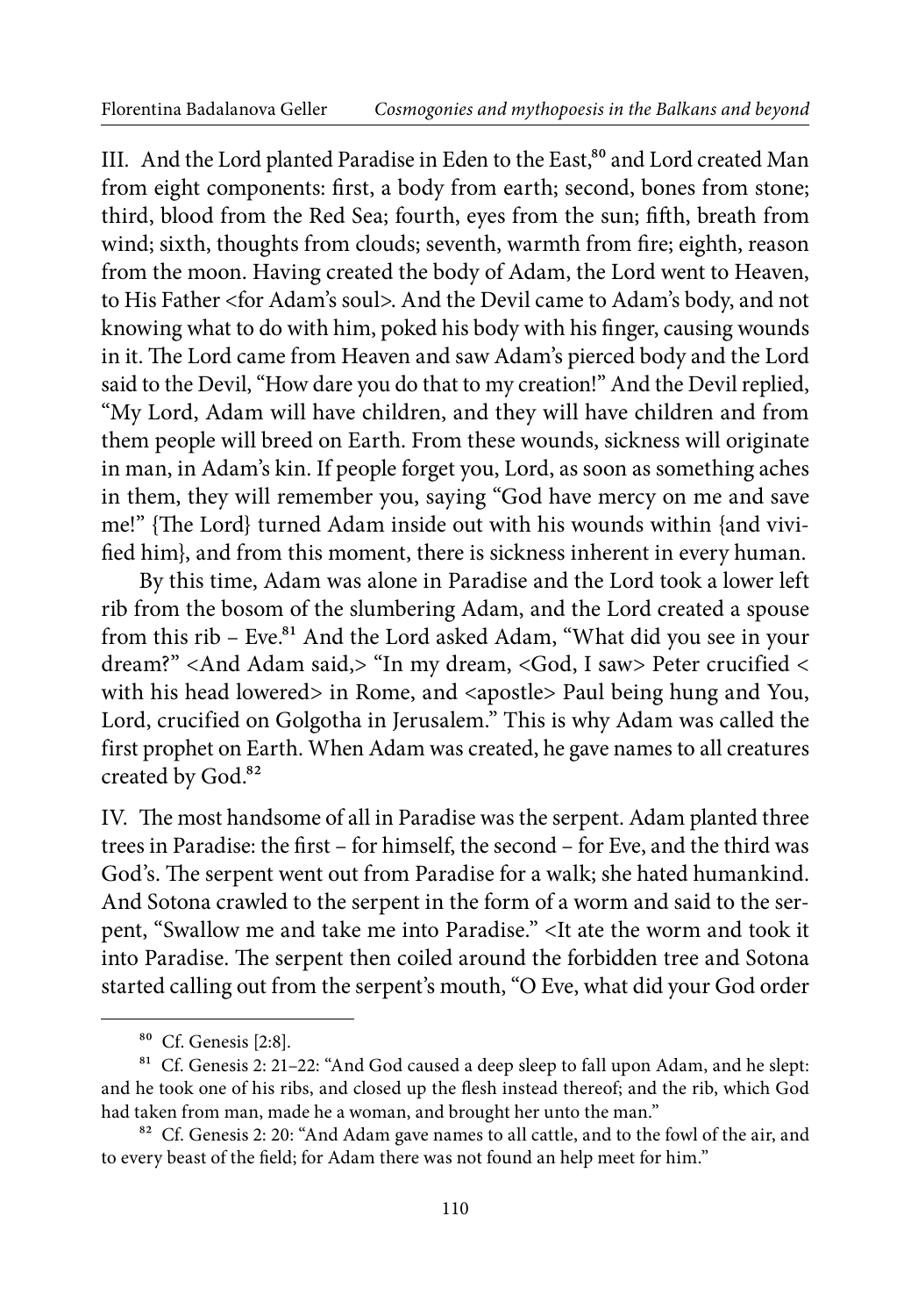III. And the Lord planted Paradise in Eden to the East,[80] and Lord created Man from eight components: first, a body from earth; second, bones from stone; third, blood from the Red Sea; fourth, eyes from the sun; fifth, breath from wind; sixth, thoughts from clouds; seventh, warmth from fire; eighth, reason from the moon. Having created the body of Adam, the Lord went to Heaven, to His Father <for Adam's soul>. And the Devil came to Adam's body, and not knowing what to do with him, poked his body with his finger, causing wounds in it. The Lord came from Heaven and saw Adam's pierced body and the Lord said to the Devil, "How dare you do that to my creation!" And the Devil replied, "My Lord, Adam will have children, and they will have children and from them people will breed on Earth. From these wounds, sickness will originate in man, in Adam's kin. If people forget you, Lord, as soon as something aches in them, they will remember you, saying "God have mercy on me and save me!" {The Lord} turned Adam inside out with his wounds within {and vivified him}, and from this moment, there is sickness inherent in every human.

By this time, Adam was alone in Paradise and the Lord took a lower left rib from the bosom of the slumbering Adam, and the Lord created a spouse from this rib – Eve.[81] And the Lord asked Adam, "What did you see in your dream?" <And Adam said,> "In my dream, <God, I saw> Peter crucified < with his head lowered> in Rome, and <apostle> Paul being hung and You, Lord, crucified on Golgotha in Jerusalem." This is why Adam was called the first prophet on Earth. When Adam was created, he gave names to all creatures created by God.[82]

IV. The most handsome of all in Paradise was the serpent. Adam planted three trees in Paradise: the first – for himself, the second – for Eve, and the third was God's. The serpent went out from Paradise for a walk; she hated humankind. And Sotona crawled to the serpent in the form of a worm and said to the serpent, "Swallow me and take me into Paradise." <It ate the worm and took it into Paradise. The serpent then coiled around the forbidden tree and Sotona started calling out from the serpent's mouth, "O Eve, what did your God order

---

[80] Cf. Genesis [2:8].

[81] Cf. Genesis 2: 21–22: "And God caused a deep sleep to fall upon Adam, and he slept: and he took one of his ribs, and closed up the flesh instead thereof; and the rib, which God had taken from man, made he a woman, and brought her unto the man."

[82] Cf. Genesis 2: 20: "And Adam gave names to all cattle, and to the fowl of the air, and to every beast of the field; for Adam there was not found an help meet for him."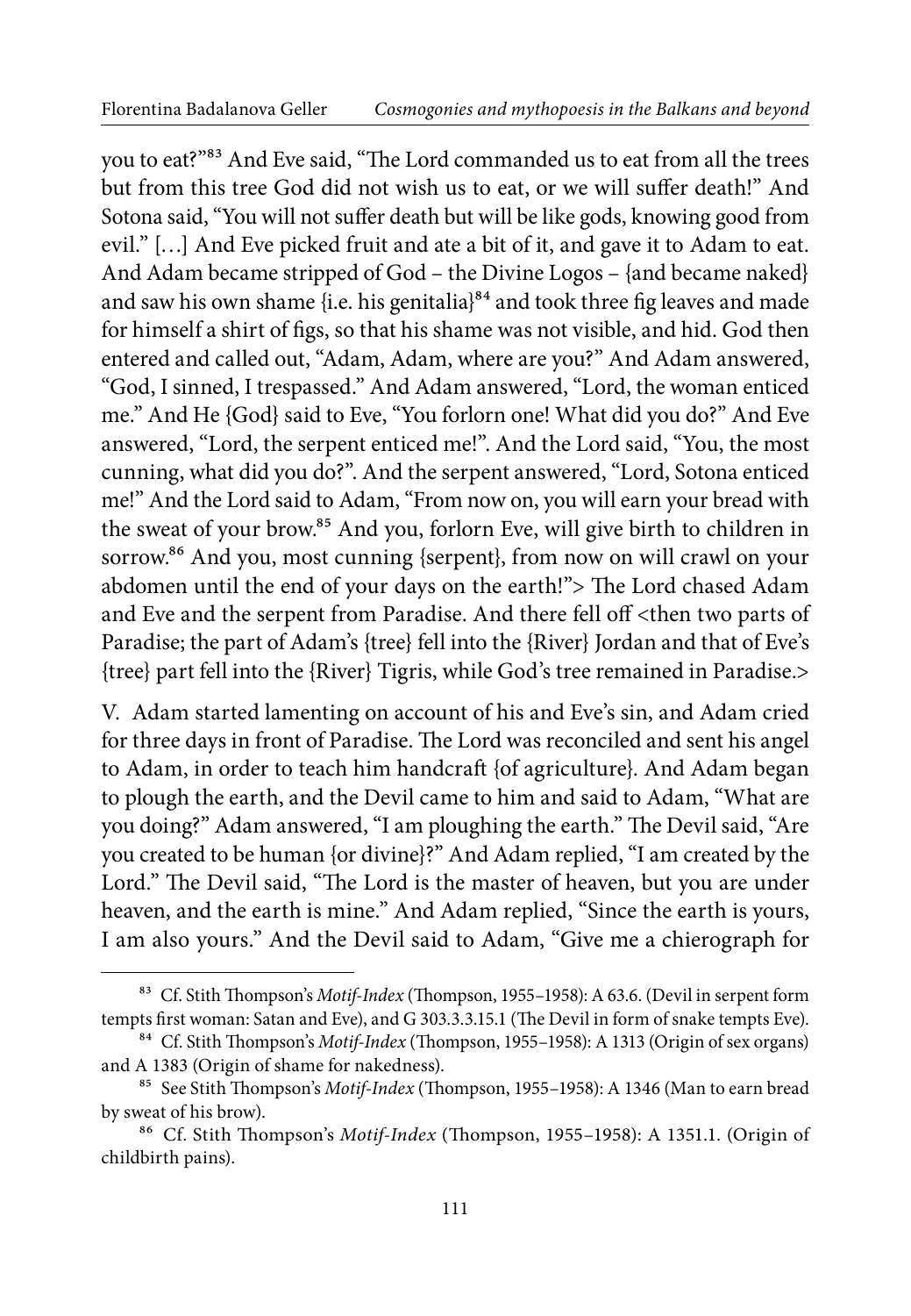you to eat?"[83] And Eve said, "The Lord commanded us to eat from all the trees but from this tree God did not wish us to eat, or we will suffer death!" And Sotona said, "You will not suffer death but will be like gods, knowing good from evil." […] And Eve picked fruit and ate a bit of it, and gave it to Adam to eat. And Adam became stripped of God – the Divine Logos – {and became naked} and saw his own shame {i.e. his genitalia}[84] and took three fig leaves and made for himself a shirt of figs, so that his shame was not visible, and hid. God then entered and called out, "Adam, Adam, where are you?" And Adam answered, "God, I sinned, I trespassed." And Adam answered, "Lord, the woman enticed me." And He {God} said to Eve, "You forlorn one! What did you do?" And Eve answered, "Lord, the serpent enticed me!". And the Lord said, "You, the most cunning, what did you do?". And the serpent answered, "Lord, Sotona enticed me!" And the Lord said to Adam, "From now on, you will earn your bread with the sweat of your brow.[85] And you, forlorn Eve, will give birth to children in sorrow.[86] And you, most cunning {serpent}, from now on will crawl on your abdomen until the end of your days on the earth!"> The Lord chased Adam and Eve and the serpent from Paradise. And there fell off <then two parts of Paradise; the part of Adam's {tree} fell into the {River} Jordan and that of Eve's {tree} part fell into the {River} Tigris, while God's tree remained in Paradise.>

V. Adam started lamenting on account of his and Eve's sin, and Adam cried for three days in front of Paradise. The Lord was reconciled and sent his angel to Adam, in order to teach him handcraft {of agriculture}. And Adam began to plough the earth, and the Devil came to him and said to Adam, "What are you doing?" Adam answered, "I am ploughing the earth." The Devil said, "Are you created to be human {or divine}?" And Adam replied, "I am created by the Lord." The Devil said, "The Lord is the master of heaven, but you are under heaven, and the earth is mine." And Adam replied, "Since the earth is yours, I am also yours." And the Devil said to Adam, "Give me a chierograph for

---

[83] Cf. Stith Thompson's *Motif-Index* (Thompson, 1955–1958): A 63.6. (Devil in serpent form tempts first woman: Satan and Eve), and G 303.3.3.15.1 (The Devil in form of snake tempts Eve).

[84] Cf. Stith Thompson's *Motif-Index* (Thompson, 1955–1958): A 1313 (Origin of sex organs) and A 1383 (Origin of shame for nakedness).

[85] See Stith Thompson's *Motif-Index* (Thompson, 1955–1958): A 1346 (Man to earn bread by sweat of his brow).

[86] Cf. Stith Thompson's *Motif-Index* (Thompson, 1955–1958): A 1351.1. (Origin of childbirth pains).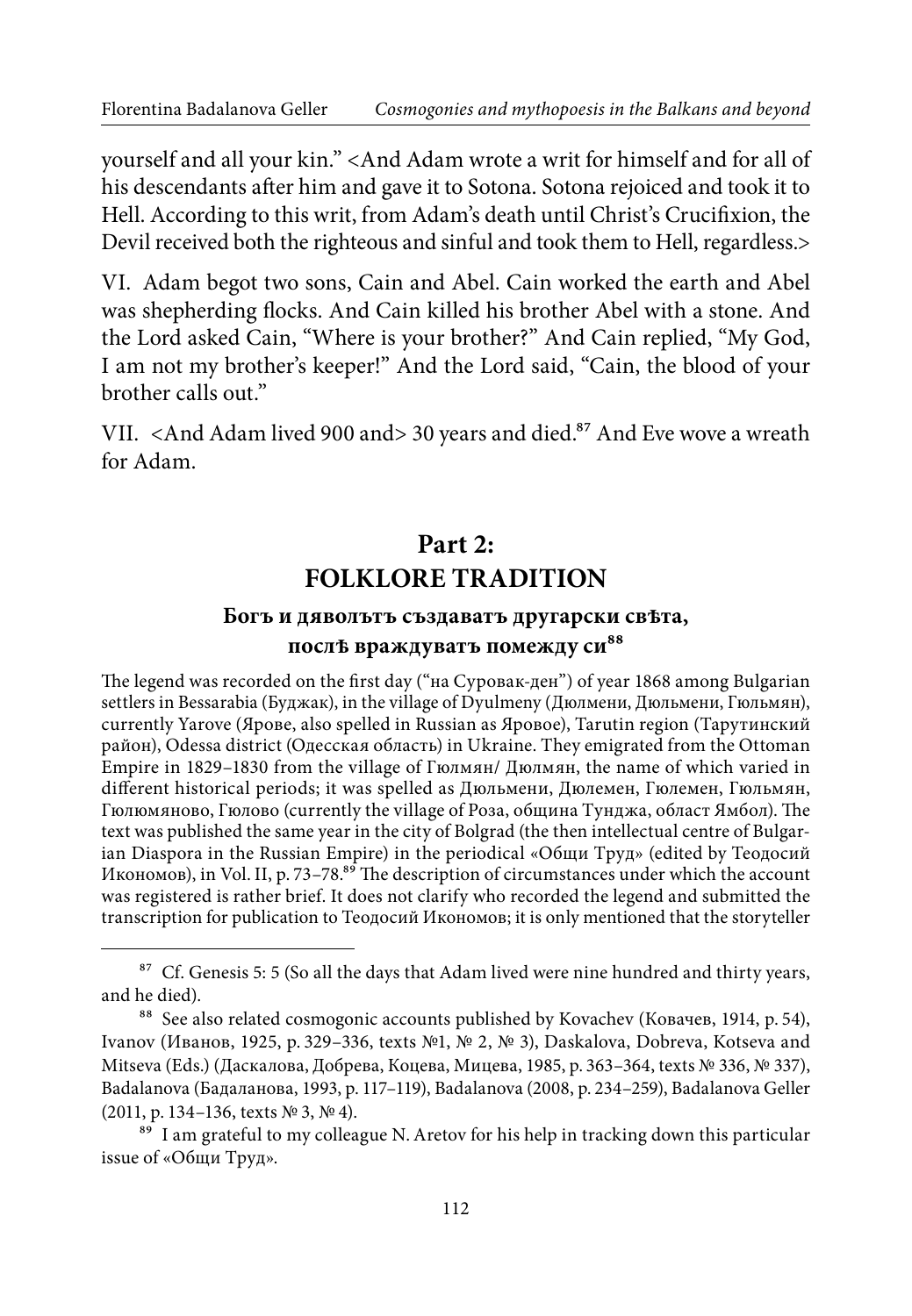yourself and all your kin." <And Adam wrote a writ for himself and for all of his descendants after him and gave it to Sotona. Sotona rejoiced and took it to Hell. According to this writ, from Adam's death until Christ's Crucifixion, the Devil received both the righteous and sinful and took them to Hell, regardless.>

VI. Adam begot two sons, Cain and Abel. Cain worked the earth and Abel was shepherding flocks. And Cain killed his brother Abel with a stone. And the Lord asked Cain, "Where is your brother?" And Cain replied, "My God, I am not my brother's keeper!" And the Lord said, "Cain, the blood of your brother calls out."

VII. <And Adam lived 900 and> 30 years and died.[87] And Eve wove a wreath for Adam.

## Part 2: FOLKLORE TRADITION

### Богъ и дяволътъ създаватъ другарски свѣта, послѣ враждуватъ помежду си[88]

The legend was recorded on the first day ("на Суровак-ден") of year 1868 among Bulgarian settlers in Bessarabia (Буджак), in the village of Dyulmeny (Дюлмени, Дюльмени, Гюльмян), currently Yarove (Ярове, also spelled in Russian as Яровое), Tarutin region (Тарутинский район), Odessa district (Одесская область) in Ukraine. They emigrated from the Ottoman Empire in 1829–1830 from the village of Гюлмян/ Дюлмян, the name of which varied in different historical periods; it was spelled as Дюльмени, Дюлемен, Гюлемен, Гюльмян, Гюлюмяново, Гюлово (currently the village of Роза, община Тунджа, област Ямбол). The text was published the same year in the city of Bolgrad (the then intellectual centre of Bulgarian Diaspora in the Russian Empire) in the periodical «Общи Труд» (edited by Теодосий Икономов), in Vol. II, p. 73–78.[89] The description of circumstances under which the account was registered is rather brief. It does not clarify who recorded the legend and submitted the transcription for publication to Теодосий Икономов; it is only mentioned that the storyteller

---

[87] Cf. Genesis 5: 5 (So all the days that Adam lived were nine hundred and thirty years, and he died).

[88] See also related cosmogonic accounts published by Kovachev (Ковачев, 1914, p. 54), Ivanov (Иванов, 1925, p. 329–336, texts №1, № 2, № 3), Daskalova, Dobreva, Kotseva and Mitseva (Eds.) (Даскалова, Добрева, Коцева, Мицева, 1985, p. 363–364, texts № 336, № 337), Badalanova (Бадаланова, 1993, p. 117–119), Badalanova (2008, p. 234–259), Badalanova Geller (2011, p. 134–136, texts № 3, № 4).

[89] I am grateful to my colleague N. Aretov for his help in tracking down this particular issue of «Общи Труд».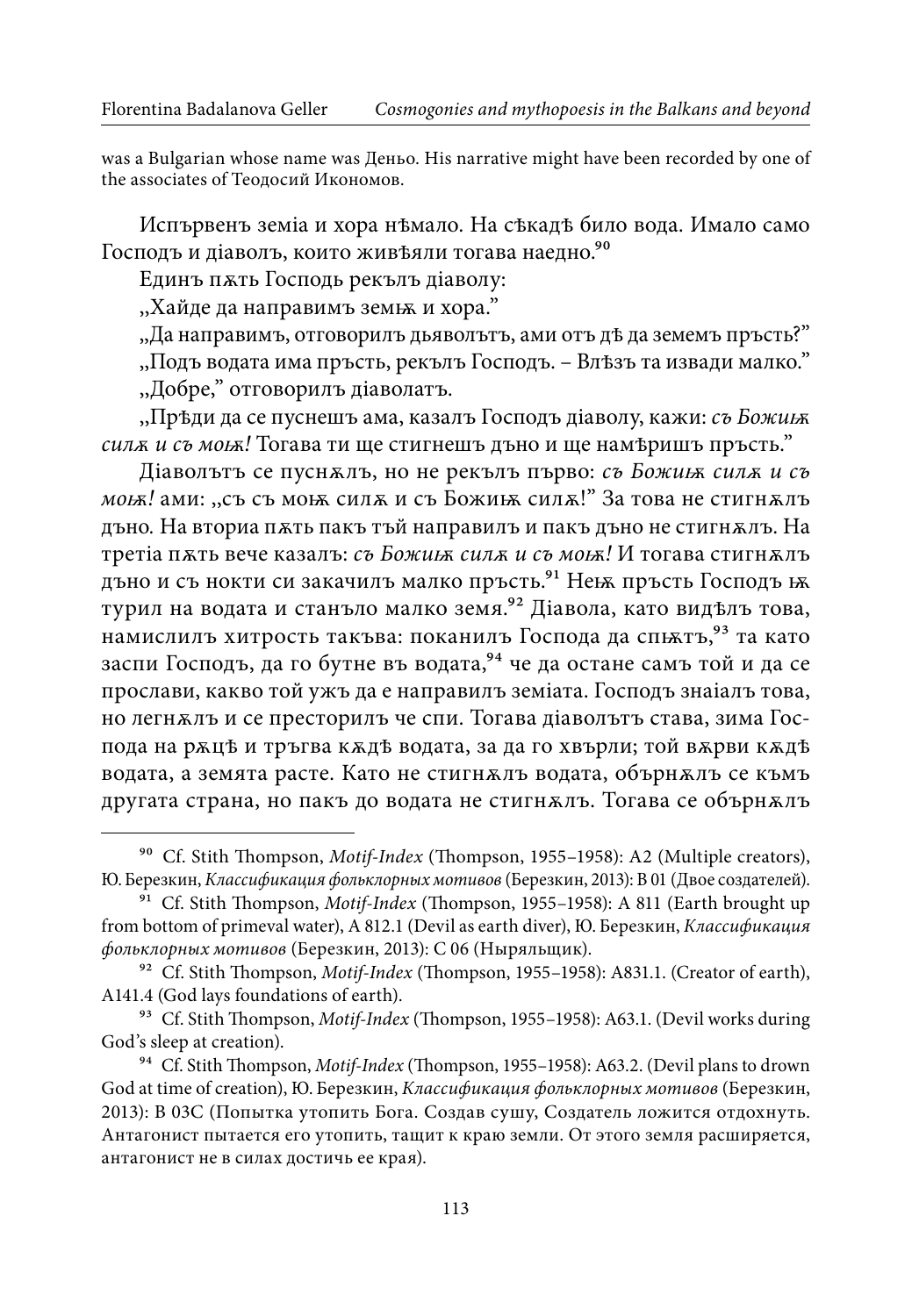was a Bulgarian whose name was Деньо. His narrative might have been recorded by one of the associates of Теодосий Икономов.

Испървенъ земіа и хора нѣмало. На сѣкадѣ било вода. Имало само Господъ и діаволъ, които живѣяли тогава наедно.[90]

Единъ пѫть Господь рекълъ діаволу:

„Хайде да направимъ земѭ и хора."

„Да направимъ, отговорилъ дьяволътъ, ами отъ дѣ да земемъ пръсть?"

„Подъ водата има пръсть, рекълъ Господъ. – Влѣзъ та извади малко."

„Добре," отговорилъ діаволатъ.

„Прѣди да се пуснешъ ама, казалъ Господъ діаволу, кажи: *съ Божиѭ силѫ и съ моѭ!* Тогава ти ще стигнешъ дъно и ще намѣришъ пръсть."

Діаволътъ се пуснѫлъ, но не рекълъ първо: *съ Божиѭ силѫ и съ моѭ!* ами: „съ съ моѭ силѫ и съ Божиѭ силѫ!" За това не стигнѫлъ дъно. На вториа пѫть пакъ тъй направилъ и пакъ дъно не стигнѫлъ. На третіа пѫть вече казалъ: *съ Божиѭ силѫ и съ моѭ!* И тогава стигнѫлъ дъно и съ нокти си закачилъ малко пръсть.[91] Неѭ пръсть Господъ ѭ турил на водата и станъло малко земя.[92] Діавола, като видѣлъ това, намислилъ хитрость такъва: поканилъ Господа да спѭтъ,[93] та като заспи Господъ, да го бутне въ водата,[94] че да остане самъ той и да се прослави, какво той ужъ да е направилъ земіата. Господъ знаіалъ това, но легнѫлъ и се престорилъ че спи. Тогава діаволътъ става, зима Господа на рѫцѣ и тръгва кѫдѣ водата, за да го хвърли; той вѫрви кѫдѣ водата, а земята расте. Като не стигнѫлъ водата, обърнѫлъ се къмъ другата страна, но пакъ до водата не стигнѫлъ. Тогава се обърнѫлъ

---

[90] Cf. Stith Thompson, *Motif-Index* (Thompson, 1955–1958): A2 (Multiple creators), Ю. Березкин, *Классификация фольклорных мотивов* (Березкин, 2013): B 01 (Двое создателей).

[91] Cf. Stith Thompson, *Motif-Index* (Thompson, 1955–1958): A 811 (Earth brought up from bottom of primeval water), A 812.1 (Devil as earth diver), Ю. Березкин, *Классификация фольклорных мотивов* (Березкин, 2013): C 06 (Ныряльщик).

[92] Cf. Stith Thompson, *Motif-Index* (Thompson, 1955–1958): A831.1. (Creator of earth), A141.4 (God lays foundations of earth).

[93] Cf. Stith Thompson, *Motif-Index* (Thompson, 1955–1958): A63.1. (Devil works during God's sleep at creation).

[94] Cf. Stith Thompson, *Motif-Index* (Thompson, 1955–1958): A63.2. (Devil plans to drown God at time of creation), Ю. Березкин, *Классификация фольклорных мотивов* (Березкин, 2013): B 03C (Попытка утопить Бога. Создав сушу, Создатель ложится отдохнуть. Антагонист пытается его утопить, тащит к краю земли. От этого земля расширяется, антагонист не в силах достичь ее края).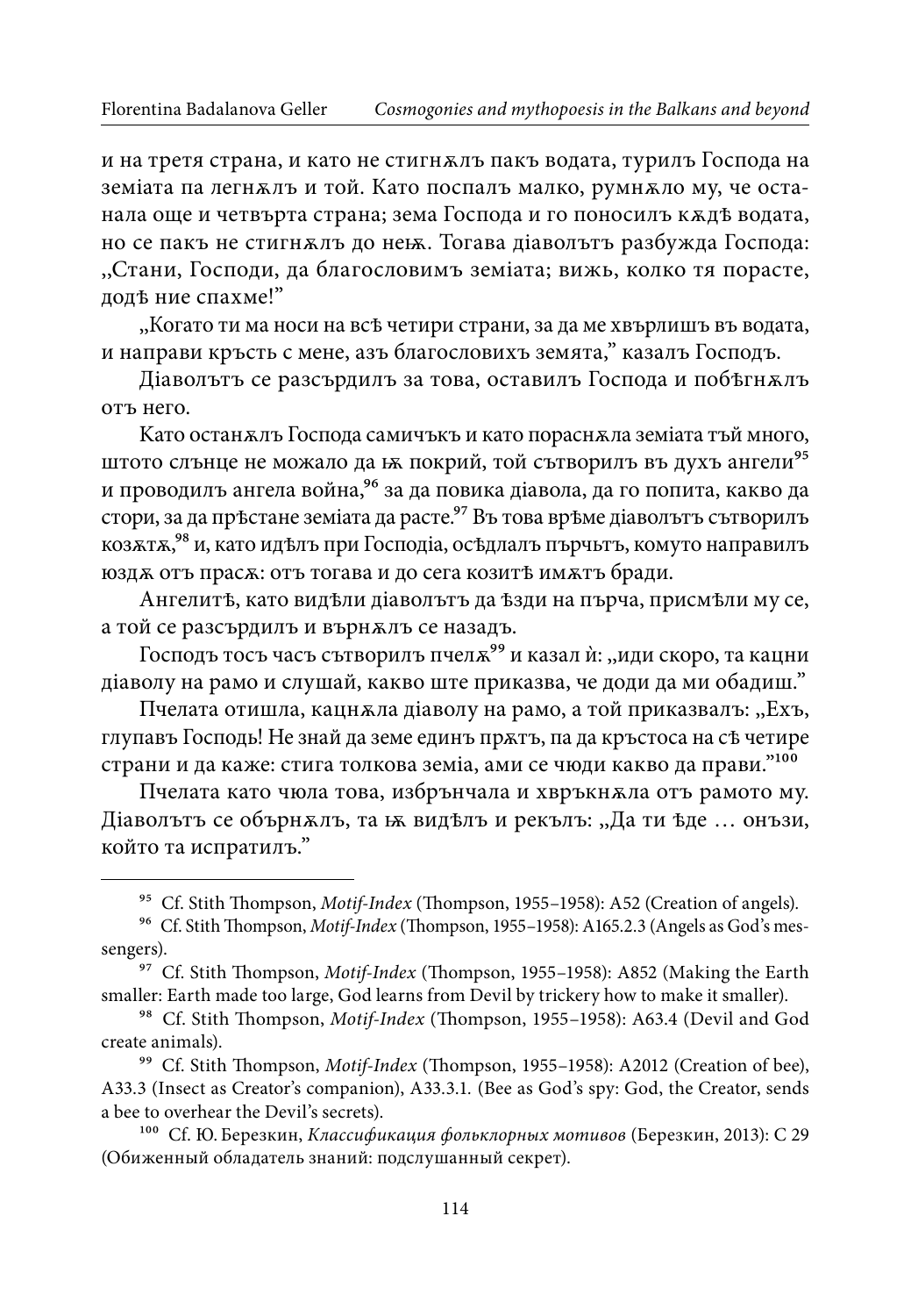и на третя страна, и като не стигнѫлъ пакъ водата, турилъ Господа на земіата па легнѫлъ и той. Като поспалъ малко, румнѫло му, че останала още и четвърта страна; зема Господа и го поносилъ кѫдѣ водата, но се пакъ не стигнѫлъ до неѭ. Тогава діаволътъ разбужда Господа: „Стани, Господи, да благословимъ земіата; вижь, колко тя порасте, додѣ ние спахме!"

„Когато ти ма носи на всѣ четири страни, за да ме хвърлишъ въ водата, и направи кръсть с мене, азъ благословихъ земята," казалъ Господъ.

Діаволътъ се разсърдилъ за това, оставилъ Господа и побѣгнѫлъ отъ него.

Като останѫлъ Господа самичъкъ и като пораснѫла земіата тъй много, щото слънце не можало да ѭ покрий, той сътворилъ въ духъ ангели[95] и проводилъ ангела война,[96] за да повика діавола, да го попита, какво да стори, за да прѣстане земіата да расте.[97] Въ това врѣме діаволътъ сътворилъ козѫтѫ,[98] и, като идѣлъ при Господіа, осѣдлалъ пърчьтъ, комуто направилъ юздѫ отъ прасѫ: отъ тогава и до сега козитѣ имѫтъ бради.

Ангелитѣ, като видѣли діаволътъ да ѣзди на пърча, присмѣли му се, а той се разсърдилъ и върнѫлъ се назадъ.

Господъ тосъ часъ сътворилъ пчелѫ[99] и казал ѝ: „иди скоро, та кацни діаволу на рамо и слушай, какво ще приказва, че доди да ми обадишъ."

Пчелата отишла, кацнѫла діаволу на рамо, а той приказвалъ: „Ехъ, глупавъ Господь! Не знай да земе единъ прѫтъ, па да кръстоса на сѣ четире страни и да каже: стига толкова земіа, ами се чюди какво да прави."[100]

Пчелата като чюла това, избрънчала и хврькнѫла отъ рамото му. Діаволътъ се обърнѫлъ, та ѭ видѣлъ и рекълъ: „Да ти ѣде … онъзи, който та испратилъ."

---

[95] Cf. Stith Thompson, *Motif-Index* (Thompson, 1955–1958): A52 (Creation of angels).

[96] Cf. Stith Thompson, *Motif-Index* (Thompson, 1955–1958): A165.2.3 (Angels as God's messengers).

[97] Cf. Stith Thompson, *Motif-Index* (Thompson, 1955–1958): A852 (Making the Earth smaller: Earth made too large, God learns from Devil by trickery how to make it smaller).

[98] Cf. Stith Thompson, *Motif-Index* (Thompson, 1955–1958): A63.4 (Devil and God create animals).

[99] Cf. Stith Thompson, *Motif-Index* (Thompson, 1955–1958): A2012 (Creation of bee), A33.3 (Insect as Creator's companion), A33.3.1. (Bee as God's spy: God, the Creator, sends a bee to overhear the Devil's secrets).

[100] Cf. Ю. Березкин, *Классификация фольклорных мотивов* (Березкин, 2013): C 29 (Обиженный обладатель знаний: подслушанный секрет).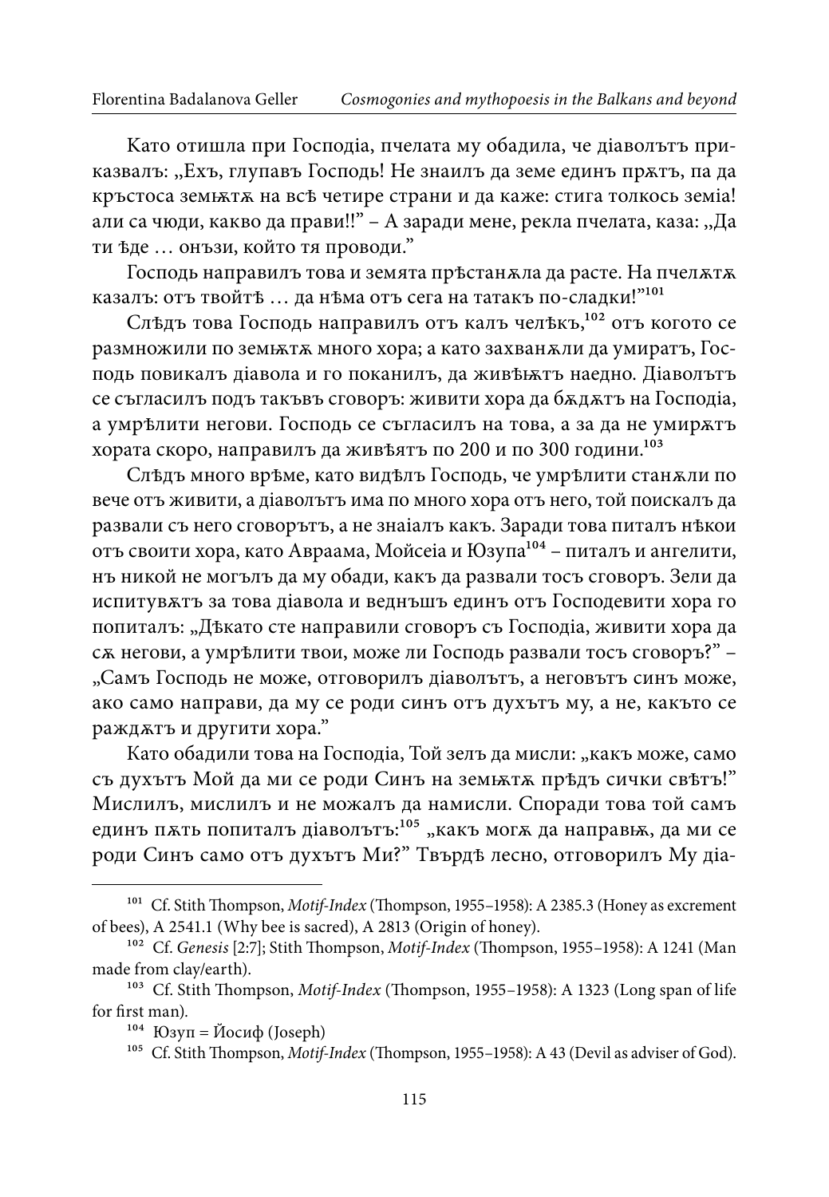Като отишла при Господіа, пчелата му обадила, че діаволътъ приказвалъ: „Ехъ, глупавъ Господь! Не знаилъ да земе единъ пржтъ, па да кръстоса земьтж на всѣ четире страни и да каже: стига толкось земіа! али са чюди, какво да прави!!" – А заради мене, рекла пчелата, каза: „Да ти ѣде … онъзи, който тя проводи."

Господь направилъ това и земята прѣстанжла да расте. На пчелжтж казалъ: отъ твойтѣ … да нѣма отъ сега на татакъ по-сладки!"[101]

Слѣдъ това Господь направилъ отъ калъ челѣкъ,[102] отъ когото се размножили по земьтж много хора; а като захванжли да умиратъ, Господь повикалъ діавола и го поканилъ, да живѣьтъ наедно. Діаволътъ се съгласилъ подъ такъвъ сговоръ: живити хора да бждтъ на Господіа, а умрѣлити негови. Господь се съгласилъ на това, а за да не умиржтъ хората скоро, направилъ да живѣятъ по 200 и по 300 години.[103]

Слѣдъ много врѣме, като видѣлъ Господь, че умрѣлити станжли по вече отъ живити, а діаволътъ има по много хора отъ него, той поискалъ да развали съ него сговорътъ, а не знаіалъ какъ. Заради това питалъ нѣкои отъ своити хора, като Авраама, Мойсеіа и Юзупа[104] – питалъ и ангелити, нъ никой не могълъ да му обади, какъ да развали тосъ сговоръ. Зели да испитувжтъ за това діавола и веднъшъ единъ отъ Господевити хора го попиталъ: „Дѣкато сте направили сговоръ съ Господіа, живити хора да сж негови, а умрѣлити твои, може ли Господь развали тосъ сговоръ?" – „Самъ Господь не може, отговорилъ діаволътъ, а неговътъ синъ може, ако само направи, да му се роди синъ отъ духътъ му, а не, както се раждатъ и другити хора."

Като обадили това на Господіа, Той зелъ да мисли: „какъ може, само съ духътъ Мой да ми се роди Синъ на земьтж прѣдъ сички свѣтъ!" Мислилъ, мислилъ и не можалъ да намисли. Споради това той самъ единъ пжть попиталъ діаволътъ:[105] „какъ могж да направьж, да ми се роди Синъ само отъ духътъ Ми?" Твърдѣ лесно, отговорилъ Му діа-

---

[101] Cf. Stith Thompson, *Motif-Index* (Thompson, 1955–1958): A 2385.3 (Honey as excrement of bees), A 2541.1 (Why bee is sacred), A 2813 (Origin of honey).

[102] Cf. *Genesis* [2:7]; Stith Thompson, *Motif-Index* (Thompson, 1955–1958): A 1241 (Man made from clay/earth).

[103] Cf. Stith Thompson, *Motif-Index* (Thompson, 1955–1958): A 1323 (Long span of life for first man).

[104] Юзуп = Йосиф (Joseph)

[105] Cf. Stith Thompson, *Motif-Index* (Thompson, 1955–1958): A 43 (Devil as adviser of God).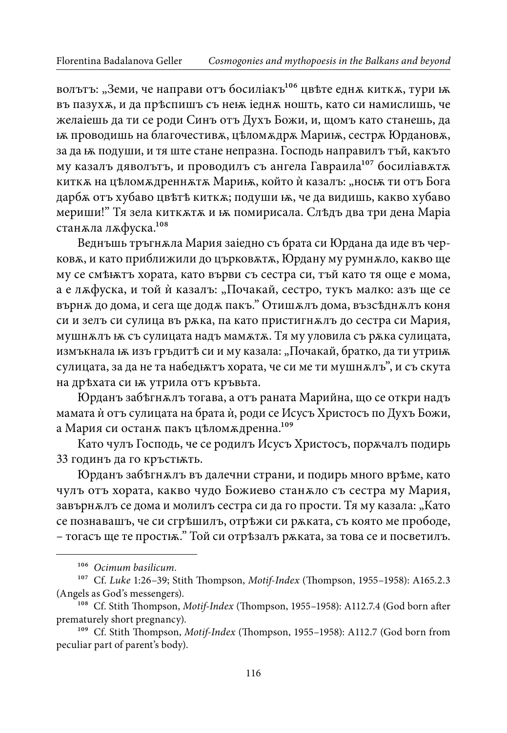волътъ: „Земи, че направи отъ босиліакъ[106] цвѣте еднѫ киткѫ, тури ѭ въ пазухѫ, и да прѣспишъ съ неѭ іеднѫ ношть, като си намислишь, че желаіешь да ти се роди Синъ отъ Духъ Божи, и, щомъ като станешь, да ѭ проводишь на благочестивѫ, цѣломѫдрѫ Мариѭ, сестрѫ Юрдановѫ, за да ѭ подуши, и тя ще стане непразна. Господь направилъ тъй, както му казалъ дяволътъ, и проводилъ съ ангела Гавраила[107] босиліавѫтѫ киткѫ на цѣломѫдреннѫтѫ Мариѭ, който ѝ казалъ: „носѭ ти отъ Бога дарбѫ отъ хубаво цвѣтѣ киткѫ; подуши ѭ, че да видишь, какво хубаво мериши!" Тя зела киткѫтѫ и ѭ помирисала. Слѣдъ два три дена Маріа станѫла лѫфуска.[108]

Веднъшь тръгнѫла Мария заіедно съ брата си Юрдана да иде въ черковѫ, и като приближили до църковѫтѫ, Юрдану му румнѫло, какво ще му се смѣѭтъ хората, като върви съ сестра си, тъй като тя още е мома, а е лѫфуска, и той ѝ казалъ: „Почакай, сестро, тукъ малко: азъ ще се върнѫ до дома, и сега ще додѫ пакъ." Отишѫлъ дома, възсѣднѫлъ коня си и зелъ си сулица въ рѫка, па като пристигнѫлъ до сестра си Мария, мушнѫлъ ѭ съ сулицата надъ мамѫтѫ. Тя му уловила съ рѫка сулицата, измъкнала ѭ изъ гръдитѣ си и му казала: „Почакай, братко, да ти утриѭ сулицата, за да не та набедѭтъ хората, че си ме ти мушнѫлъ", и съ скута на дрѣхата си ѭ утрила отъ кръвьта.

Юрданъ забѣгнѫлъ тогава, а отъ раната Марийна, що се откри надъ мамата ѝ отъ сулицата на брата ѝ, роди се Исусъ Христосъ по Духъ Божи, а Мария си останѫ пакъ цѣломѫдренна.[109]

Като чулъ Господь, че се родилъ Исусъ Христосъ, порѫчалъ подирь 33 годинъ да го кръстѭть.

Юрданъ забѣгнѫлъ въ далечни страни, и подирь много врѣме, като чулъ отъ хората, какво чудо Божиево станѫло съ сестра му Мария, завърнѫлъ се дома и молилъ сестра си да го прости. Тя му казала: „Като се познавашъ, че си сгрѣшилъ, отрѣжи си рѫката, съ която ме прободе, – тогасъ ще те простѭ." Той си отрѣзалъ рѫката, за това се и посветилъ.

---

[106] *Ocimum basilicum*.

[107] Cf. *Luke* 1:26–39; Stith Thompson, *Motif-Index* (Thompson, 1955–1958): A165.2.3 (Angels as God's messengers).

[108] Cf. Stith Thompson, *Motif-Index* (Thompson, 1955–1958): A112.7.4 (God born after prematurely short pregnancy).

[109] Cf. Stith Thompson, *Motif-Index* (Thompson, 1955–1958): A112.7 (God born from peculiar part of parent's body).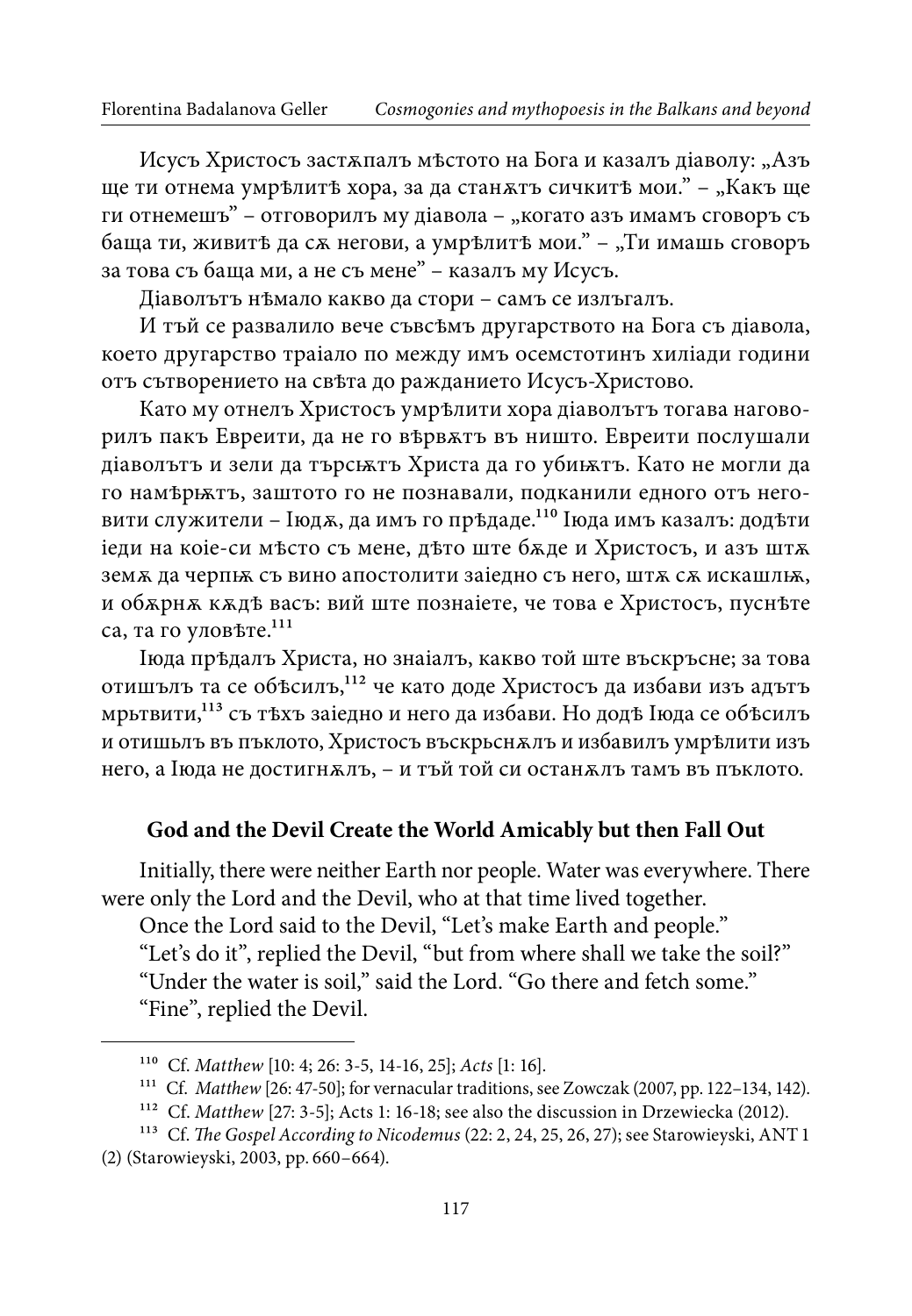Исусъ Христосъ застѫпалъ мѣстото на Бога и казалъ діаволу: „Азъ ще ти отнема умрѣлитѣ хора, за да станѫтъ сичкитѣ мои." – „Какъ ще ги отнемешъ" – отговорилъ му діавола – „когато азъ имамъ сговоръ съ баща ти, живитѣ да сѫ негови, а умрѣлитѣ мои." – „Ти имашь сговоръ за това съ баща ми, а не съ мене" – казалъ му Исусъ.

Діаволътъ нѣмало какво да стори – самъ се излъгалъ.

И тъй се развалило вече съвсѣмъ другарството на Бога съ діавола, което другарство траіало по между имъ осемстотинъ хиліади години отъ сътворението на свѣта до ражданието Исусъ-Христово.

Като му отнелъ Христосъ умрѣлити хора діаволътъ тогава наговорилъ пакъ Евреити, да не го вѣрвѫтъ въ нищо. Евреити послушали діаволътъ и зели да търсѭтъ Христа да го убиѭтъ. Като не могли да го намѣрѭтъ, заштото го не познавали, подканили едного отъ неговити служители – Іюдѫ, да имъ го прѣдаде.[110] Іюда имъ казалъ: додѣти іеди на коіе-си мѣсто съ мене, дѣто ште бѫде и Христосъ, и азъ штѫ земѫ да черпѭ съ вино апостолити заіедно съ него, штѫ сѫ искашлѭ, и обѫрнѫ кѫдѣ васъ: вий ште познаіете, че това е Христосъ, пуснѣте са, та го уловѣте.[111]

Іюда прѣдалъ Христа, но знаіалъ, какво той ште възкръсне; за това отишълъ та се обѣсилъ,[112] че като доде Христосъ да избави изъ адътъ мрьтвити,[113] съ тѣхъ заіедно и него да избави. Но додѣ Іюда се обѣсилъ и отишьлъ въ пъклото, Христосъ въскрьснѫлъ и избавилъ умрѣлити изъ него, а Іюда не достигнѫлъ, – и тъй той си останѫлъ тамъ въ пъклото.

### God and the Devil Create the World Amicably but then Fall Out

Initially, there were neither Earth nor people. Water was everywhere. There were only the Lord and the Devil, who at that time lived together.

Once the Lord said to the Devil, "Let's make Earth and people."

"Let's do it", replied the Devil, "but from where shall we take the soil?"

"Under the water is soil," said the Lord. "Go there and fetch some."

"Fine", replied the Devil.

---

[110] Cf. *Matthew* [10: 4; 26: 3-5, 14-16, 25]; *Acts* [1: 16].

[111] Cf. *Matthew* [26: 47-50]; for vernacular traditions, see Zowczak (2007, pp. 122–134, 142).

[112] Cf. *Matthew* [27: 3-5]; Acts 1: 16-18; see also the discussion in Drzewiecka (2012).

[113] Cf. *The Gospel According to Nicodemus* (22: 2, 24, 25, 26, 27); see Starowieyski, ANT 1 (2) (Starowieyski, 2003, pp. 660–664).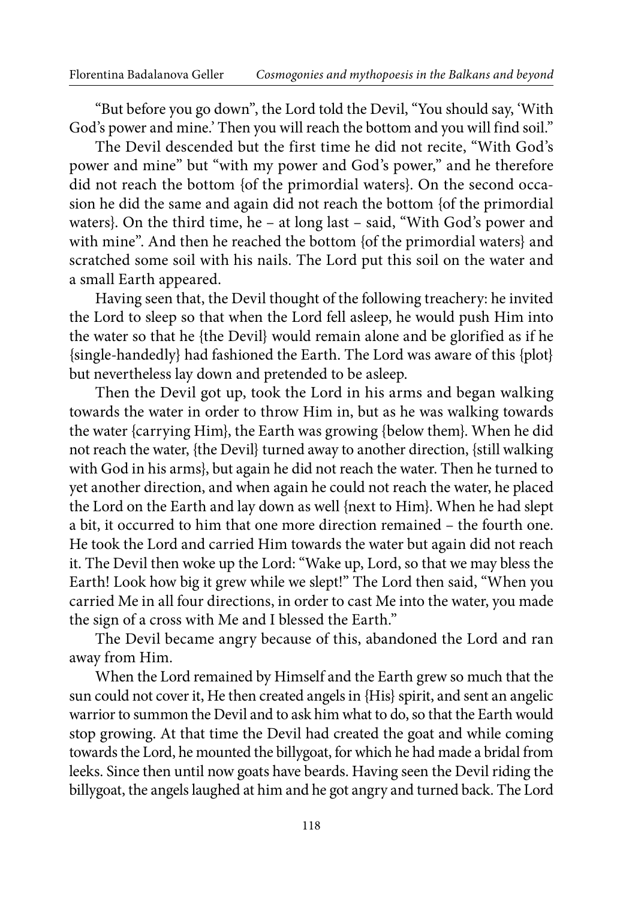"But before you go down", the Lord told the Devil, "You should say, 'With God's power and mine.' Then you will reach the bottom and you will find soil."

The Devil descended but the first time he did not recite, "With God's power and mine" but "with my power and God's power," and he therefore did not reach the bottom {of the primordial waters}. On the second occasion he did the same and again did not reach the bottom {of the primordial waters}. On the third time, he – at long last – said, "With God's power and with mine". And then he reached the bottom {of the primordial waters} and scratched some soil with his nails. The Lord put this soil on the water and a small Earth appeared.

Having seen that, the Devil thought of the following treachery: he invited the Lord to sleep so that when the Lord fell asleep, he would push Him into the water so that he {the Devil} would remain alone and be glorified as if he {single-handedly} had fashioned the Earth. The Lord was aware of this {plot} but nevertheless lay down and pretended to be asleep.

Then the Devil got up, took the Lord in his arms and began walking towards the water in order to throw Him in, but as he was walking towards the water {carrying Him}, the Earth was growing {below them}. When he did not reach the water, {the Devil} turned away to another direction, {still walking with God in his arms}, but again he did not reach the water. Then he turned to yet another direction, and when again he could not reach the water, he placed the Lord on the Earth and lay down as well {next to Him}. When he had slept a bit, it occurred to him that one more direction remained – the fourth one. He took the Lord and carried Him towards the water but again did not reach it. The Devil then woke up the Lord: "Wake up, Lord, so that we may bless the Earth! Look how big it grew while we slept!" The Lord then said, "When you carried Me in all four directions, in order to cast Me into the water, you made the sign of a cross with Me and I blessed the Earth."

The Devil became angry because of this, abandoned the Lord and ran away from Him.

When the Lord remained by Himself and the Earth grew so much that the sun could not cover it, He then created angels in {His} spirit, and sent an angelic warrior to summon the Devil and to ask him what to do, so that the Earth would stop growing. At that time the Devil had created the goat and while coming towards the Lord, he mounted the billygoat, for which he had made a bridal from leeks. Since then until now goats have beards. Having seen the Devil riding the billygoat, the angels laughed at him and he got angry and turned back. The Lord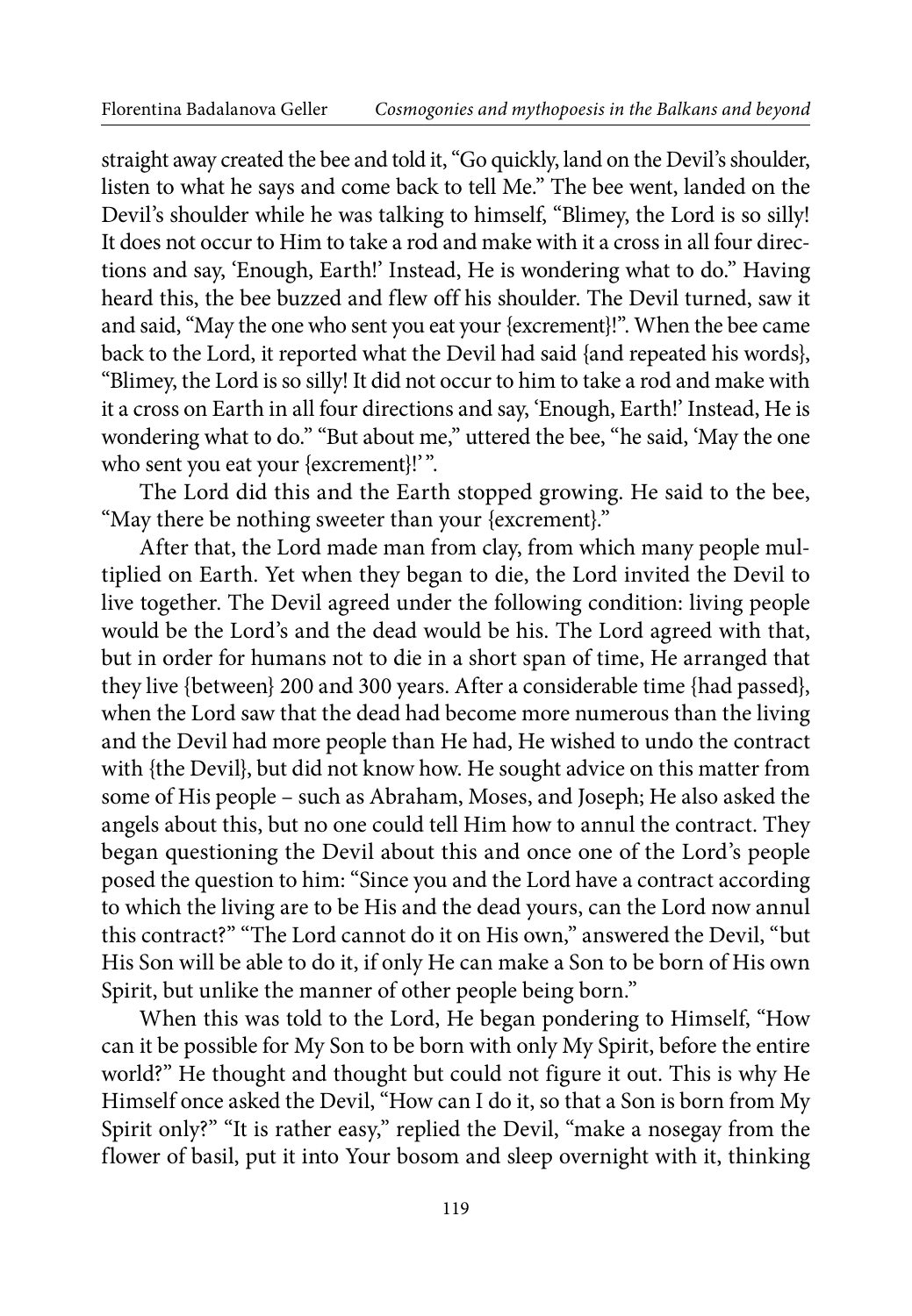straight away created the bee and told it, “Go quickly, land on the Devil’s shoulder, listen to what he says and come back to tell Me.” The bee went, landed on the Devil’s shoulder while he was talking to himself, “Blimey, the Lord is so silly! It does not occur to Him to take a rod and make with it a cross in all four directions and say, ‘Enough, Earth!’ Instead, He is wondering what to do.” Having heard this, the bee buzzed and flew off his shoulder. The Devil turned, saw it and said, “May the one who sent you eat your {excrement}!”. When the bee came back to the Lord, it reported what the Devil had said {and repeated his words}, “Blimey, the Lord is so silly! It did not occur to him to take a rod and make with it a cross on Earth in all four directions and say, ‘Enough, Earth!’ Instead, He is wondering what to do.” “But about me,” uttered the bee, “he said, ‘May the one who sent you eat your {excrement}!’ ”.

The Lord did this and the Earth stopped growing. He said to the bee, “May there be nothing sweeter than your {excrement}.”

After that, the Lord made man from clay, from which many people multiplied on Earth. Yet when they began to die, the Lord invited the Devil to live together. The Devil agreed under the following condition: living people would be the Lord’s and the dead would be his. The Lord agreed with that, but in order for humans not to die in a short span of time, He arranged that they live {between} 200 and 300 years. After a considerable time {had passed}, when the Lord saw that the dead had become more numerous than the living and the Devil had more people than He had, He wished to undo the contract with {the Devil}, but did not know how. He sought advice on this matter from some of His people – such as Abraham, Moses, and Joseph; He also asked the angels about this, but no one could tell Him how to annul the contract. They began questioning the Devil about this and once one of the Lord’s people posed the question to him: “Since you and the Lord have a contract according to which the living are to be His and the dead yours, can the Lord now annul this contract?” “The Lord cannot do it on His own,” answered the Devil, “but His Son will be able to do it, if only He can make a Son to be born of His own Spirit, but unlike the manner of other people being born.”

When this was told to the Lord, He began pondering to Himself, “How can it be possible for My Son to be born with only My Spirit, before the entire world?” He thought and thought but could not figure it out. This is why He Himself once asked the Devil, “How can I do it, so that a Son is born from My Spirit only?” “It is rather easy,” replied the Devil, “make a nosegay from the flower of basil, put it into Your bosom and sleep overnight with it, thinking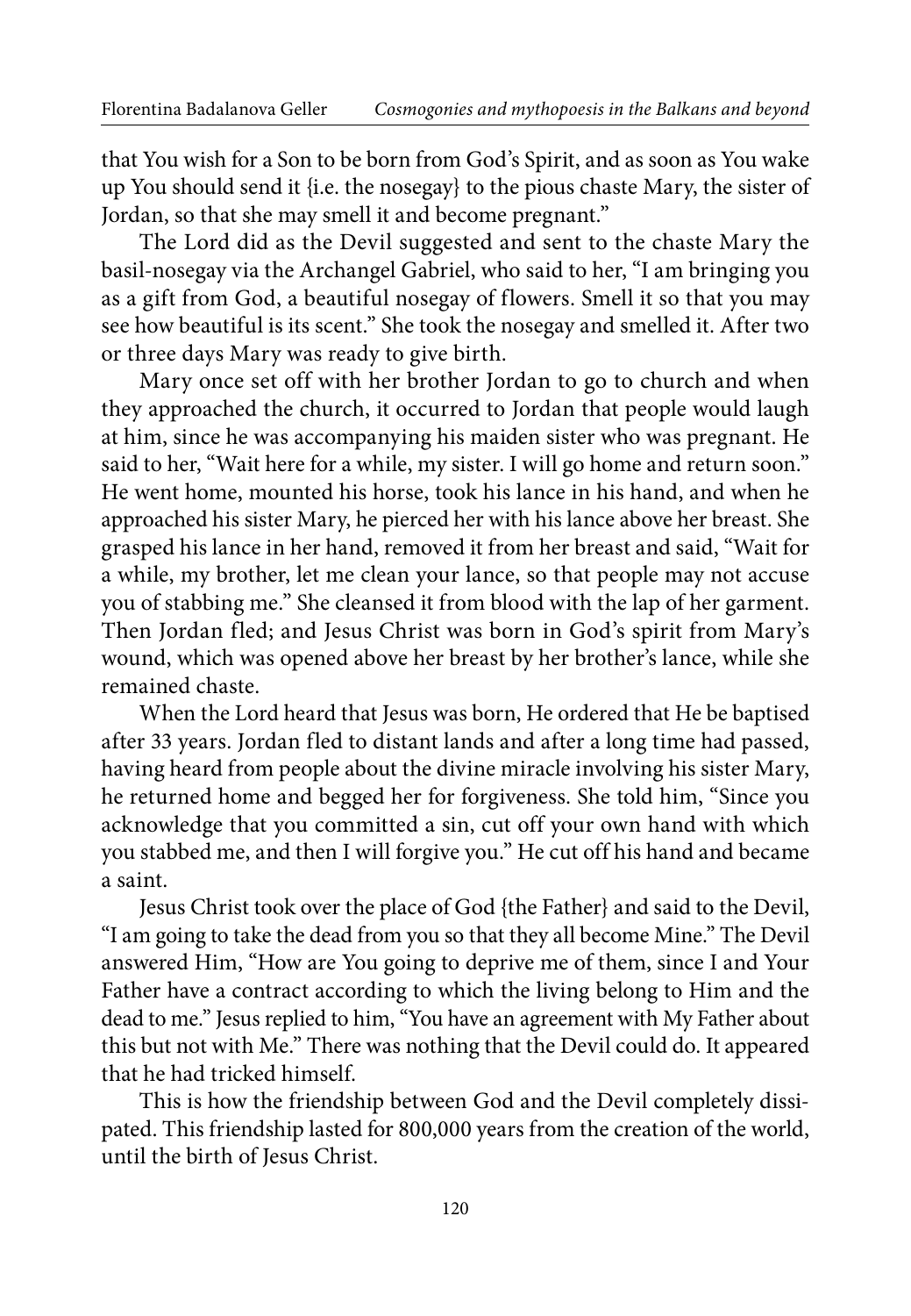that You wish for a Son to be born from God's Spirit, and as soon as You wake up You should send it {i.e. the nosegay} to the pious chaste Mary, the sister of Jordan, so that she may smell it and become pregnant."

The Lord did as the Devil suggested and sent to the chaste Mary the basil-nosegay via the Archangel Gabriel, who said to her, "I am bringing you as a gift from God, a beautiful nosegay of flowers. Smell it so that you may see how beautiful is its scent." She took the nosegay and smelled it. After two or three days Mary was ready to give birth.

Mary once set off with her brother Jordan to go to church and when they approached the church, it occurred to Jordan that people would laugh at him, since he was accompanying his maiden sister who was pregnant. He said to her, "Wait here for a while, my sister. I will go home and return soon." He went home, mounted his horse, took his lance in his hand, and when he approached his sister Mary, he pierced her with his lance above her breast. She grasped his lance in her hand, removed it from her breast and said, "Wait for a while, my brother, let me clean your lance, so that people may not accuse you of stabbing me." She cleansed it from blood with the lap of her garment. Then Jordan fled; and Jesus Christ was born in God's spirit from Mary's wound, which was opened above her breast by her brother's lance, while she remained chaste.

When the Lord heard that Jesus was born, He ordered that He be baptised after 33 years. Jordan fled to distant lands and after a long time had passed, having heard from people about the divine miracle involving his sister Mary, he returned home and begged her for forgiveness. She told him, "Since you acknowledge that you committed a sin, cut off your own hand with which you stabbed me, and then I will forgive you." He cut off his hand and became a saint.

Jesus Christ took over the place of God {the Father} and said to the Devil, "I am going to take the dead from you so that they all become Mine." The Devil answered Him, "How are You going to deprive me of them, since I and Your Father have a contract according to which the living belong to Him and the dead to me." Jesus replied to him, "You have an agreement with My Father about this but not with Me." There was nothing that the Devil could do. It appeared that he had tricked himself.

This is how the friendship between God and the Devil completely dissipated. This friendship lasted for 800,000 years from the creation of the world, until the birth of Jesus Christ.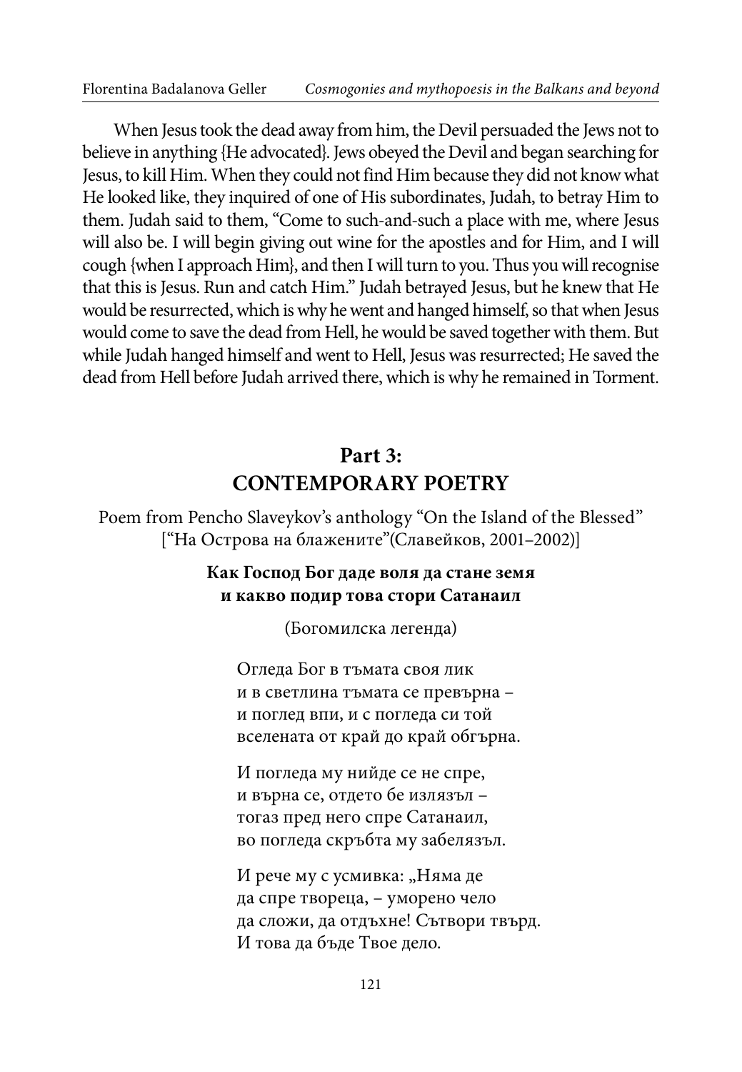When Jesus took the dead away from him, the Devil persuaded the Jews not to believe in anything {He advocated}. Jews obeyed the Devil and began searching for Jesus, to kill Him. When they could not find Him because they did not know what He looked like, they inquired of one of His subordinates, Judah, to betray Him to them. Judah said to them, "Come to such-and-such a place with me, where Jesus will also be. I will begin giving out wine for the apostles and for Him, and I will cough {when I approach Him}, and then I will turn to you. Thus you will recognise that this is Jesus. Run and catch Him." Judah betrayed Jesus, but he knew that He would be resurrected, which is why he went and hanged himself, so that when Jesus would come to save the dead from Hell, he would be saved together with them. But while Judah hanged himself and went to Hell, Jesus was resurrected; He saved the dead from Hell before Judah arrived there, which is why he remained in Torment.

## Part 3: CONTEMPORARY POETRY

Poem from Pencho Slaveykov's anthology "On the Island of the Blessed" ["На Острова на блажените"(Славейков, 2001–2002)]

### Как Господ Бог даде воля да стане земя и какво подир това стори Сатанаил

(Богомилска легенда)

Огледа Бог в тъмата своя лик
и в светлина тъмата се превърна –
и поглед впи, и с погледа си той
вселената от край до край обгърна.

И погледа му нийде се не спре,
и върна се, отдето бе излязъл –
тогаз пред него спре Сатанаил,
во погледа скръбта му забелязъл.

И рече му с усмивка: „Няма де
да спре твореца, – уморено чело
да сложи, да отдъхне! Сътвори твърд.
И това да бъде Твое дело.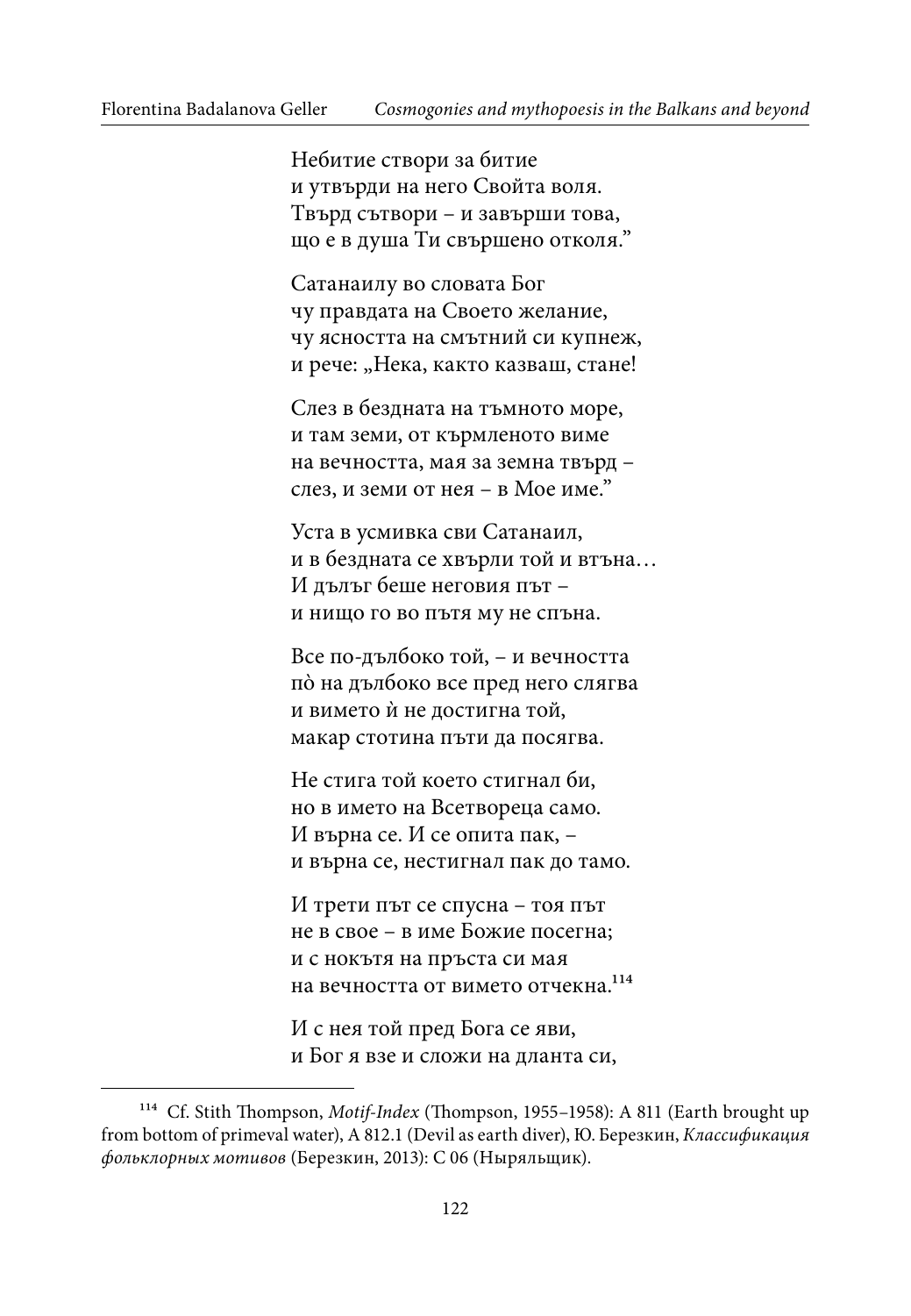Небитие створи за битие
и утвърди на него Свойта воля.
Твърд сътвори – и завърши това,
що е в душа Ти свършено отколя.”

Сатанаилу во словата Бог
чу правдата на Своето желание,
чу ясността на смътний си купнеж,
и рече: „Нека, както казваш, стане!

Слез в бездната на тъмното море,
и там земи, от кърменото виме
на вечността, мая за земна твърд –
слез, и земи от нея – в Мое име.”

Уста в усмивка сви Сатанаил,
и в бездната се хвърли той и втъна…
И дълъг беше неговия път –
и нищо го во пътя му не спъна.

Все по-дълбоко той, – и вечността
пò на дълбоко все пред него слягва
и вимето ѝ не достигна той,
макар стотина пъти да посягва.

Не стига той което стигнал би,
но в името на Всетвореца само.
И върна се. И се опита пак, –
и върна се, нестигнал пак до тамо.

И трети път се спусна – тоя път
не в свое – в име Божие посегна;
и с нокътя на пръста си мая
на вечността от вимето отчекна.[114]

И с нея той пред Бога се яви,
и Бог я взе и сложи на дланта си,

---

[114] Cf. Stith Thompson, *Motif-Index* (Thompson, 1955–1958): A 811 (Earth brought up from bottom of primeval water), A 812.1 (Devil as earth diver), Ю. Березкин, *Классификация фольклорных мотивов* (Березкин, 2013): C 06 (Ныряльщик).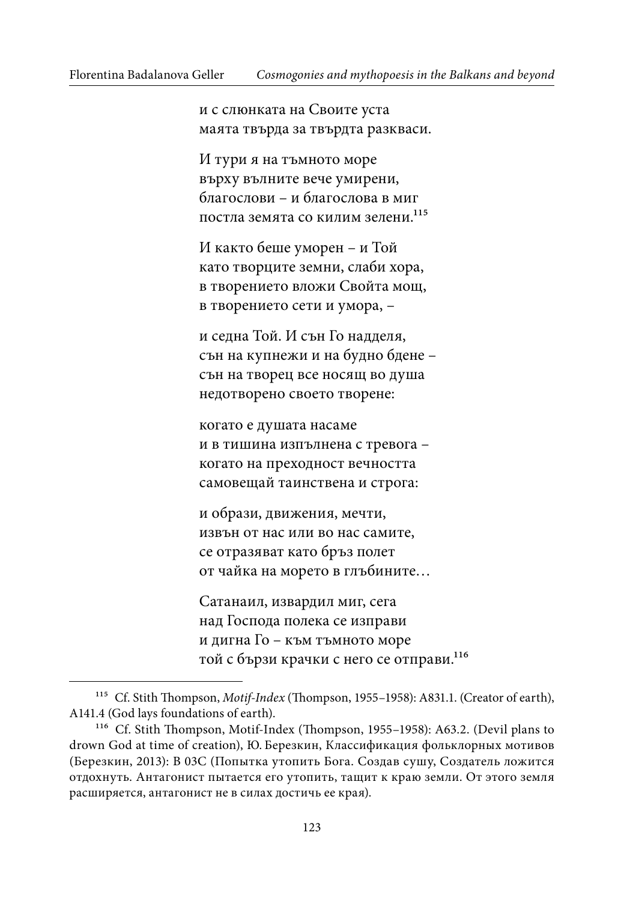и с слюнката на Своите уста  
маята твърда за твърдта разкваси.

И тури я на тъмното море  
върху вълните вече умирени,  
благослови – и благослова в миг  
постла земята со килим зелени.[115]

И както беше уморен – и Той  
като творците земни, слаби хора,  
в творението вложи Свойта мощ,  
в творението сети и умора, –

и седна Той. И сън Го надделя,  
сън на купнежи и на будно бдене –  
сън на творец все носящ во душа  
недотворено своето творене:

когато е душата насаме  
и в тишина изпълнена с тревога –  
когато на преходност вечността  
самовещай таинствена и строга:

и образи, движения, мечти,  
извън от нас или во нас самите,  
се отразяват като бръз полет  
от чайка на морето в глъбините…

Сатанаил, извардил миг, сега  
над Господа полека се изправи  
и дигна Го – към тъмното море  
той с бързи крачки с него се отправи.[116]

---

[115] Cf. Stith Thompson, *Motif-Index* (Thompson, 1955–1958): A831.1. (Creator of earth), A141.4 (God lays foundations of earth).

[116] Cf. Stith Thompson, Motif-Index (Thompson, 1955–1958): A63.2. (Devil plans to drown God at time of creation), Ю. Березкин, Классификация фольклорных мотивов (Березкин, 2013): B 03C (Попытка утопить Бога. Создав сушу, Создатель ложится отдохнуть. Антагонист пытается его утопить, тащит к краю земли. От этого земля расширяется, антагонист не в силах достичь ее края).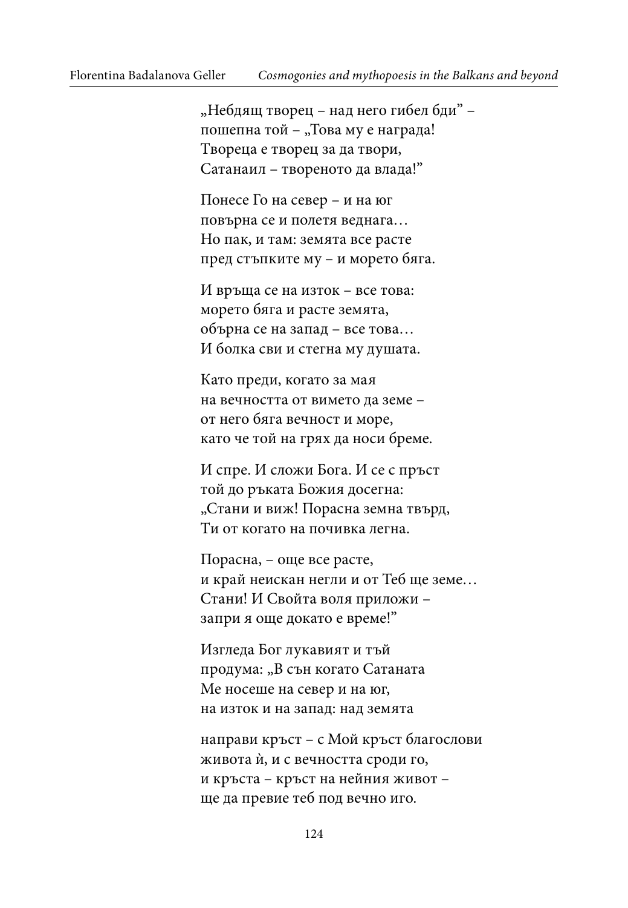„Небдящ творец – над него гибел бди" –
пошепна той – „Това му е награда!
Твореца е творец за да твори,
Сатанаил – твореното да влада!"

Понесе Го на север – и на юг
повърна се и полетя веднага…
Но пак, и там: земята все расте
пред стъпките му – и морето бяга.

И връща се на изток – все това:
морето бяга и расте земята,
обърна се на запад – все това…
И болка сви и стегна му душата.

Като преди, когато за мая
на вечността от вимето да земе –
от него бяга вечност и море,
като че той на грях да носи бреме.

И спре. И сложи Бога. И се с пръст
той до ръката Божия досегна:
„Стани и виж! Порасна земна твърд,
Ти от когато на почивка легна.

Порасна, – още все расте,
и край неискан негли и от Теб ще земе…
Стани! И Своята воля приложи –
запри я още докато е време!"

Изгледа Бог лукавият и тъй
продума: „В сън когато Сатаната
Ме носеше на север и на юг,
на изток и на запад: над земята

направи кръст – с Мой кръст благослови
живота ѝ, и с вечността сроди го,
и кръста – кръст на нейния живот –
ще да превие теб под вечно иго.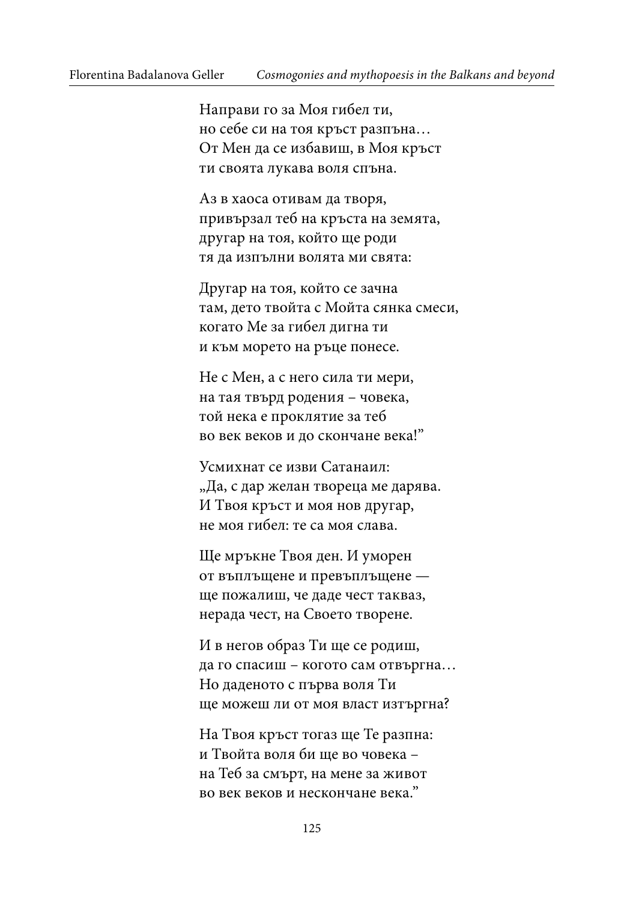Направи го за Моя гибел ти,  
но себе си на тоя кръст разпъна…  
От Мен да се избавиш, в Моя кръст  
ти своята лукава воля спъна.

Аз в хаоса отивам да творя,  
привързал теб на кръста на земята,  
другар на тоя, който ще роди  
тя да изпълни волята ми свята:

Другар на тоя, който се зачна  
там, дето твойта с Мойта сянка смеси,  
когато Ме за гибел дигна ти  
и към морето на ръце понесе.

Не с Мен, а с него сила ти мери,  
на тая твърд родения – човека,  
той нека е проклятие за теб  
во век веков и до скончане века!"

Усмихнат се изви Сатанаил:  
„Да, с дар желан твореца ме дарява.  
И Твоя кръст и моя нов другар,  
не моя гибел: те са моя слава.

Ще мръкне Твоя ден. И уморен  
от въплъщене и превъплъщене —  
ще пожалиш, че даде чест такваз,  
нерада чест, на Своето творене.

И в негов образ Ти ще се родиш,  
да го спасиш – когото сам отвъргна…  
Но даденото с първа воля Ти  
ще можеш ли от моя власт изтъргна?

На Твоя кръст тогаз ще Те разпна:  
и Твойта воля би ще во човека –  
на Теб за смърт, на мене за живот  
во век веков и нескончане века."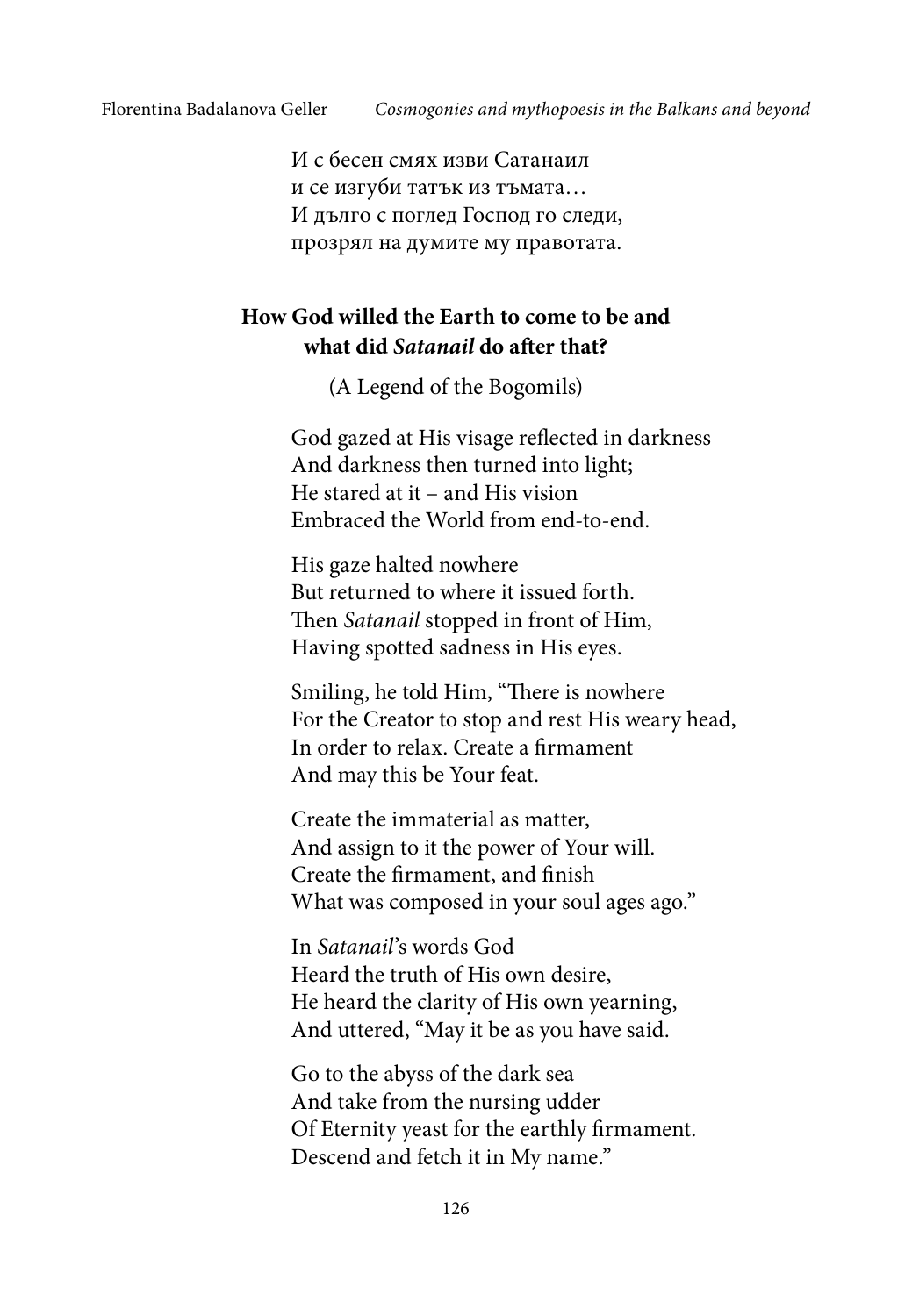И с бесен смях изви Сатанаил
и се изгуби татък из тъмата…
И дълго с поглед Господ го следи,
прозрял на думите му правотата.

**How God willed the Earth to come to be and what did *Satanail* do after that?**

(A Legend of the Bogomils)

God gazed at His visage reflected in darkness
And darkness then turned into light;
He stared at it – and His vision
Embraced the World from end-to-end.

His gaze halted nowhere
But returned to where it issued forth.
Then *Satanail* stopped in front of Him,
Having spotted sadness in His eyes.

Smiling, he told Him, "There is nowhere
For the Creator to stop and rest His weary head,
In order to relax. Create a firmament
And may this be Your feat.

Create the immaterial as matter,
And assign to it the power of Your will.
Create the firmament, and finish
What was composed in your soul ages ago."

In *Satanail*'s words God
Heard the truth of His own desire,
He heard the clarity of His own yearning,
And uttered, "May it be as you have said.

Go to the abyss of the dark sea
And take from the nursing udder
Of Eternity yeast for the earthly firmament.
Descend and fetch it in My name."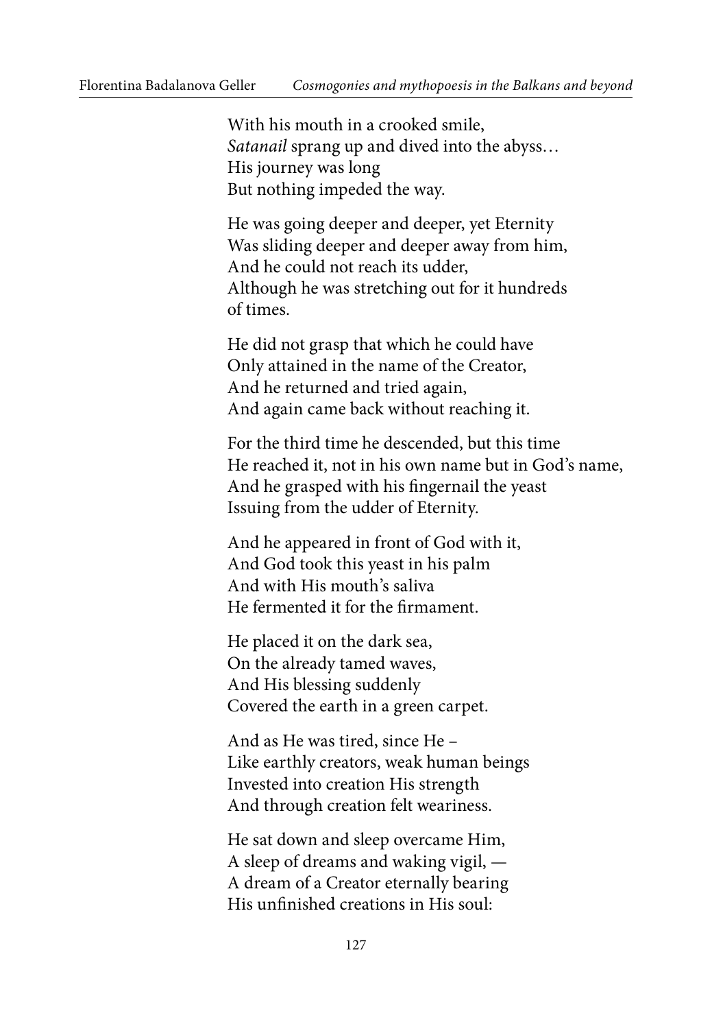With his mouth in a crooked smile,
*Satanail* sprang up and dived into the abyss…
His journey was long
But nothing impeded the way.

He was going deeper and deeper, yet Eternity
Was sliding deeper and deeper away from him,
And he could not reach its udder,
Although he was stretching out for it hundreds of times.

He did not grasp that which he could have
Only attained in the name of the Creator,
And he returned and tried again,
And again came back without reaching it.

For the third time he descended, but this time
He reached it, not in his own name but in God's name,
And he grasped with his fingernail the yeast
Issuing from the udder of Eternity.

And he appeared in front of God with it,
And God took this yeast in his palm
And with His mouth's saliva
He fermented it for the firmament.

He placed it on the dark sea,
On the already tamed waves,
And His blessing suddenly
Covered the earth in a green carpet.

And as He was tired, since He –
Like earthly creators, weak human beings
Invested into creation His strength
And through creation felt weariness.

He sat down and sleep overcame Him,
A sleep of dreams and waking vigil, —
A dream of a Creator eternally bearing
His unfinished creations in His soul: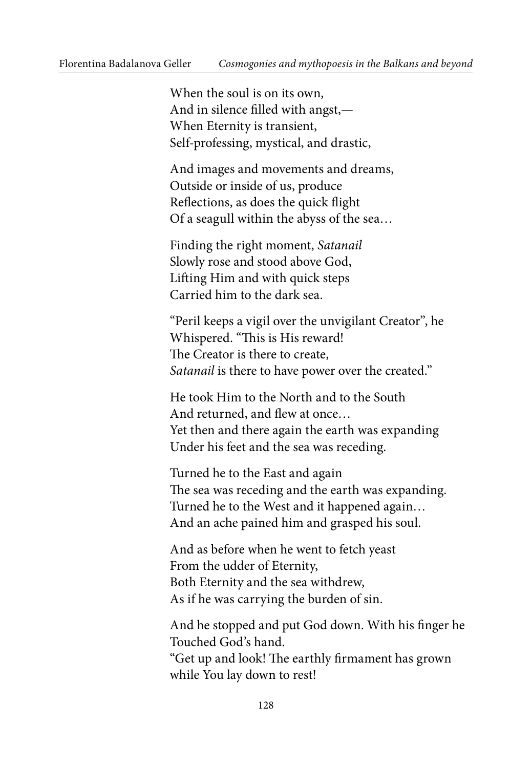When the soul is on its own,  
And in silence filled with angst,—  
When Eternity is transient,  
Self-professing, mystical, and drastic,

And images and movements and dreams,  
Outside or inside of us, produce  
Reflections, as does the quick flight  
Of a seagull within the abyss of the sea…

Finding the right moment, *Satanail*  
Slowly rose and stood above God,  
Lifting Him and with quick steps  
Carried him to the dark sea.

"Peril keeps a vigil over the unvigilant Creator", he  
Whispered. "This is His reward!  
The Creator is there to create,  
*Satanail* is there to have power over the created."

He took Him to the North and to the South  
And returned, and flew at once…  
Yet then and there again the earth was expanding  
Under his feet and the sea was receding.

Turned he to the East and again  
The sea was receding and the earth was expanding.  
Turned he to the West and it happened again…  
And an ache pained him and grasped his soul.

And as before when he went to fetch yeast  
From the udder of Eternity,  
Both Eternity and the sea withdrew,  
As if he was carrying the burden of sin.

And he stopped and put God down. With his finger he  
Touched God's hand.  
"Get up and look! The earthly firmament has grown  
while You lay down to rest!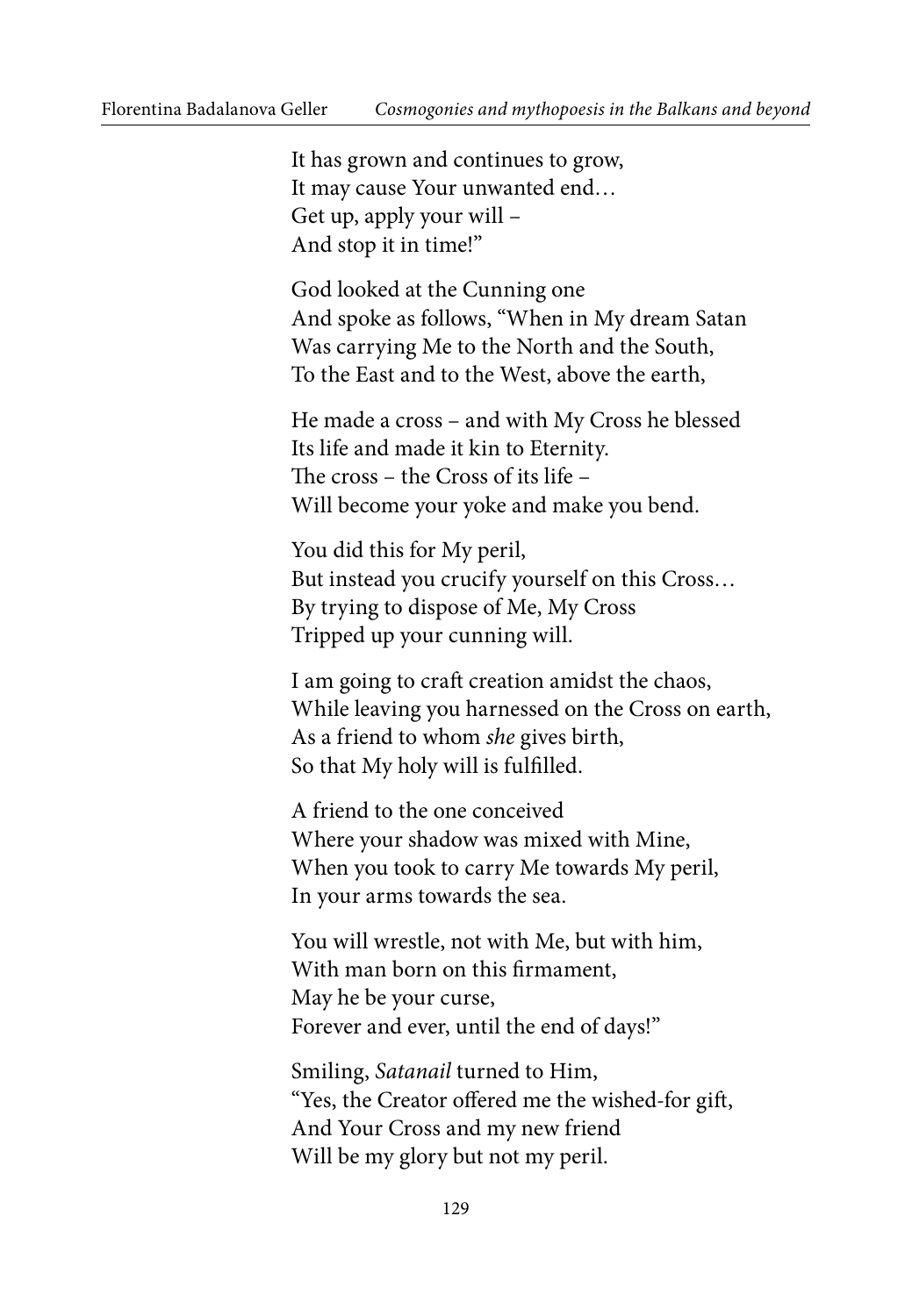It has grown and continues to grow,  
It may cause Your unwanted end…  
Get up, apply your will –  
And stop it in time!"

God looked at the Cunning one  
And spoke as follows, "When in My dream Satan  
Was carrying Me to the North and the South,  
To the East and to the West, above the earth,

He made a cross – and with My Cross he blessed  
Its life and made it kin to Eternity.  
The cross – the Cross of its life –  
Will become your yoke and make you bend.

You did this for My peril,  
But instead you crucify yourself on this Cross…  
By trying to dispose of Me, My Cross  
Tripped up your cunning will.

I am going to craft creation amidst the chaos,  
While leaving you harnessed on the Cross on earth,  
As a friend to whom *she* gives birth,  
So that My holy will is fulfilled.

A friend to the one conceived  
Where your shadow was mixed with Mine,  
When you took to carry Me towards My peril,  
In your arms towards the sea.

You will wrestle, not with Me, but with him,  
With man born on this firmament,  
May he be your curse,  
Forever and ever, until the end of days!"

Smiling, *Satanail* turned to Him,  
"Yes, the Creator offered me the wished-for gift,  
And Your Cross and my new friend  
Will be my glory but not my peril.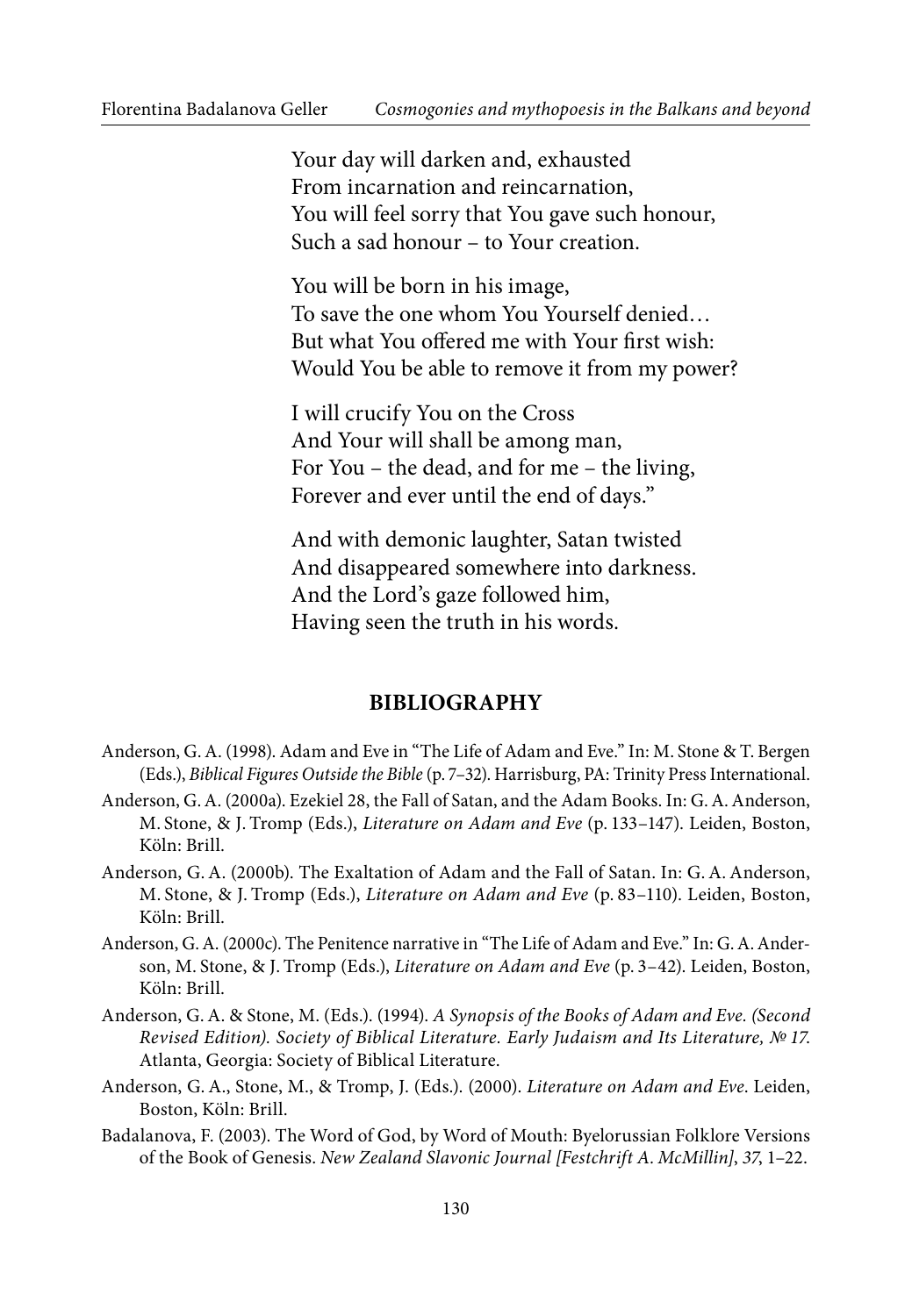Your day will darken and, exhausted  
From incarnation and reincarnation,  
You will feel sorry that You gave such honour,  
Such a sad honour – to Your creation.

You will be born in his image,  
To save the one whom You Yourself denied…  
But what You offered me with Your first wish:  
Would You be able to remove it from my power?

I will crucify You on the Cross  
And Your will shall be among man,  
For You – the dead, and for me – the living,  
Forever and ever until the end of days."

And with demonic laughter, Satan twisted  
And disappeared somewhere into darkness.  
And the Lord's gaze followed him,  
Having seen the truth in his words.

## BIBLIOGRAPHY

Anderson, G. A. (1998). Adam and Eve in "The Life of Adam and Eve." In: M. Stone & T. Bergen (Eds.), *Biblical Figures Outside the Bible* (p. 7–32). Harrisburg, PA: Trinity Press International.

Anderson, G. A. (2000a). Ezekiel 28, the Fall of Satan, and the Adam Books. In: G. A. Anderson, M. Stone, & J. Tromp (Eds.), *Literature on Adam and Eve* (p. 133–147). Leiden, Boston, Köln: Brill.

Anderson, G. A. (2000b). The Exaltation of Adam and the Fall of Satan. In: G. A. Anderson, M. Stone, & J. Tromp (Eds.), *Literature on Adam and Eve* (p. 83–110). Leiden, Boston, Köln: Brill.

Anderson, G. A. (2000c). The Penitence narrative in "The Life of Adam and Eve." In: G. A. Anderson, M. Stone, & J. Tromp (Eds.), *Literature on Adam and Eve* (p. 3–42). Leiden, Boston, Köln: Brill.

Anderson, G. A. & Stone, M. (Eds.). (1994). *A Synopsis of the Books of Adam and Eve. (Second Revised Edition). Society of Biblical Literature. Early Judaism and Its Literature, № 17.* Atlanta, Georgia: Society of Biblical Literature.

Anderson, G. A., Stone, M., & Tromp, J. (Eds.). (2000). *Literature on Adam and Eve.* Leiden, Boston, Köln: Brill.

Badalanova, F. (2003). The Word of God, by Word of Mouth: Byelorussian Folklore Versions of the Book of Genesis. *New Zealand Slavonic Journal [Festchrift A. McMillin]*, *37*, 1–22.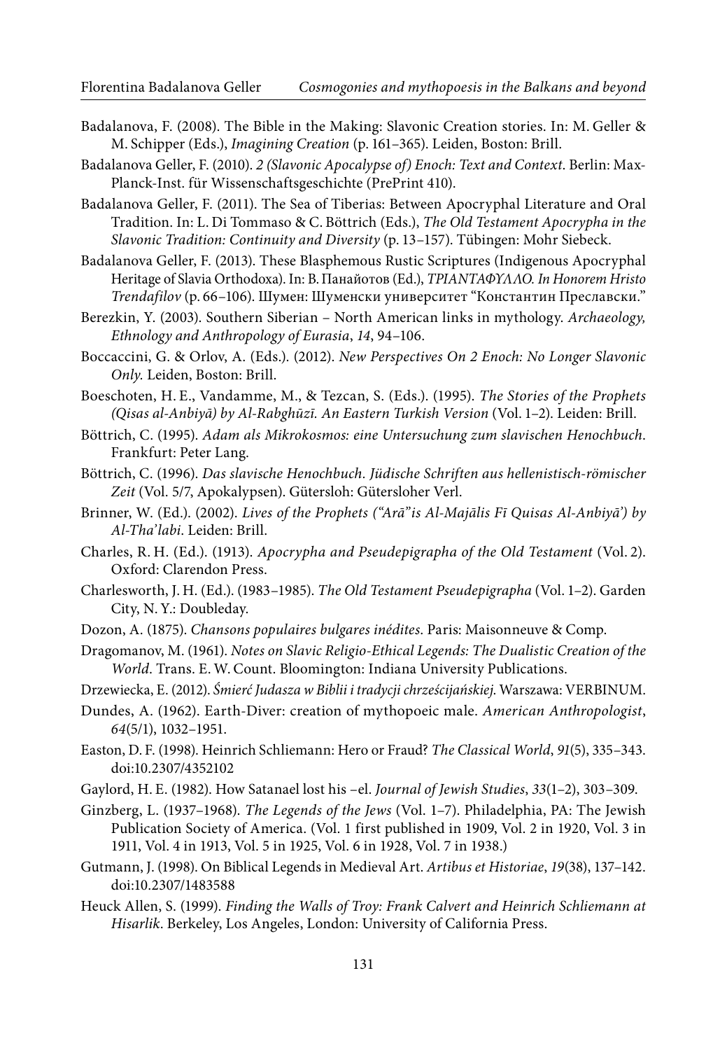Badalanova, F. (2008). The Bible in the Making: Slavonic Creation stories. In: M. Geller & M. Schipper (Eds.), *Imagining Creation* (p. 161–365). Leiden, Boston: Brill.

Badalanova Geller, F. (2010). *2 (Slavonic Apocalypse of) Enoch: Text and Context*. Berlin: Max-Planck-Inst. für Wissenschaftsgeschichte (PrePrint 410).

Badalanova Geller, F. (2011). The Sea of Tiberias: Between Apocryphal Literature and Oral Tradition. In: L. Di Tommaso & C. Böttrich (Eds.), *The Old Testament Apocrypha in the Slavonic Tradition: Continuity and Diversity* (p. 13–157). Tübingen: Mohr Siebeck.

Badalanova Geller, F. (2013). These Blasphemous Rustic Scriptures (Indigenous Apocryphal Heritage of Slavia Orthodoxa). In: В. Панайотов (Ed.), *ΤΡΙΑΝΤΑΦΥΛΛΟ. In Honorem Hristo Trendafilov* (p. 66–106). Шумен: Шуменски университет "Константин Преславски."

Berezkin, Y. (2003). Southern Siberian – North American links in mythology. *Archaeology, Ethnology and Anthropology of Eurasia*, *14*, 94–106.

Boccaccini, G. & Orlov, A. (Eds.). (2012). *New Perspectives On 2 Enoch: No Longer Slavonic Only.* Leiden, Boston: Brill.

Boeschoten, H. E., Vandamme, M., & Tezcan, S. (Eds.). (1995). *The Stories of the Prophets (Qisas al-Anbiyā) by Al-Rabghūzī. An Eastern Turkish Version* (Vol. 1–2). Leiden: Brill.

Böttrich, C. (1995). *Adam als Mikrokosmos: eine Untersuchung zum slavischen Henochbuch*. Frankfurt: Peter Lang.

Böttrich, C. (1996). *Das slavische Henochbuch. Jüdische Schriften aus hellenistisch-römischer Zeit* (Vol. 5/7, Apokalypsen). Gütersloh: Gütersloher Verl.

Brinner, W. (Ed.). (2002). *Lives of the Prophets ("Arā"is Al-Majālis Fī Quisas Al-Anbiyā') by Al-Tha'labi*. Leiden: Brill.

Charles, R. H. (Ed.). (1913). *Apocrypha and Pseudepigrapha of the Old Testament* (Vol. 2). Oxford: Clarendon Press.

Charlesworth, J. H. (Ed.). (1983–1985). *The Old Testament Pseudepigrapha* (Vol. 1–2). Garden City, N. Y.: Doubleday.

Dozon, A. (1875). *Chansons populaires bulgares inédites*. Paris: Maisonneuve & Comp.

Dragomanov, M. (1961). *Notes on Slavic Religio-Ethical Legends: The Dualistic Creation of the World*. Trans. E. W. Count. Bloomington: Indiana University Publications.

Drzewiecka, E. (2012). *Śmierć Judasza w Biblii i tradycji chrześcijańskiej.* Warszawa: VERBINUM.

Dundes, A. (1962). Earth-Diver: creation of mythopoeic male. *American Anthropologist*, *64*(5/1), 1032–1951.

Easton, D. F. (1998). Heinrich Schliemann: Hero or Fraud? *The Classical World*, *91*(5), 335–343. doi:10.2307/4352102

Gaylord, H. E. (1982). How Satanael lost his –el. *Journal of Jewish Studies*, *33*(1–2), 303–309.

Ginzberg, L. (1937–1968). *The Legends of the Jews* (Vol. 1–7). Philadelphia, PA: The Jewish Publication Society of America. (Vol. 1 first published in 1909, Vol. 2 in 1920, Vol. 3 in 1911, Vol. 4 in 1913, Vol. 5 in 1925, Vol. 6 in 1928, Vol. 7 in 1938.)

Gutmann, J. (1998). On Biblical Legends in Medieval Art. *Artibus et Historiae*, *19*(38), 137–142. doi:10.2307/1483588

Heuck Allen, S. (1999). *Finding the Walls of Troy: Frank Calvert and Heinrich Schliemann at Hisarlik*. Berkeley, Los Angeles, London: University of California Press.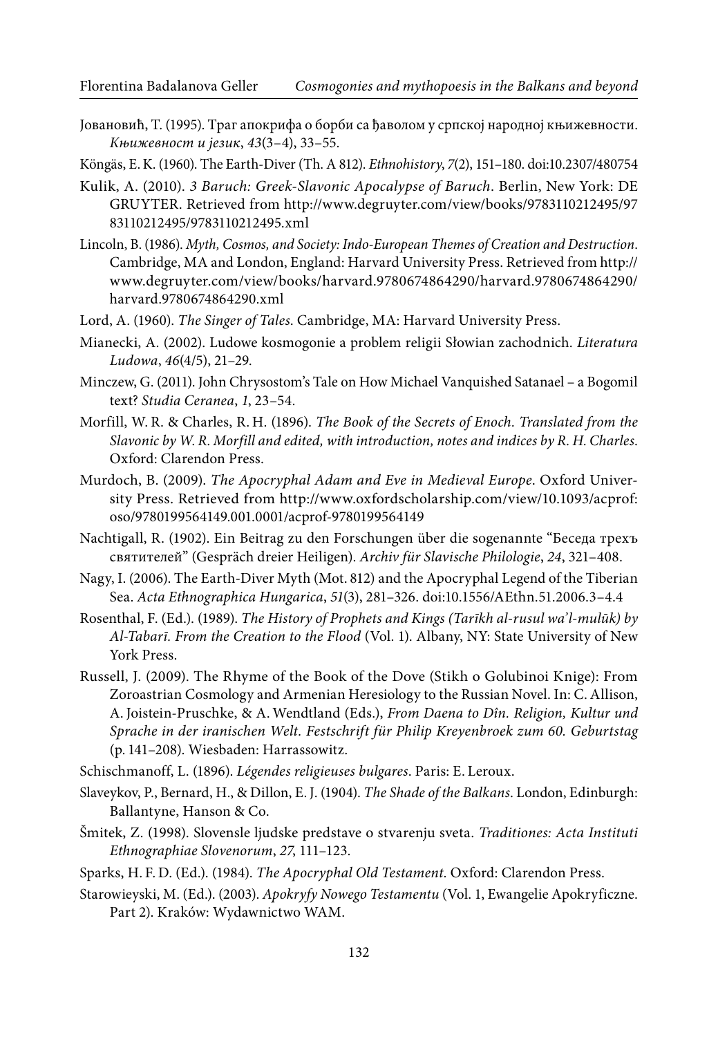Јовановић, Т. (1995). Траг апокрифа о борби са ђаволом у српској народној књижевности. *Књижевност и језик*, *43*(3–4), 33–55.

Köngäs, E. K. (1960). The Earth-Diver (Th. A 812). *Ethnohistory*, *7*(2), 151–180. doi:10.2307/480754

Kulik, A. (2010). *3 Baruch: Greek-Slavonic Apocalypse of Baruch*. Berlin, New York: DE GRUYTER. Retrieved from http://www.degruyter.com/view/books/9783110212495/9783110212495/9783110212495.xml

Lincoln, B. (1986). *Myth, Cosmos, and Society: Indo-European Themes of Creation and Destruction*. Cambridge, MA and London, England: Harvard University Press. Retrieved from http://www.degruyter.com/view/books/harvard.9780674864290/harvard.9780674864290/harvard.9780674864290.xml

Lord, A. (1960). *The Singer of Tales*. Cambridge, MA: Harvard University Press.

Mianecki, A. (2002). Ludowe kosmogonie a problem religii Słowian zachodnich. *Literatura Ludowa*, *46*(4/5), 21–29.

Minczew, G. (2011). John Chrysostom's Tale on How Michael Vanquished Satanael – a Bogomil text? *Studia Ceranea*, *1*, 23–54.

Morfill, W. R. & Charles, R. H. (1896). *The Book of the Secrets of Enoch. Translated from the Slavonic by W. R. Morfill and edited, with introduction, notes and indices by R. H. Charles*. Oxford: Clarendon Press.

Murdoch, B. (2009). *The Apocryphal Adam and Eve in Medieval Europe*. Oxford University Press. Retrieved from http://www.oxfordscholarship.com/view/10.1093/acprof:oso/9780199564149.001.0001/acprof-9780199564149

Nachtigall, R. (1902). Ein Beitrag zu den Forschungen über die sogenannte "Беседа трехъ святителей" (Gespräch dreier Heiligen). *Archiv für Slavische Philologie*, *24*, 321–408.

Nagy, I. (2006). The Earth-Diver Myth (Mot. 812) and the Apocryphal Legend of the Tiberian Sea. *Acta Ethnographica Hungarica*, *51*(3), 281–326. doi:10.1556/AEthn.51.2006.3–4.4

Rosenthal, F. (Ed.). (1989). *The History of Prophets and Kings (Tarīkh al-rusul wa'l-mulūk) by Al-Tabarī. From the Creation to the Flood* (Vol. 1). Albany, NY: State University of New York Press.

Russell, J. (2009). The Rhyme of the Book of the Dove (Stikh o Golubinoi Knige): From Zoroastrian Cosmology and Armenian Heresiology to the Russian Novel. In: C. Allison, A. Joistein-Pruschke, & A. Wendtland (Eds.), *From Daena to Dîn. Religion, Kultur und Sprache in der iranischen Welt. Festschrift für Philip Kreyenbroek zum 60. Geburtstag* (p. 141–208). Wiesbaden: Harrassowitz.

Schischmanoff, L. (1896). *Légendes religieuses bulgares*. Paris: E. Leroux.

Slaveykov, P., Bernard, H., & Dillon, E. J. (1904). *The Shade of the Balkans*. London, Edinburgh: Ballantyne, Hanson & Co.

Šmitek, Z. (1998). Slovensle ljudske predstave o stvarenju sveta. *Traditiones: Acta Instituti Ethnographiae Slovenorum*, *27*, 111–123.

Sparks, H. F. D. (Ed.). (1984). *The Apocryphal Old Testament*. Oxford: Clarendon Press.

Starowieyski, M. (Ed.). (2003). *Apokryfy Nowego Testamentu* (Vol. 1, Ewangelie Apokryficzne. Part 2). Kraków: Wydawnictwo WAM.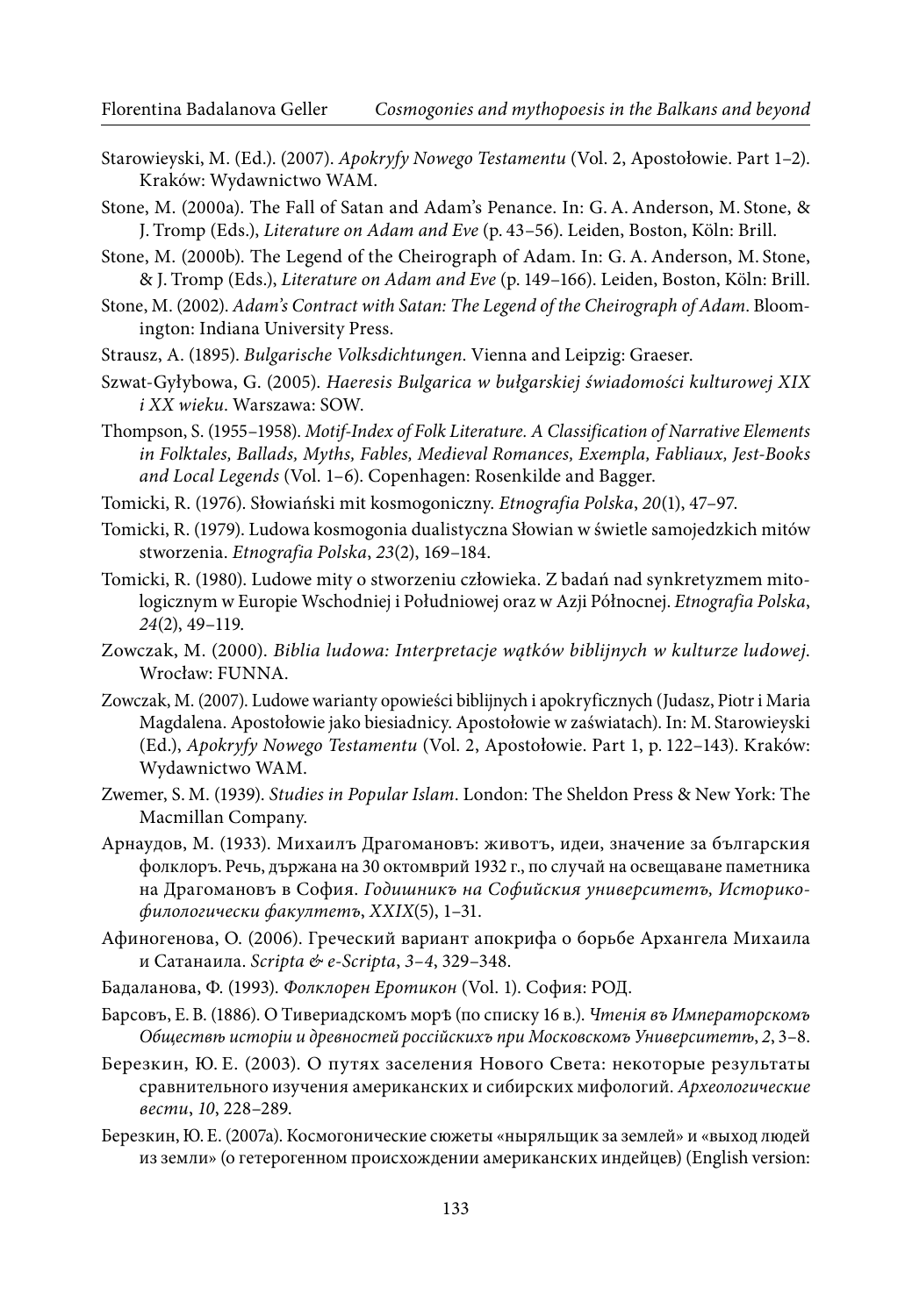Starowieyski, M. (Ed.). (2007). *Apokryfy Nowego Testamentu* (Vol. 2, Apostołowie. Part 1–2). Kraków: Wydawnictwo WAM.

Stone, M. (2000a). The Fall of Satan and Adam's Penance. In: G. A. Anderson, M. Stone, & J. Tromp (Eds.), *Literature on Adam and Eve* (p. 43–56). Leiden, Boston, Köln: Brill.

Stone, M. (2000b). The Legend of the Cheirograph of Adam. In: G. A. Anderson, M. Stone, & J. Tromp (Eds.), *Literature on Adam and Eve* (p. 149–166). Leiden, Boston, Köln: Brill.

Stone, M. (2002). *Adam's Contract with Satan: The Legend of the Cheirograph of Adam*. Bloomington: Indiana University Press.

Strausz, A. (1895). *Bulgarische Volksdichtungen*. Vienna and Leipzig: Graeser.

Szwat-Gyłybowa, G. (2005). *Haeresis Bulgarica w bułgarskiej świadomości kulturowej XIX i XX wieku*. Warszawa: SOW.

Thompson, S. (1955–1958). *Motif-Index of Folk Literature. A Classification of Narrative Elements in Folktales, Ballads, Myths, Fables, Medieval Romances, Exempla, Fabliaux, Jest-Books and Local Legends* (Vol. 1–6). Copenhagen: Rosenkilde and Bagger.

Tomicki, R. (1976). Słowiański mit kosmogoniczny. *Etnografia Polska*, *20*(1), 47–97.

Tomicki, R. (1979). Ludowa kosmogonia dualistyczna Słowian w świetle samojedzkich mitów stworzenia. *Etnografia Polska*, *23*(2), 169–184.

Tomicki, R. (1980). Ludowe mity o stworzeniu człowieka. Z badań nad synkretyzmem mitologicznym w Europie Wschodniej i Południowej oraz w Azji Północnej. *Etnografia Polska*, *24*(2), 49–119.

Zowczak, M. (2000). *Biblia ludowa: Interpretacje wątków biblijnych w kulturze ludowej*. Wrocław: FUNNA.

Zowczak, M. (2007). Ludowe warianty opowieści biblijnych i apokryficznych (Judasz, Piotr i Maria Magdalena. Apostołowie jako biesiadnicy. Apostołowie w zaświatach). In: M. Starowieyski (Ed.), *Apokryfy Nowego Testamentu* (Vol. 2, Apostołowie. Part 1, p. 122–143). Kraków: Wydawnictwo WAM.

Zwemer, S. M. (1939). *Studies in Popular Islam*. London: The Sheldon Press & New York: The Macmillan Company.

Арнаудов, М. (1933). Михаилъ Драгомановъ: животъ, идеи, значение за българския фолклоръ. Речь, държана на 30 октомврий 1932 г., по случай на освещаване паметника на Драгомановъ в София. *Годишникъ на Софийския университетъ, Историко-филологически факултетъ*, *XXIX*(5), 1–31.

Афиногенова, О. (2006). Греческий вариант апокрифа о борьбе Архангела Михаила и Сатанаила. *Scripta & e-Scripta*, *3–4*, 329–348.

Бадаланова, Ф. (1993). *Фолклорен Еротикон* (Vol. 1). София: РОД.

Барсовъ, Е. В. (1886). О Тивериадскомъ морѣ (по списку 16 в.). *Чтенія въ Императорскомъ Обществѣ исторіи и древностей россійскихъ при Московскомъ Университетѣ*, *2*, 3–8.

Березкин, Ю. Е. (2003). О путях заселения Нового Света: некоторые результаты сравнительного изучения американских и сибирских мифологий. *Археологические вести*, *10*, 228–289.

Березкин, Ю. Е. (2007a). Космогонические сюжеты «ныряльщик за землей» и «выход людей из земли» (о гетерогенном происхождении американских индейцев) (English version: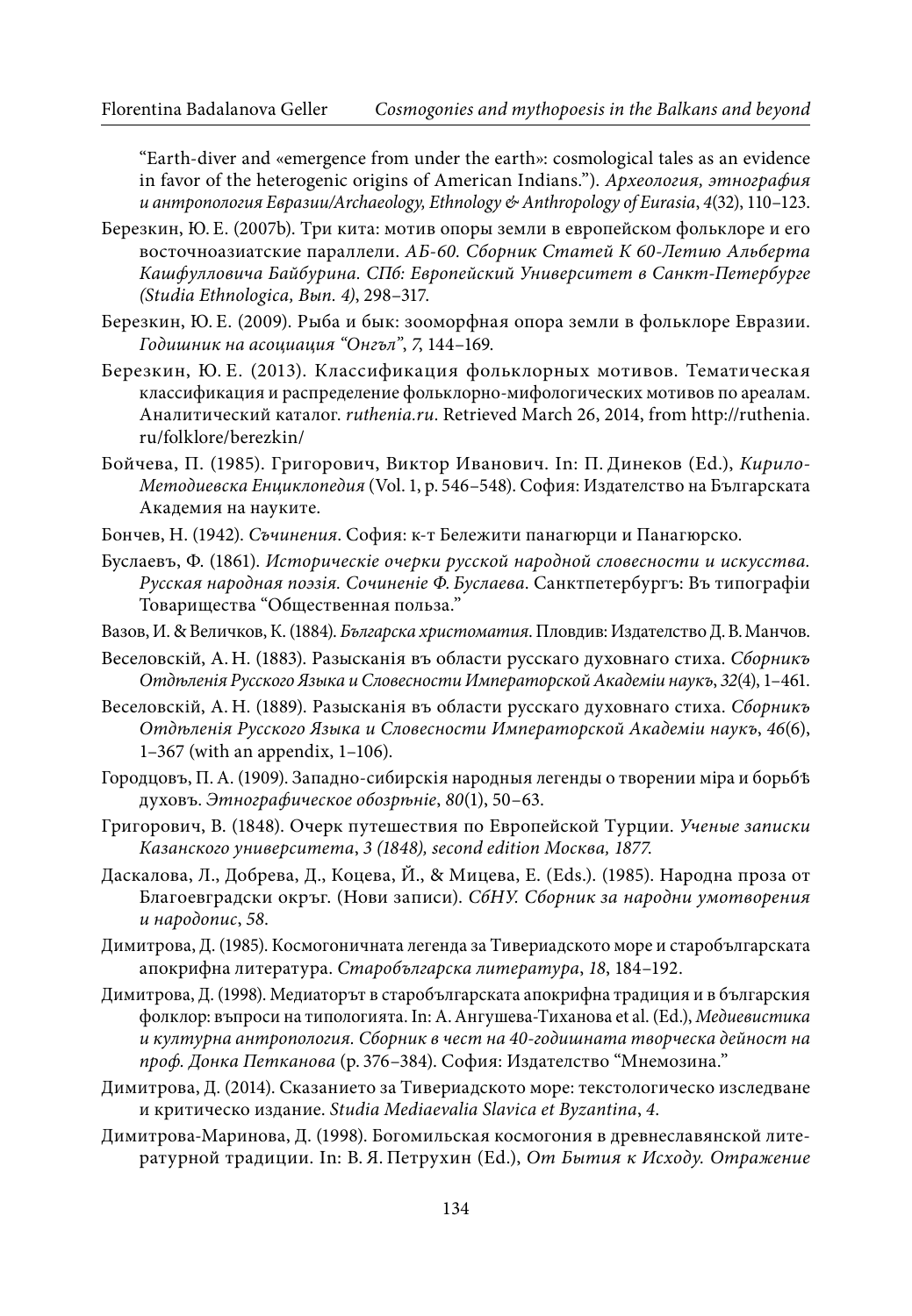"Earth-diver and «emergence from under the earth»: cosmological tales as an evidence in favor of the heterogenic origins of American Indians."). *Археология, этнография и антропология Евразии/Archaeology, Ethnology & Anthropology of Eurasia*, *4*(32), 110–123.

Березкин, Ю. Е. (2007b). Три кита: мотив опоры земли в европейском фольклоре и его восточноазиатские параллели. *АБ-60. Сборник Статей К 60-Летию Альберта Кашфулловича Байбурина. СПб: Европейский Университет в Санкт-Петербурге (Studia Ethnologica, Вып. 4)*, 298–317.

Березкин, Ю. Е. (2009). Рыба и бык: зооморфная опора земли в фольклоре Евразии. *Годишник на асоциация "Онгъл"*, *7*, 144–169.

Березкин, Ю. Е. (2013). Классификация фольклорных мотивов. Тематическая классификация и распределение фольклорно-мифологических мотивов по ареалам. Аналитический каталог. *ruthenia.ru*. Retrieved March 26, 2014, from http://ruthenia.ru/folklore/berezkin/

Бойчева, П. (1985). Григорович, Виктор Иванович. In: П. Динеков (Ed.), *Кирило-Методиевска Енциклопедия* (Vol. 1, p. 546–548). София: Издателство на Българската Академия на науките.

Бончев, Н. (1942). *Съчинения*. София: к-т Бележити панагюрци и Панагюрско.

Буслаевъ, Ф. (1861). *Историческіе очерки русской народной словесности и искусства. Русская народная поэзія. Сочиненіе Ф. Буслаева*. Санктпетербургъ: Въ типографіи Товарищества "Общественная польза."

Вазов, И. & Величков, К. (1884). *Българска христоматия*. Пловдив: Издателство Д. В. Манчов.

Веселовскій, А. Н. (1883). Разысканія въ области русскаго духовнаго стиха. *Сборникъ Отдѣленія Русского Языка и Словесности Императорской Академіи наукъ*, *32*(4), 1–461.

Веселовскій, А. Н. (1889). Разысканія въ области русскаго духовнаго стиха. *Сборникъ Отдѣленія Русского Языка и Словесности Императорской Академіи наукъ*, *46*(6), 1–367 (with an appendix, 1–106).

Городцовъ, П. А. (1909). Западно-сибирскія народныя легенды о творении міра и борьбѣ духовъ. *Этнографическое обозрѣніе*, *80*(1), 50–63.

Григорович, В. (1848). Очерк путешествия по Европейской Турции. *Ученые записки Казанского университета*, *3 (1848), second edition Москва, 1877.*

Даскалова, Л., Добрева, Д., Коцева, Й., & Мицева, Е. (Eds.). (1985). Народна проза от Благоевградски окръг. (Нови записи). *СбНУ. Сборник за народни умотворения и народопис*, *58*.

Димитрова, Д. (1985). Космогоничната легенда за Тивериадското море и старобългарската апокрифна литература. *Старобългарска литература*, *18*, 184–192.

Димитрова, Д. (1998). Медиаторът в старобългарската апокрифна традиция и в българския фолклор: въпроси на типологията. In: А. Ангушева-Тиханова et al. (Ed.), *Медиевистика и културна антропология. Сборник в чест на 40-годишната творческа дейност на проф. Донка Петканова* (p. 376–384). София: Издателство "Мнемозина."

Димитрова, Д. (2014). Сказанието за Тивериадското море: текстологическо изследване и критическо издание. *Studia Mediaevalia Slavica et Byzantina*, *4*.

Димитрова-Маринова, Д. (1998). Богомильская космогония в древнеславянской литературной традиции. In: В. Я. Петрухин (Ed.), *От Бытия к Исходу. Отражение*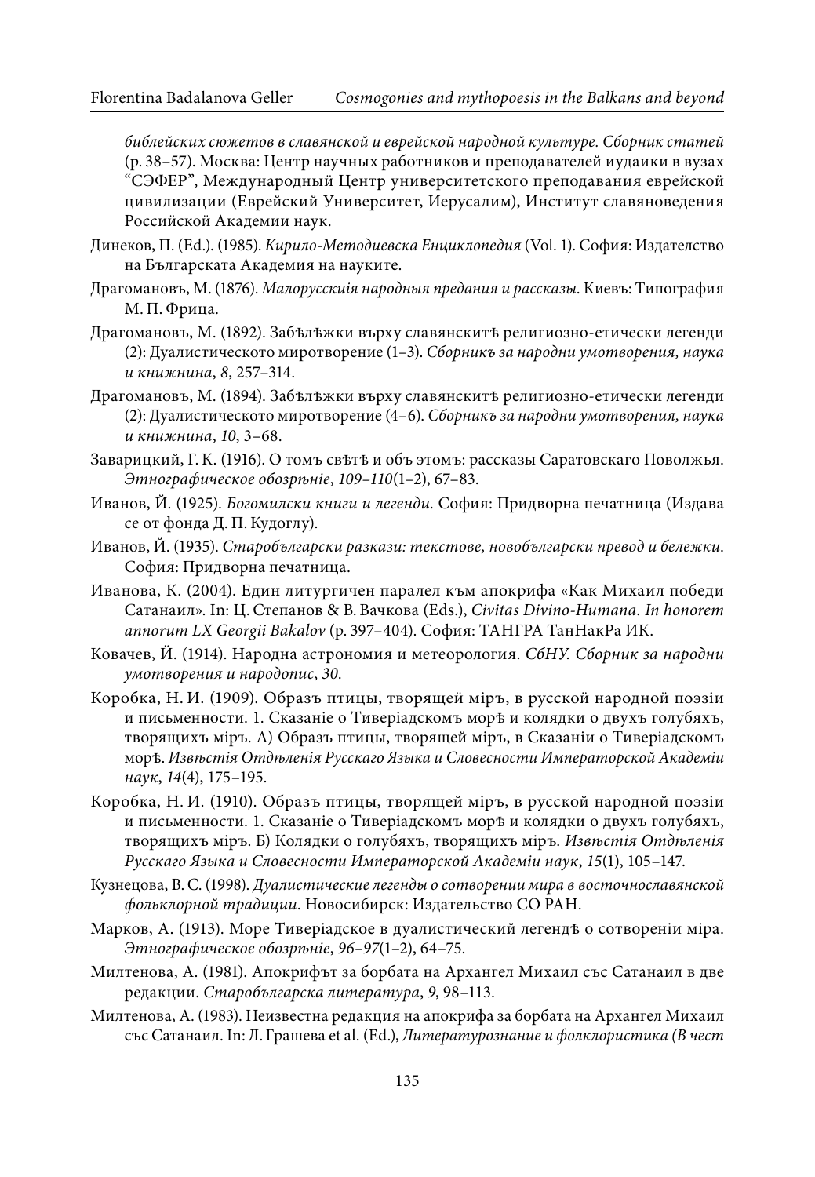*библейских сюжетов в славянской и еврейской народной культуре. Сборник статей* (p. 38–57). Москва: Центр научных работников и преподавателей иудаики в вузах "СЭФЕР", Международный Центр университетского преподавания еврейской цивилизации (Еврейский Университет, Иерусалим), Институт славяноведения Российской Академии наук.

Динеков, П. (Ed.). (1985). *Кирило-Методиевска Енциклопедия* (Vol. 1). София: Издателство на Българската Академия на науките.

Драгомановъ, М. (1876). *Малорусскiя народныя предания и рассказы*. Киевъ: Типография М. П. Фрица.

Драгомановъ, М. (1892). Забѣлѣжки върху славянскитѣ религиозно-етически легенди (2): Дуалистическото миротворение (1–3). *Сборникъ за народни умотворения, наука и книжнина*, *8*, 257–314.

Драгомановъ, М. (1894). Забѣлѣжки върху славянскитѣ религиозно-етически легенди (2): Дуалистическото миротворение (4–6). *Сборникъ за народни умотворения, наука и книжнина*, *10*, 3–68.

Заварицкий, Г. К. (1916). О томъ свѣтѣ и объ этомъ: рассказы Саратовскаго Поволжья. *Этнографическое обозрѣнiе*, *109–110*(1–2), 67–83.

Иванов, Й. (1925). *Богомилски книги и легенди*. София: Придворна печатница (Издава се от фонда Д. П. Кудоглу).

Иванов, Й. (1935). *Старобългарски разкази: текстове, новобългарски превод и бележки*. София: Придворна печатница.

Иванова, К. (2004). Един литургичен паралел към апокрифа «Как Михаил победи Сатанаил». In: Ц. Степанов & В. Вачкова (Eds.), *Civitas Divino-Humana. In honorem annorum LX Georgii Bakalov* (p. 397–404). София: ТАНГРА ТанНакРа ИК.

Ковачев, Й. (1914). Народна астрономия и метеорология. *СбНУ. Сборник за народни умотворения и народопис*, *30*.

Коробка, Н. И. (1909). Образъ птицы, творящей мiръ, в русской народной поэзiи и письменности. 1. Сказанiе о Тиверiадскомъ морѣ и колядки о двухъ голубяхъ, творящихъ мiръ. А) Образъ птицы, творящей мiръ, в Сказанiи о Тиверiадскомъ морѣ. *Извѣстiя Отдѣленiя Русскаго Языка и Словесности Императорской Академiи наук*, *14*(4), 175–195.

Коробка, Н. И. (1910). Образъ птицы, творящей мiръ, в русской народной поэзiи и письменности. 1. Сказанiе о Тиверiадскомъ морѣ и колядки о двухъ голубяхъ, творящихъ мiръ. Б) Колядки о голубяхъ, творящихъ мiръ. *Извѣстiя Отдѣленiя Русскаго Языка и Словесности Императорской Академiи наук*, *15*(1), 105–147.

Кузнецова, В. С. (1998). *Дуалистические легенды о сотворении мира в восточнославянской фольклорной традиции*. Новосибирск: Издательство СО РАН.

Марков, А. (1913). Море Тиверiадское в дуалистический легендѣ о сотворенiи мiра. *Этнографическое обозрѣнiе*, *96–97*(1–2), 64–75.

Милтенова, А. (1981). Апокрифът за борбата на Архангел Михаил със Сатанаил в две редакции. *Старобългарска литература*, *9*, 98–113.

Милтенова, А. (1983). Неизвестна редакция на апокрифа за борбата на Архангел Михаил със Сатанаил. In: Л. Грашева et al. (Ed.), *Литературознание и фолклористика (В чест*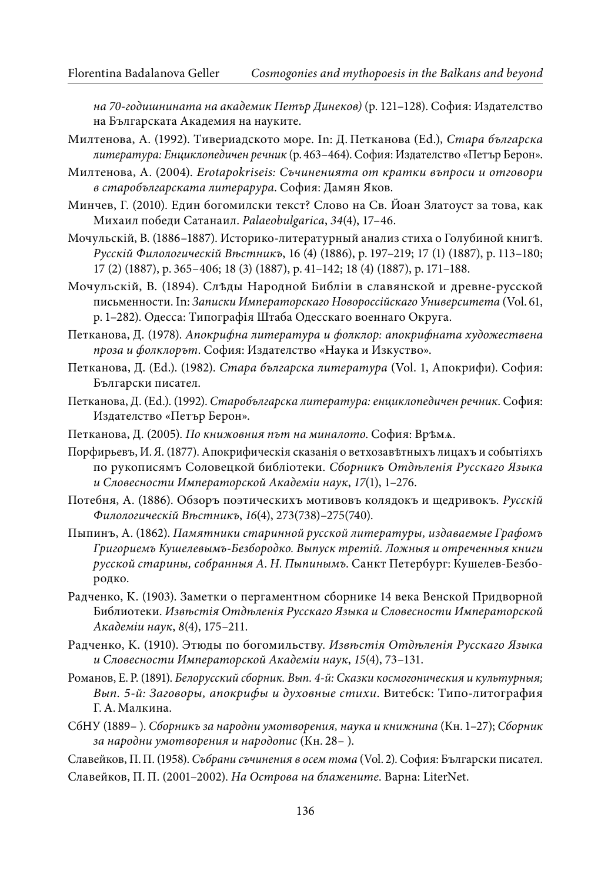*на 70-годишнината на академик Петър Динеков)* (p. 121–128). София: Издателство на Българската Академия на науките.

Милтенова, А. (1992). Тивериадското море. In: Д. Петканова (Ed.), *Стара българска литература: Енциклопедичен речник* (p. 463–464). София: Издателство «Петър Берон».

Милтенова, А. (2004). *Erotapokriseis: Съчиненията от кратки въпроси и отговори в старобългарската литерарура*. София: Дамян Яков.

Минчев, Г. (2010). Един богомилски текст? Слово на Св. Йоан Златоуст за това, как Михаил победи Сатанаил. *Palaeobulgarica*, *34*(4), 17–46.

Мочульскiй, В. (1886–1887). Историко-литературный анализ стиха о Голубиной книгѣ. *Русскiй Филологическiй Вѣстникъ*, 16 (4) (1886), p. 197–219; 17 (1) (1887), p. 113–180; 17 (2) (1887), p. 365–406; 18 (3) (1887), p. 41–142; 18 (4) (1887), p. 171–188.

Мочульскiй, В. (1894). Слѣды Народной Библiи в славянской и древне-русской письменности. In: *Записки Императорскаго Новороссiйскаго Университета* (Vol. 61, p. 1–282). Одесса: Типографiя Штаба Одесскаго военнаго Округа.

Петканова, Д. (1978). *Апокрифна литература и фолклор: апокрифната художествена проза и фолклорът*. София: Издателство «Наука и Изкуство».

Петканова, Д. (Ed.). (1982). *Стара българска литература* (Vol. 1, Апокрифи). София: Български писател.

Петканова, Д. (Ed.). (1992). *Старобългарска литература: енциклопедичен речник*. София: Издателство «Петър Берон».

Петканова, Д. (2005). *По книжовния път на миналото*. София: Врѣмѧ.

Порфирьевъ, И. Я. (1877). Апокрифическiя сказанiя о ветхозавѣтныхъ лицахъ и событiяхъ по рукописямъ Соловецкой библiотеки. *Сборникъ Отдѣленiя Русскаго Языка и Словесности Императорской Академiи наук*, *17*(1), 1–276.

Потебня, А. (1886). Обзоръ поэтическихъ мотивовъ колядокъ и щедривокъ. *Русскiй Филологическiй Вѣстникъ*, *16*(4), 273(738)–275(740).

Пыпинъ, А. (1862). *Памятники старинной русской литературы, издаваемые Графомъ Григориемъ Кушелевымъ-Безбородко. Выпуск третiй. Ложныя и отреченныя книги русской старины, собранныя А. Н. Пыпинымъ*. Санкт Петербург: Кушелев-Безбородко.

Радченко, К. (1903). Заметки о пергаментном сборнике 14 века Венской Придворной Библиотеки. *Извѣстiя Отдѣленiя Русскаго Языка и Словесности Императорской Академiи наук*, *8*(4), 175–211.

Радченко, К. (1910). Этюды по богомильству. *Извѣстiя Отдѣленiя Русскаго Языка и Словесности Императорской Академiи наук*, *15*(4), 73–131.

Романов, Е. Р. (1891). *Белорусский сборник. Вып. 4-й: Сказки космогоническия и культурныя; Вып. 5-й: Заговоры, апокрифы и духовные стихи*. Витебск: Типо-литография Г. А. Малкина.

СбНУ (1889– ). *Сборникъ за народни умотворения, наука и книжнина* (Кн. 1–27); *Сборник за народни умотворения и народопис* (Кн. 28– ).

Славейков, П. П. (1958). *Събрани съчинения в осем тома* (Vol. 2). София: Български писател.

Славейков, П. П. (2001–2002). *На Острова на блажените*. Варна: LiterNet.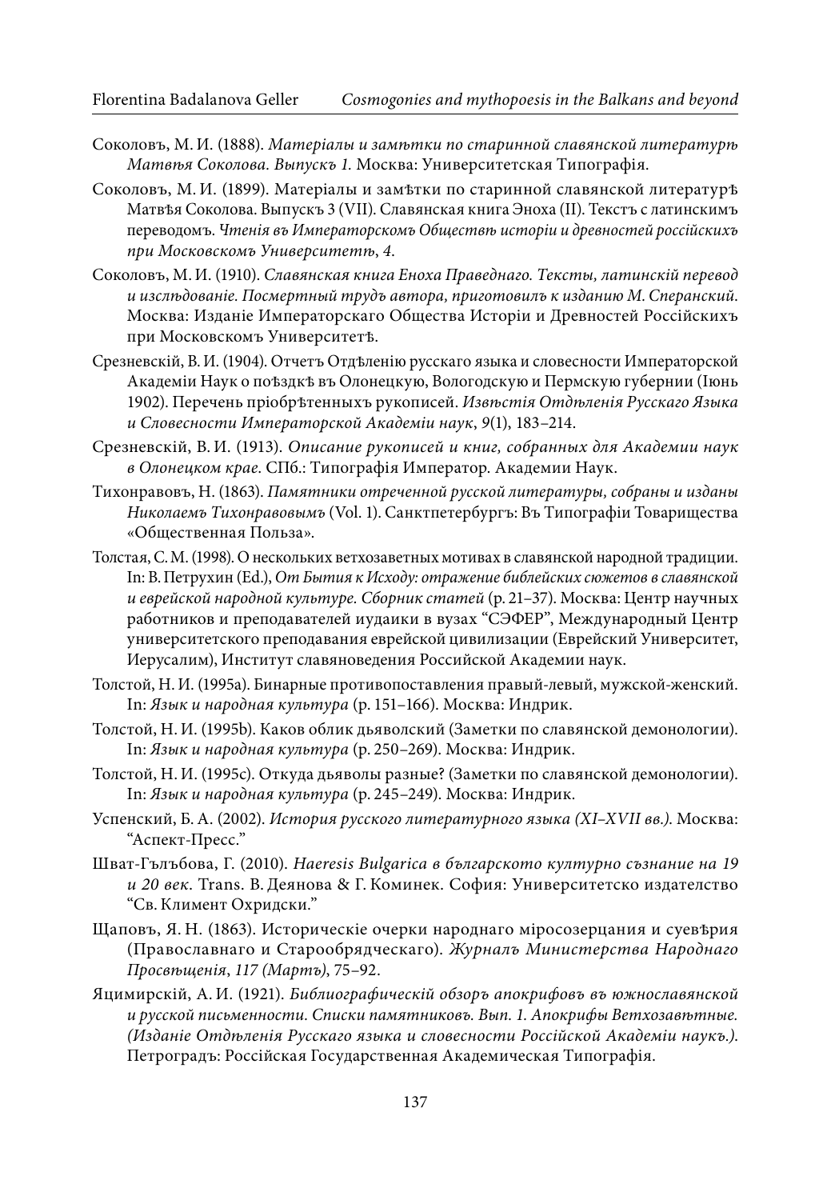Соколовъ, М. И. (1888). *Матеріалы и замѣтки по старинной славянской литературѣ Матвѣя Соколова. Выпускъ 1.* Москва: Университетская Типографія.

Соколовъ, М. И. (1899). Матеріалы и замѣтки по старинной славянской литературѣ Матвѣя Соколова. Выпускъ 3 (VII). Славянская книга Эноха (II). Текстъ с латинскимъ переводомъ. *Чтенія въ Императорскомъ Обществѣ исторіи и древностей россійскихъ при Московскомъ Университетѣ*, *4*.

Соколовъ, М. И. (1910). *Славянская книга Еноха Праведнаго. Тексты, латинскій перевод и изслѣдованіе. Посмертный трудъ автора, приготовилъ к изданию М. Сперанский.* Москва: Изданіе Императорскаго Общества Исторіи и Древностей Россійскихъ при Московскомъ Университетѣ.

Срезневскій, В. И. (1904). Отчетъ Отдѣленію русскаго языка и словесности Императорской Академіи Наук о поѣздкѣ въ Олонецкую, Вологодскую и Пермскую губернии (Іюнь 1902). Перечень пріобрѣтенныхъ рукописей. *Извѣстія Отдѣленія Русскаго Языка и Словесности Императорской Академіи наук*, *9*(1), 183–214.

Срезневскій, В. И. (1913). *Описание рукописей и книг, собранных для Академии наук в Олонецком крае.* СПб.: Типографія Император. Академии Наук.

Тихонравовъ, Н. (1863). *Памятники отреченной русской литературы, собраны и изданы Николаемъ Тихонравовымъ* (Vol. 1). Санктпетербургъ: Въ Типографіи Товарищества «Общественная Польза».

Толстая, С. М. (1998). О нескольких ветхозаветных мотивах в славянской народной традиции. In: В. Петрухин (Ed.), *От Бытия к Исходу: отражение библейских сюжетов в славянской и еврейской народной культуре. Сборник статей* (p. 21–37). Москва: Центр научных работников и преподавателей иудаики в вузах "СЭФЕР", Международный Центр университетского преподавания еврейской цивилизации (Еврейский Университет, Иерусалим), Институт славяноведения Российской Академии наук.

Толстой, Н. И. (1995a). Бинарные противопоставления правый-левый, мужской-женский. In: *Язык и народная культура* (p. 151–166). Москва: Индрик.

Толстой, Н. И. (1995b). Каков облик дьяволский (Заметки по славянской демонологии). In: *Язык и народная культура* (p. 250–269). Москва: Индрик.

Толстой, Н. И. (1995c). Откуда дьяволы разные? (Заметки по славянской демонологии). In: *Язык и народная культура* (p. 245–249). Москва: Индрик.

Успенский, Б. А. (2002). *История русского литературного языка (XI–XVII вв.).* Москва: "Аспект-Пресс."

Шват-Гълъбова, Г. (2010). *Haeresis Bulgarica в българското културно съзнание на 19 и 20 век.* Trans. В. Деянова & Г. Коминек. София: Университетско издателство "Св. Климент Охридски."

Щаповъ, Я. Н. (1863). Историческіе очерки народнаго міросозерцания и суевѣрия (Православнаго и Старообрядческаго). *Журналъ Министерства Народнаго Просвѣщенія*, *117 (Мартъ)*, 75–92.

Яцимирскій, А. И. (1921). *Библиографическій обзоръ апокрифовъ въ южнославянской и русской письменности. Списки памятниковъ. Вып. 1. Апокрифы Ветхозавѣтные. (Изданіе Отдѣленія Русскаго языка и словесности Россійской Академіи наукъ.).* Петроградъ: Россійская Государственная Академическая Типографія.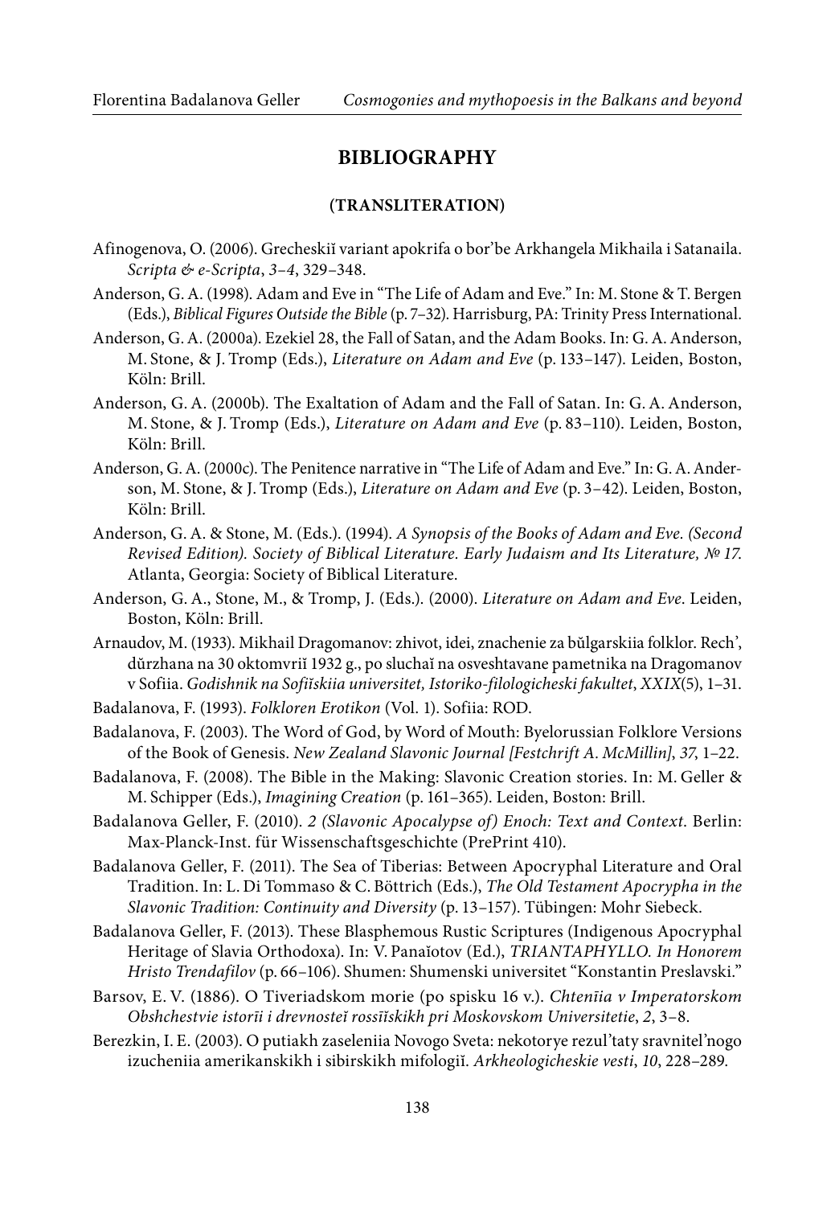## BIBLIOGRAPHY

### (TRANSLITERATION)

Afinogenova, O. (2006). Grecheskiĭ variant apokrifa o bor'be Arkhangela Mikhaila i Satanaila. *Scripta & e-Scripta*, *3–4*, 329–348.

Anderson, G. A. (1998). Adam and Eve in "The Life of Adam and Eve." In: M. Stone & T. Bergen (Eds.), *Biblical Figures Outside the Bible* (p. 7–32). Harrisburg, PA: Trinity Press International.

Anderson, G. A. (2000a). Ezekiel 28, the Fall of Satan, and the Adam Books. In: G. A. Anderson, M. Stone, & J. Tromp (Eds.), *Literature on Adam and Eve* (p. 133–147). Leiden, Boston, Köln: Brill.

Anderson, G. A. (2000b). The Exaltation of Adam and the Fall of Satan. In: G. A. Anderson, M. Stone, & J. Tromp (Eds.), *Literature on Adam and Eve* (p. 83–110). Leiden, Boston, Köln: Brill.

Anderson, G. A. (2000c). The Penitence narrative in "The Life of Adam and Eve." In: G. A. Anderson, M. Stone, & J. Tromp (Eds.), *Literature on Adam and Eve* (p. 3–42). Leiden, Boston, Köln: Brill.

Anderson, G. A. & Stone, M. (Eds.). (1994). *A Synopsis of the Books of Adam and Eve. (Second Revised Edition). Society of Biblical Literature. Early Judaism and Its Literature, № 17*. Atlanta, Georgia: Society of Biblical Literature.

Anderson, G. A., Stone, M., & Tromp, J. (Eds.). (2000). *Literature on Adam and Eve*. Leiden, Boston, Köln: Brill.

Arnaudov, M. (1933). Mikhail Dragomanov: zhivot, idei, znachenie za bŭlgarskiia folklor. Rech', dŭrzhana na 30 oktomvriĭ 1932 g., po sluchaĭ na osveshtavane pametnika na Dragomanov v Sofiia. *Godishnik na Sofiĭskiia universitet, Istoriko-filologicheski fakultet*, *XXIX*(5), 1–31.

Badalanova, F. (1993). *Folkloren Erotikon* (Vol. 1). Sofiia: ROD.

Badalanova, F. (2003). The Word of God, by Word of Mouth: Byelorussian Folklore Versions of the Book of Genesis. *New Zealand Slavonic Journal [Festchrift A. McMillin]*, *37*, 1–22.

Badalanova, F. (2008). The Bible in the Making: Slavonic Creation stories. In: M. Geller & M. Schipper (Eds.), *Imagining Creation* (p. 161–365). Leiden, Boston: Brill.

Badalanova Geller, F. (2010). *2 (Slavonic Apocalypse of) Enoch: Text and Context*. Berlin: Max-Planck-Inst. für Wissenschaftsgeschichte (PrePrint 410).

Badalanova Geller, F. (2011). The Sea of Tiberias: Between Apocryphal Literature and Oral Tradition. In: L. Di Tommaso & C. Böttrich (Eds.), *The Old Testament Apocrypha in the Slavonic Tradition: Continuity and Diversity* (p. 13–157). Tübingen: Mohr Siebeck.

Badalanova Geller, F. (2013). These Blasphemous Rustic Scriptures (Indigenous Apocryphal Heritage of Slavia Orthodoxa). In: V. Panaĭotov (Ed.), *TRIANTAPHYLLO. In Honorem Hristo Trendafilov* (p. 66–106). Shumen: Shumenski universitet "Konstantin Preslavski."

Barsov, E. V. (1886). O Tiveriadskom morie (po spisku 16 v.). *Chtenīia v Imperatorskom Obshchestvie istorīi i drevnosteĭ rossīĭskikh pri Moskovskom Universitetie*, *2*, 3–8.

Berezkin, I. E. (2003). O putiakh zaseleniia Novogo Sveta: nekotorye rezul'taty sravnitel'nogo izucheniia amerikanskikh i sibirskikh mifologiĭ. *Arkheologicheskie vesti*, *10*, 228–289.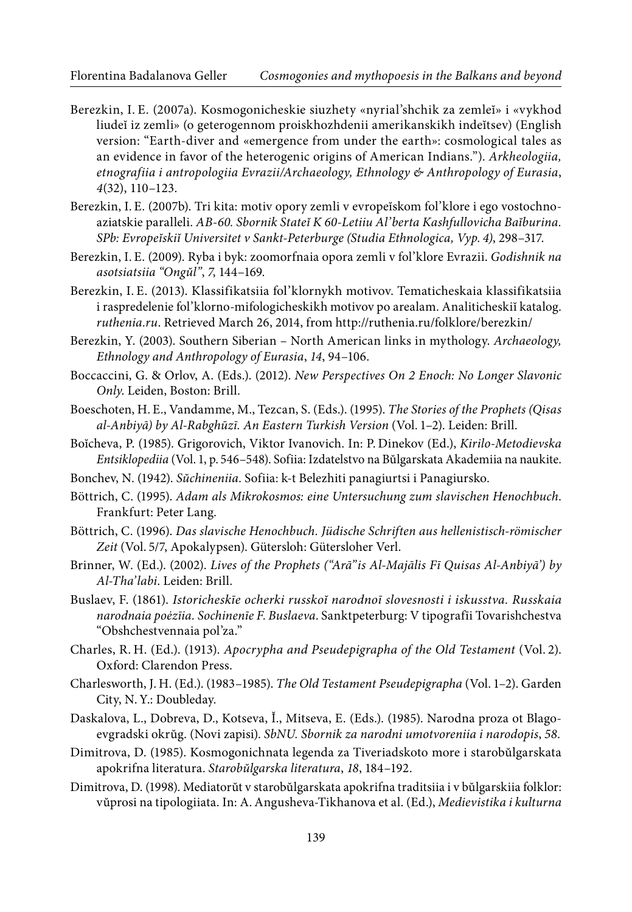Berezkin, I. E. (2007a). Kosmogonicheskie siuzhety «nyrial'shchik za zemleĭ» i «vykhod liudeĭ iz zemli» (o geterogennom proiskhozhdenii amerikanskikh indeĭtsev) (English version: "Earth-diver and «emergence from under the earth»: cosmological tales as an evidence in favor of the heterogenic origins of American Indians."). *Arkheologiia, etnografiia i antropologiia Evrazii/Archaeology, Ethnology & Anthropology of Eurasia*, *4*(32), 110–123.

Berezkin, I. E. (2007b). Tri kita: motiv opory zemli v evropeĭskom fol'klore i ego vostochno-aziatskie paralleli. *AB-60. Sbornik Stateĭ K 60-Letiiu Al'berta Kashfullovicha Baĭburina. SPb: Evropeĭskiĭ Universitet v Sankt-Peterburge (Studia Ethnologica, Vyp. 4)*, 298–317.

Berezkin, I. E. (2009). Ryba i byk: zoomorfnaia opora zemli v fol'klore Evrazii. *Godishnik na asotsiatsiia "Ongŭl"*, *7*, 144–169.

Berezkin, I. E. (2013). Klassifikatsiia fol'klornykh motivov. Tematicheskaia klassifikatsiia i raspredelenie fol'klorno-mifologicheskikh motivov po arealam. Analiticheskiĭ katalog. *ruthenia.ru*. Retrieved March 26, 2014, from http://ruthenia.ru/folklore/berezkin/

Berezkin, Y. (2003). Southern Siberian – North American links in mythology. *Archaeology, Ethnology and Anthropology of Eurasia*, *14*, 94–106.

Boccaccini, G. & Orlov, A. (Eds.). (2012). *New Perspectives On 2 Enoch: No Longer Slavonic Only.* Leiden, Boston: Brill.

Boeschoten, H. E., Vandamme, M., Tezcan, S. (Eds.). (1995). *The Stories of the Prophets (Qisas al-Anbiyā) by Al-Rabghūzī. An Eastern Turkish Version* (Vol. 1–2). Leiden: Brill.

Boĭcheva, P. (1985). Grigorovich, Viktor Ivanovich. In: P. Dinekov (Ed.), *Kirilo-Metodievska Entsiklopediia* (Vol. 1, p. 546–548). Sofiia: Izdatelstvo na Bŭlgarskata Akademiia na naukite.

Bonchev, N. (1942). *Sŭchineniia*. Sofiia: k-t Belezhiti panagiurtsi i Panagiursko.

Böttrich, C. (1995). *Adam als Mikrokosmos: eine Untersuchung zum slavischen Henochbuch*. Frankfurt: Peter Lang.

Böttrich, C. (1996). *Das slavische Henochbuch. Jüdische Schriften aus hellenistisch-römischer Zeit* (Vol. 5/7, Apokalypsen). Gütersloh: Gütersloher Verl.

Brinner, W. (Ed.). (2002). *Lives of the Prophets ("Arā"is Al-Majālis Fī Quisas Al-Anbiyā') by Al-Tha'labi*. Leiden: Brill.

Buslaev, F. (1861). *Istoricheskīe ocherki russkoĭ narodnoī slovesnosti i iskusstva. Russkaia narodnaia poėzīia. Sochinenīe F. Buslaeva*. Sanktpeterburg: V tipografīi Tovarishchestva "Obshchestvennaia pol'za."

Charles, R. H. (Ed.). (1913). *Apocrypha and Pseudepigrapha of the Old Testament* (Vol. 2). Oxford: Clarendon Press.

Charlesworth, J. H. (Ed.). (1983–1985). *The Old Testament Pseudepigrapha* (Vol. 1–2). Garden City, N. Y.: Doubleday.

Daskalova, L., Dobreva, D., Kotseva, Ĭ., Mitseva, E. (Eds.). (1985). Narodna proza ot Blagoevgradski okrŭg. (Novi zapisi). *SbNU. Sbornik za narodni umotvoreniia i narodopis*, *58*.

Dimitrova, D. (1985). Kosmogonichnata legenda za Tiveriadskoto more i starobŭlgarskata apokrifna literatura. *Starobŭlgarska literatura*, *18*, 184–192.

Dimitrova, D. (1998). Mediatorŭt v starobŭlgarskata apokrifna traditsiia i v bŭlgarskiia folklor: vŭprosi na tipologiiata. In: A. Angusheva-Tikhanova et al. (Ed.), *Medievistika i kulturna*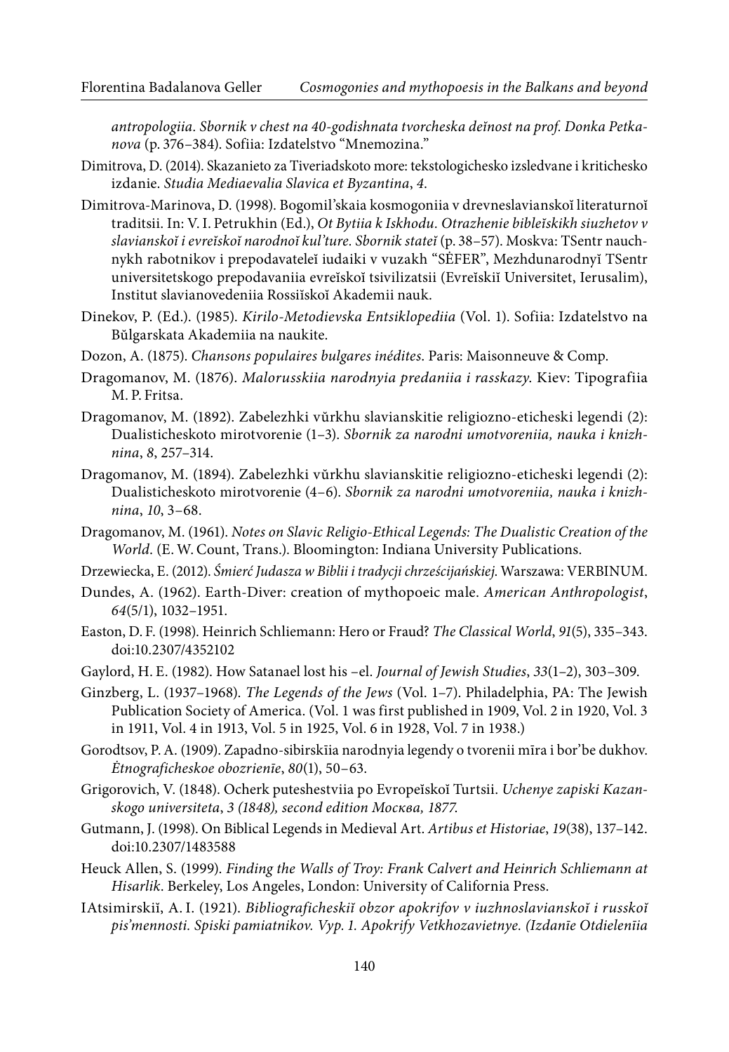*antropologiia. Sbornik v chest na 40-godishnata tvorcheska deĭnost na prof. Donka Petkanova* (p. 376–384). Sofiia: Izdatelstvo "Mnemozina."

Dimitrova, D. (2014). Skazanieto za Tiveriadskoto more: tekstologichesko izsledvane i kritichesko izdanie. *Studia Mediaevalia Slavica et Byzantina*, *4*.

Dimitrova-Marinova, D. (1998). Bogomil'skaia kosmogoniia v drevneslavianskoĭ literaturnoĭ traditsii. In: V. I. Petrukhin (Ed.), *Ot Bytiia k Iskhodu. Otrazhenie bibleĭskikh siuzhetov v slavianskoĭ i evreĭskoĭ narodnoĭ kul'ture. Sbornik stateĭ* (p. 38–57). Moskva: TSentr nauchnykh rabotnikov i prepodavateleĭ iudaiki v vuzakh "SĖFER", Mezhdunarodnyĭ TSentr universitetskogo prepodavaniia evreĭskoĭ tsivilizatsii (Evreĭskiĭ Universitet, Ierusalim), Institut slavianovedeniia Rossiĭskoĭ Akademii nauk.

Dinekov, P. (Ed.). (1985). *Kirilo-Metodievska Entsiklopediia* (Vol. 1). Sofiia: Izdatelstvo na Bŭlgarskata Akademiia na naukite.

Dozon, A. (1875). *Chansons populaires bulgares inédites*. Paris: Maisonneuve & Comp.

Dragomanov, M. (1876). *Malorusskiia narodnyia predaniia i rasskazy*. Kiev: Tipografiia M. P. Fritsa.

Dragomanov, M. (1892). Zabelezhki vŭrkhu slavianskitie religiozno-eticheski legendi (2): Dualisticheskoto mirotvorenie (1–3). *Sbornik za narodni umotvoreniia, nauka i knizhnina*, *8*, 257–314.

Dragomanov, M. (1894). Zabelezhki vŭrkhu slavianskitie religiozno-eticheski legendi (2): Dualisticheskoto mirotvorenie (4–6). *Sbornik za narodni umotvoreniia, nauka i knizhnina*, *10*, 3–68.

Dragomanov, M. (1961). *Notes on Slavic Religio-Ethical Legends: The Dualistic Creation of the World*. (E. W. Count, Trans.). Bloomington: Indiana University Publications.

Drzewiecka, E. (2012). *Śmierć Judasza w Biblii i tradycji chrześcijańskiej*. Warszawa: VERBINUM.

Dundes, A. (1962). Earth-Diver: creation of mythopoeic male. *American Anthropologist*, *64*(5/1), 1032–1951.

Easton, D. F. (1998). Heinrich Schliemann: Hero or Fraud? *The Classical World*, *91*(5), 335–343. doi:10.2307/4352102

Gaylord, H. E. (1982). How Satanael lost his –el. *Journal of Jewish Studies*, *33*(1–2), 303–309.

Ginzberg, L. (1937–1968). *The Legends of the Jews* (Vol. 1–7). Philadelphia, PA: The Jewish Publication Society of America. (Vol. 1 was first published in 1909, Vol. 2 in 1920, Vol. 3 in 1911, Vol. 4 in 1913, Vol. 5 in 1925, Vol. 6 in 1928, Vol. 7 in 1938.)

Gorodtsov, P. A. (1909). Zapadno-sibirskīia narodnyia legendy o tvorenii mīra i bor'be dukhov. *Ėtnograficheskoe obozrienīe*, *80*(1), 50–63.

Grigorovich, V. (1848). Ocherk puteshestviia po Evropeĭskoĭ Turtsii. *Uchenye zapiski Kazanskogo universiteta*, *3 (1848), second edition Москва, 1877.*

Gutmann, J. (1998). On Biblical Legends in Medieval Art. *Artibus et Historiae*, *19*(38), 137–142. doi:10.2307/1483588

Heuck Allen, S. (1999). *Finding the Walls of Troy: Frank Calvert and Heinrich Schliemann at Hisarlik*. Berkeley, Los Angeles, London: University of California Press.

IAtsimirskiĭ, A. I. (1921). *Bibliograficheskiĭ obzor apokrifov v iuzhnoslavianskoĭ i russkoĭ pis'mennosti. Spiski pamiatnikov. Vyp. 1. Apokrify Vetkhozavietnye. (Izdanīe Otdielenīia*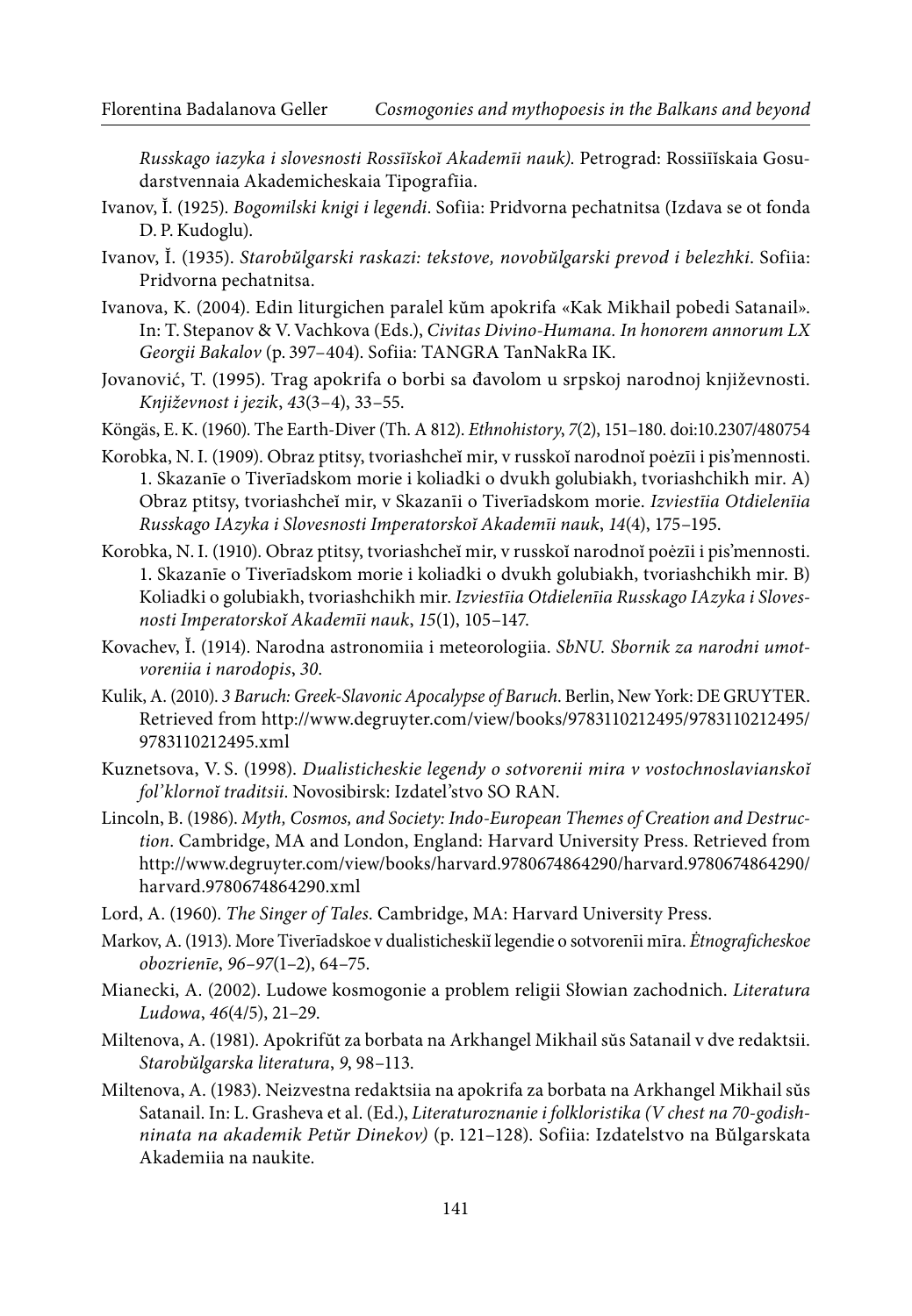*Russkago iazyka i slovesnosti Rossīĭskoĭ Akademīi nauk)*. Petrograd: Rossiīĭskaia Gosudarstvennaia Akademicheskaia Tipografīia.

Ivanov, Ĭ. (1925). *Bogomilski knigi i legendi*. Sofiia: Pridvorna pechatnitsa (Izdava se ot fonda D. P. Kudoglu).

Ivanov, Ĭ. (1935). *Starobŭlgarski raskazi: tekstove, novobŭlgarski prevod i belezhki*. Sofiia: Pridvorna pechatnitsa.

Ivanova, K. (2004). Edin liturgichen paralel kŭm apokrifa «Kak Mikhail pobedi Satanail». In: T. Stepanov & V. Vachkova (Eds.), *Civitas Divino-Humana. In honorem annorum LX Georgii Bakalov* (p. 397–404). Sofiia: TANGRA TanNakRa IK.

Jovanović, T. (1995). Trag apokrifa o borbi sa đavolom u srpskoj narodnoj književnosti. *Književnost i jezik*, *43*(3–4), 33–55.

Köngäs, E. K. (1960). The Earth-Diver (Th. A 812). *Ethnohistory*, *7*(2), 151–180. doi:10.2307/480754

Korobka, N. I. (1909). Obraz ptitsy, tvoriashcheĭ mir, v russkoĭ narodnoĭ poėzīi i pis'mennosti. 1. Skazanīe o Tiverīadskom morie i koliadki o dvukh golubiakh, tvoriashchikh mir. A) Obraz ptitsy, tvoriashcheĭ mir, v Skazanīi o Tiverīadskom morie. *Izviestīia Otdielenīia Russkago IAzyka i Slovesnosti Imperatorskoĭ Akademīi nauk*, *14*(4), 175–195.

Korobka, N. I. (1910). Obraz ptitsy, tvoriashcheĭ mir, v russkoĭ narodnoĭ poėzīi i pis'mennosti. 1. Skazanīe o Tiverīadskom morie i koliadki o dvukh golubiakh, tvoriashchikh mir. B) Koliadki o golubiakh, tvoriashchikh mir. *Izviestīia Otdielenīia Russkago IAzyka i Slovesnosti Imperatorskoĭ Akademīi nauk*, *15*(1), 105–147.

Kovachev, Ĭ. (1914). Narodna astronomiia i meteorologiia. *SbNU. Sbornik za narodni umotvoreniia i narodopis*, *30*.

Kulik, A. (2010). *3 Baruch: Greek-Slavonic Apocalypse of Baruch*. Berlin, New York: DE GRUYTER. Retrieved from http://www.degruyter.com/view/books/9783110212495/9783110212495/9783110212495.xml

Kuznetsova, V. S. (1998). *Dualisticheskie legendy o sotvorenii mira v vostochnoslavianskoĭ fol'klornoĭ traditsii*. Novosibirsk: Izdatel'stvo SO RAN.

Lincoln, B. (1986). *Myth, Cosmos, and Society: Indo-European Themes of Creation and Destruction*. Cambridge, MA and London, England: Harvard University Press. Retrieved from http://www.degruyter.com/view/books/harvard.9780674864290/harvard.9780674864290/harvard.9780674864290.xml

Lord, A. (1960). *The Singer of Tales*. Cambridge, MA: Harvard University Press.

Markov, A. (1913). More Tiverīadskoe v dualisticheskiĭ legendie o sotvorenīi mīra. *Ėtnograficheskoe obozrienīe*, *96–97*(1–2), 64–75.

Mianecki, A. (2002). Ludowe kosmogonie a problem religii Słowian zachodnich. *Literatura Ludowa*, *46*(4/5), 21–29.

Miltenova, A. (1981). Apokrifŭt za borbata na Arkhangel Mikhail sŭs Satanail v dve redaktsii. *Starobŭlgarska literatura*, *9*, 98–113.

Miltenova, A. (1983). Neizvestna redaktsiia na apokrifa za borbata na Arkhangel Mikhail sŭs Satanail. In: L. Grasheva et al. (Ed.), *Literaturoznanie i folkloristika (V chest na 70-godishninata na akademik Petŭr Dinekov)* (p. 121–128). Sofiia: Izdatelstvo na Bŭlgarskata Akademiia na naukite.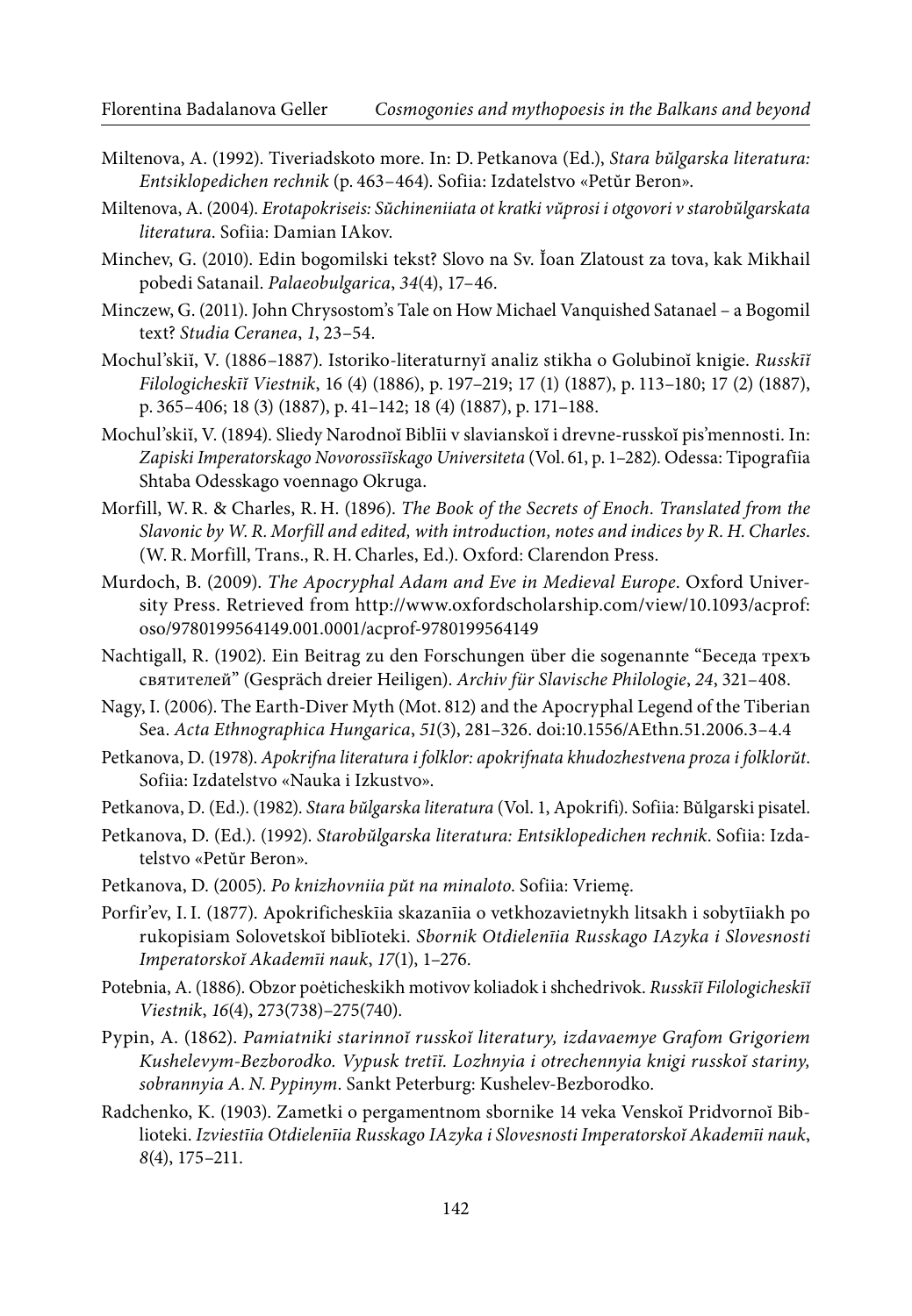Miltenova, A. (1992). Tiveriadskoto more. In: D. Petkanova (Ed.), *Stara bŭlgarska literatura: Entsiklopedichen rechnik* (p. 463–464). Sofiia: Izdatelstvo «Petŭr Beron».

Miltenova, A. (2004). *Erotapokriseis: Sŭchineniiata ot kratki vŭprosi i otgovori v starobŭlgarskata literatura*. Sofiia: Damian IAkov.

Minchev, G. (2010). Edin bogomilski tekst? Slovo na Sv. Ĭoan Zlatoust za tova, kak Mikhail pobedi Satanail. *Palaeobulgarica*, *34*(4), 17–46.

Minczew, G. (2011). John Chrysostom's Tale on How Michael Vanquished Satanael – a Bogomil text? *Studia Ceranea*, *1*, 23–54.

Mochul'skiĭ, V. (1886–1887). Istoriko-literaturnyĭ analiz stikha o Golubinoĭ knigie. *Russkīĭ Filologicheskīĭ Viestnik*, 16 (4) (1886), p. 197–219; 17 (1) (1887), p. 113–180; 17 (2) (1887), p. 365–406; 18 (3) (1887), p. 41–142; 18 (4) (1887), p. 171–188.

Mochul'skiĭ, V. (1894). Sliedy Narodnoĭ Biblīi v slavianskoĭ i drevne-russkoĭ pis'mennosti. In: *Zapiski Imperatorskago Novorossīĭskago Universiteta* (Vol. 61, p. 1–282). Odessa: Tipografīia Shtaba Odesskago voennago Okruga.

Morfill, W. R. & Charles, R. H. (1896). *The Book of the Secrets of Enoch. Translated from the Slavonic by W. R. Morfill and edited, with introduction, notes and indices by R. H. Charles*. (W. R. Morfill, Trans., R. H. Charles, Ed.). Oxford: Clarendon Press.

Murdoch, B. (2009). *The Apocryphal Adam and Eve in Medieval Europe*. Oxford University Press. Retrieved from http://www.oxfordscholarship.com/view/10.1093/acprof:oso/9780199564149.001.0001/acprof-9780199564149

Nachtigall, R. (1902). Ein Beitrag zu den Forschungen über die sogenannte "Беседа трехъ святителей" (Gespräch dreier Heiligen). *Archiv für Slavische Philologie*, *24*, 321–408.

Nagy, I. (2006). The Earth-Diver Myth (Mot. 812) and the Apocryphal Legend of the Tiberian Sea. *Acta Ethnographica Hungarica*, *51*(3), 281–326. doi:10.1556/AEthn.51.2006.3–4.4

Petkanova, D. (1978). *Apokrifna literatura i folklor: apokrifnata khudozhestvena proza i folklorŭt*. Sofiia: Izdatelstvo «Nauka i Izkustvo».

Petkanova, D. (Ed.). (1982). *Stara bŭlgarska literatura* (Vol. 1, Apokrifi). Sofiia: Bŭlgarski pisatel.

Petkanova, D. (Ed.). (1992). *Starobŭlgarska literatura: Entsiklopedichen rechnik*. Sofiia: Izdatelstvo «Petŭr Beron».

Petkanova, D. (2005). *Po knizhovniia pŭt na minaloto*. Sofiia: Vriemę.

Porfir'ev, I. I. (1877). Apokrificheskīia skazanīia o vetkhozavietnykh litsakh i sobytīiakh po rukopisiam Solovetskoĭ biblīoteki. *Sbornik Otdielenīia Russkago IAzyka i Slovesnosti Imperatorskoĭ Akademīi nauk*, *17*(1), 1–276.

Potebnia, A. (1886). Obzor poėticheskikh motivov koliadok i shchedrivok. *Russkīĭ Filologicheskīĭ Viestnik*, *16*(4), 273(738)–275(740).

Pypin, A. (1862). *Pamiatniki starinnoĭ russkoĭ literatury, izdavaemye Grafom Grigoriem Kushelevym-Bezborodko. Vypusk tretīĭ. Lozhnyia i otrechennyia knigi russkoĭ stariny, sobrannyia A. N. Pypinym*. Sankt Peterburg: Kushelev-Bezborodko.

Radchenko, K. (1903). Zametki o pergamentnom sbornike 14 veka Venskoĭ Pridvornoĭ Biblioteki. *Izviestīia Otdielenīia Russkago IAzyka i Slovesnosti Imperatorskoĭ Akademīi nauk*, *8*(4), 175–211.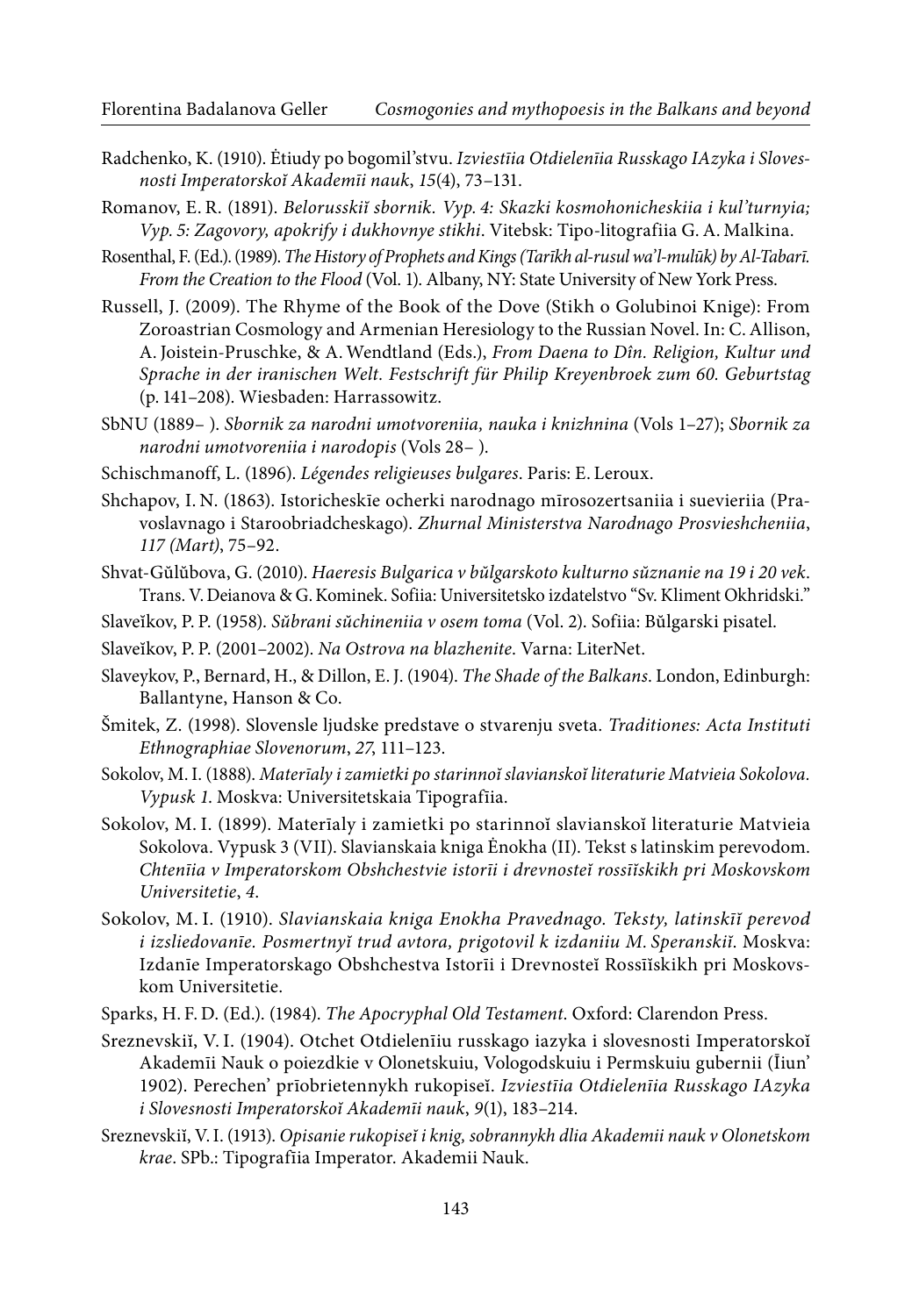Radchenko, K. (1910). Ėtiudy po bogomil'stvu. *Izviestīia Otdielenīia Russkago IAzyka i Slovesnosti Imperatorskoĭ Akademīi nauk*, *15*(4), 73–131.

Romanov, E. R. (1891). *Belorusskiĭ sbornik. Vyp. 4: Skazki kosmohonicheskiia i kul'turnyia; Vyp. 5: Zagovory, apokrify i dukhovnye stikhi*. Vitebsk: Tipo-litografiia G. A. Malkina.

Rosenthal, F. (Ed.). (1989). *The History of Prophets and Kings (Tarīkh al-rusul wa'l-mulūk) by Al-Tabarī. From the Creation to the Flood* (Vol. 1). Albany, NY: State University of New York Press.

Russell, J. (2009). The Rhyme of the Book of the Dove (Stikh o Golubinoi Knige): From Zoroastrian Cosmology and Armenian Heresiology to the Russian Novel. In: C. Allison, A. Joistein-Pruschke, & A. Wendtland (Eds.), *From Daena to Dîn. Religion, Kultur und Sprache in der iranischen Welt. Festschrift für Philip Kreyenbroek zum 60. Geburtstag* (p. 141–208). Wiesbaden: Harrassowitz.

SbNU (1889– ). *Sbornik za narodni umotvoreniia, nauka i knizhnina* (Vols 1–27); *Sbornik za narodni umotvoreniia i narodopis* (Vols 28– ).

Schischmanoff, L. (1896). *Légendes religieuses bulgares*. Paris: E. Leroux.

Shchapov, I. N. (1863). Istoricheskīe ocherki narodnago mīrosozertsaniia i suevieriia (Pravoslavnago i Staroobriadcheskago). *Zhurnal Ministerstva Narodnago Prosvieshcheniia*, *117 (Mart)*, 75–92.

Shvat-Gŭlŭbova, G. (2010). *Haeresis Bulgarica v bŭlgarskoto kulturno sŭznanie na 19 i 20 vek*. Trans. V. Deianova & G. Kominek. Sofiia: Universitetsko izdatelstvo "Sv. Kliment Okhridski."

Slaveĭkov, P. P. (1958). *Sŭbrani sŭchineniia v osem toma* (Vol. 2). Sofiia: Bŭlgarski pisatel.

Slaveĭkov, P. P. (2001–2002). *Na Ostrova na blazhenite*. Varna: LiterNet.

Slaveykov, P., Bernard, H., & Dillon, E. J. (1904). *The Shade of the Balkans*. London, Edinburgh: Ballantyne, Hanson & Co.

Šmitek, Z. (1998). Slovensle ljudske predstave o stvarenju sveta. *Traditiones: Acta Instituti Ethnographiae Slovenorum*, *27*, 111–123.

Sokolov, M. I. (1888). *Materīaly i zamietki po starinnoĭ slavianskoĭ literaturie Matvieia Sokolova. Vypusk 1*. Moskva: Universitetskaia Tipografīia.

Sokolov, M. I. (1899). Materīaly i zamietki po starinnoĭ slavianskoĭ literaturie Matvieia Sokolova. Vypusk 3 (VII). Slavianskaia kniga Ėnokha (II). Tekst s latinskim perevodom. *Chtenīia v Imperatorskom Obshchestvie istorīi i drevnosteĭ rossīĭskikh pri Moskovskom Universitetie*, *4*.

Sokolov, M. I. (1910). *Slavianskaia kniga Enokha Pravednago. Teksty, latinskīĭ perevod i izsliedovanīe. Posmertnyĭ trud avtora, prigotovil k izdaniiu M. Speranskiĭ*. Moskva: Izdanīe Imperatorskago Obshchestva Istorīi i Drevnosteĭ Rossīĭskikh pri Moskovskom Universitetie.

Sparks, H. F. D. (Ed.). (1984). *The Apocryphal Old Testament*. Oxford: Clarendon Press.

Sreznevskiĭ, V. I. (1904). Otchet Otdielenīiu russkago iazyka i slovesnosti Imperatorskoĭ Akademīi Nauk o poiezdkie v Olonetskuiu, Vologodskuiu i Permskuiu gubernii (Īiun' 1902). Perechen' prīobrietennykh rukopiseĭ. *Izviestīia Otdielenīia Russkago IAzyka i Slovesnosti Imperatorskoĭ Akademīi nauk*, *9*(1), 183–214.

Sreznevskiĭ, V. I. (1913). *Opisanie rukopiseĭ i knig, sobrannykh dlia Akademii nauk v Olonetskom krae*. SPb.: Tipografīia Imperator. Akademii Nauk.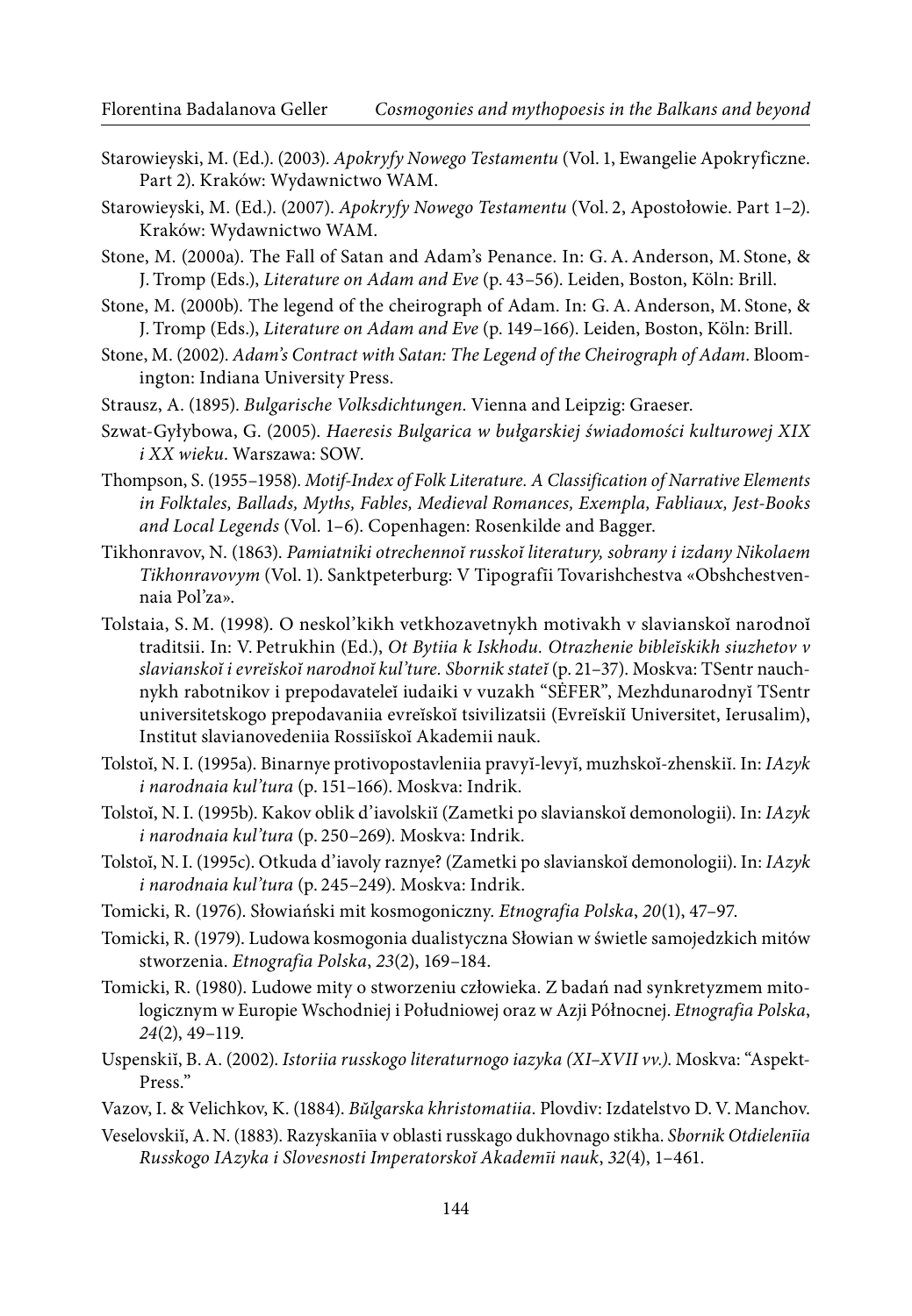Starowieyski, M. (Ed.). (2003). *Apokryfy Nowego Testamentu* (Vol. 1, Ewangelie Apokryficzne. Part 2). Kraków: Wydawnictwo WAM.

Starowieyski, M. (Ed.). (2007). *Apokryfy Nowego Testamentu* (Vol. 2, Apostołowie. Part 1–2). Kraków: Wydawnictwo WAM.

Stone, M. (2000a). The Fall of Satan and Adam's Penance. In: G. A. Anderson, M. Stone, & J. Tromp (Eds.), *Literature on Adam and Eve* (p. 43–56). Leiden, Boston, Köln: Brill.

Stone, M. (2000b). The legend of the cheirograph of Adam. In: G. A. Anderson, M. Stone, & J. Tromp (Eds.), *Literature on Adam and Eve* (p. 149–166). Leiden, Boston, Köln: Brill.

Stone, M. (2002). *Adam's Contract with Satan: The Legend of the Cheirograph of Adam*. Bloomington: Indiana University Press.

Strausz, A. (1895). *Bulgarische Volksdichtungen*. Vienna and Leipzig: Graeser.

Szwat-Gyłybowa, G. (2005). *Haeresis Bulgarica w bułgarskiej świadomości kulturowej XIX i XX wieku*. Warszawa: SOW.

Thompson, S. (1955–1958). *Motif-Index of Folk Literature. A Classification of Narrative Elements in Folktales, Ballads, Myths, Fables, Medieval Romances, Exempla, Fabliaux, Jest-Books and Local Legends* (Vol. 1–6). Copenhagen: Rosenkilde and Bagger.

Tikhonravov, N. (1863). *Pamiatniki otrechennoĭ russkoĭ literatury, sobrany i izdany Nikolaem Tikhonravovym* (Vol. 1). Sanktpeterburg: V Tipografīi Tovarishchestva «Obshchestvennaia Pol'za».

Tolstaia, S. M. (1998). O neskol'kikh vetkhozavetnykh motivakh v slavianskoĭ narodnoĭ traditsii. In: V. Petrukhin (Ed.), *Ot Bytiia k Iskhodu. Otrazhenie bibleĭskikh siuzhetov v slavianskoĭ i evreĭskoĭ narodnoĭ kul'ture. Sbornik stateĭ* (p. 21–37). Moskva: TSentr nauchnykh rabotnikov i prepodavateleĭ iudaiki v vuzakh "SĖFER", Mezhdunarodnyĭ TSentr universitetskogo prepodavaniia evreĭskoĭ tsivilizatsii (Evreĭskiĭ Universitet, Ierusalim), Institut slavianovedeniia Rossiĭskoĭ Akademii nauk.

Tolstoĭ, N. I. (1995a). Binarnye protivopostavleniia pravyĭ-levyĭ, muzhskoĭ-zhenskiĭ. In: *IAzyk i narodnaia kul'tura* (p. 151–166). Moskva: Indrik.

Tolstoĭ, N. I. (1995b). Kakov oblik d'iavolskiĭ (Zametki po slavianskoĭ demonologii). In: *IAzyk i narodnaia kul'tura* (p. 250–269). Moskva: Indrik.

Tolstoĭ, N. I. (1995c). Otkuda d'iavoly raznye? (Zametki po slavianskoĭ demonologii). In: *IAzyk i narodnaia kul'tura* (p. 245–249). Moskva: Indrik.

Tomicki, R. (1976). Słowiański mit kosmogoniczny. *Etnografia Polska*, *20*(1), 47–97.

Tomicki, R. (1979). Ludowa kosmogonia dualistyczna Słowian w świetle samojedzkich mitów stworzenia. *Etnografia Polska*, *23*(2), 169–184.

Tomicki, R. (1980). Ludowe mity o stworzeniu człowieka. Z badań nad synkretyzmem mitologicznym w Europie Wschodniej i Południowej oraz w Azji Północnej. *Etnografia Polska*, *24*(2), 49–119.

Uspenskiĭ, B. A. (2002). *Istoriia russkogo literaturnogo iazyka (XI–XVII vv.)*. Moskva: "Aspekt-Press."

Vazov, I. & Velichkov, K. (1884). *Bŭlgarska khristomatiia*. Plovdiv: Izdatelstvo D. V. Manchov.

Veselovskiĭ, A. N. (1883). Razyskanīia v oblasti russkago dukhovnago stikha. *Sbornik Otdielenīia Russkogo IAzyka i Slovesnosti Imperatorskoĭ Akademīi nauk*, *32*(4), 1–461.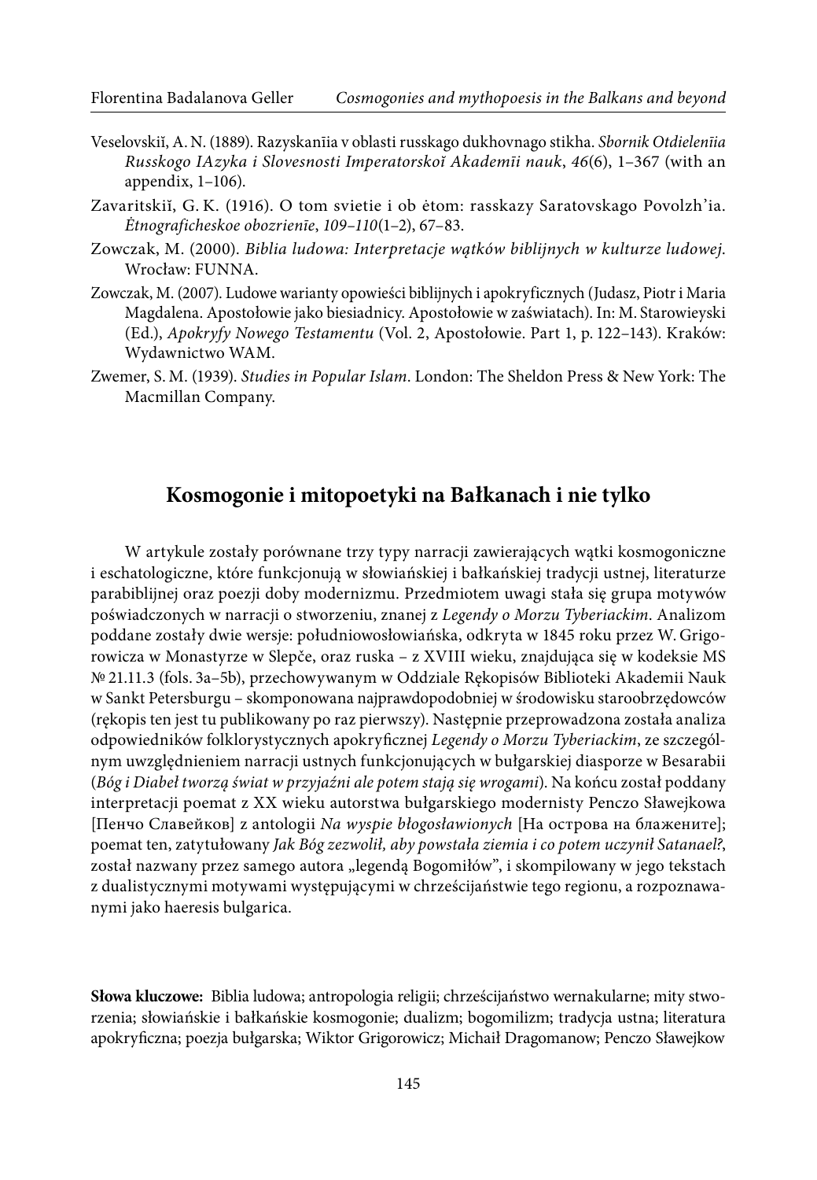Veselovskiĭ, A. N. (1889). Razyskanīia v oblasti russkago dukhovnago stikha. *Sbornik Otdielenīia Russkogo IAzyka i Slovesnosti Imperatorskoĭ Akademīi nauk*, *46*(6), 1–367 (with an appendix, 1–106).

Zavaritskiĭ, G. K. (1916). O tom svietie i ob ėtom: rasskazy Saratovskago Povolzh'ia. *Ėtnograficheskoe obozrienīe*, *109–110*(1–2), 67–83.

Zowczak, M. (2000). *Biblia ludowa: Interpretacje wątków biblijnych w kulturze ludowej*. Wrocław: FUNNA.

Zowczak, M. (2007). Ludowe warianty opowieści biblijnych i apokryficznych (Judasz, Piotr i Maria Magdalena. Apostołowie jako biesiadnicy. Apostołowie w zaświatach). In: M. Starowieyski (Ed.), *Apokryfy Nowego Testamentu* (Vol. 2, Apostołowie. Part 1, p. 122–143). Kraków: Wydawnictwo WAM.

Zwemer, S. M. (1939). *Studies in Popular Islam*. London: The Sheldon Press & New York: The Macmillan Company.

## Kosmogonie i mitopoetyki na Bałkanach i nie tylko

W artykule zostały porównane trzy typy narracji zawierających wątki kosmogoniczne i eschatologiczne, które funkcjonują w słowiańskiej i bałkańskiej tradycji ustnej, literaturze parabiblijnej oraz poezji doby modernizmu. Przedmiotem uwagi stała się grupa motywów poświadczonych w narracji o stworzeniu, znanej z *Legendy o Morzu Tyberiackim*. Analizom poddane zostały dwie wersje: południowosłowiańska, odkryta w 1845 roku przez W. Grigorowicza w Monastyrze w Slepče, oraz ruska – z XVIII wieku, znajdująca się w kodeksie MS № 21.11.3 (fols. 3a–5b), przechowywanym w Oddziale Rękopisów Biblioteki Akademii Nauk w Sankt Petersburgu – skomponowana najprawdopodobniej w środowisku staroobrzędowców (rękopis ten jest tu publikowany po raz pierwszy). Następnie przeprowadzona została analiza odpowiedników folklorystycznych apokryficznej *Legendy o Morzu Tyberiackim*, ze szczególnym uwzględnieniem narracji ustnych funkcjonujących w bułgarskiej diasporze w Besarabii (*Bóg i Diabeł tworzą świat w przyjaźni ale potem stają się wrogami*). Na końcu został poddany interpretacji poemat z XX wieku autorstwa bułgarskiego modernisty Penczo Sławejkowa [Пенчо Славейков] z antologii *Na wyspie błogosławionych* [На острова на блажените]; poemat ten, zatytułowany *Jak Bóg zezwolił, aby powstała ziemia i co potem uczynił Satanael?*, został nazwany przez samego autora „legendą Bogomiłów", i skompilowany w jego tekstach z dualistycznymi motywami występującymi w chrześcijaństwie tego regionu, a rozpoznawanymi jako haeresis bulgarica.

**Słowa kluczowe:** Biblia ludowa; antropologia religii; chrześcijaństwo wernakularne; mity stworzenia; słowiańskie i bałkańskie kosmogonie; dualizm; bogomilizm; tradycja ustna; literatura apokryficzna; poezja bułgarska; Wiktor Grigorowicz; Michaił Dragomanow; Penczo Sławejkow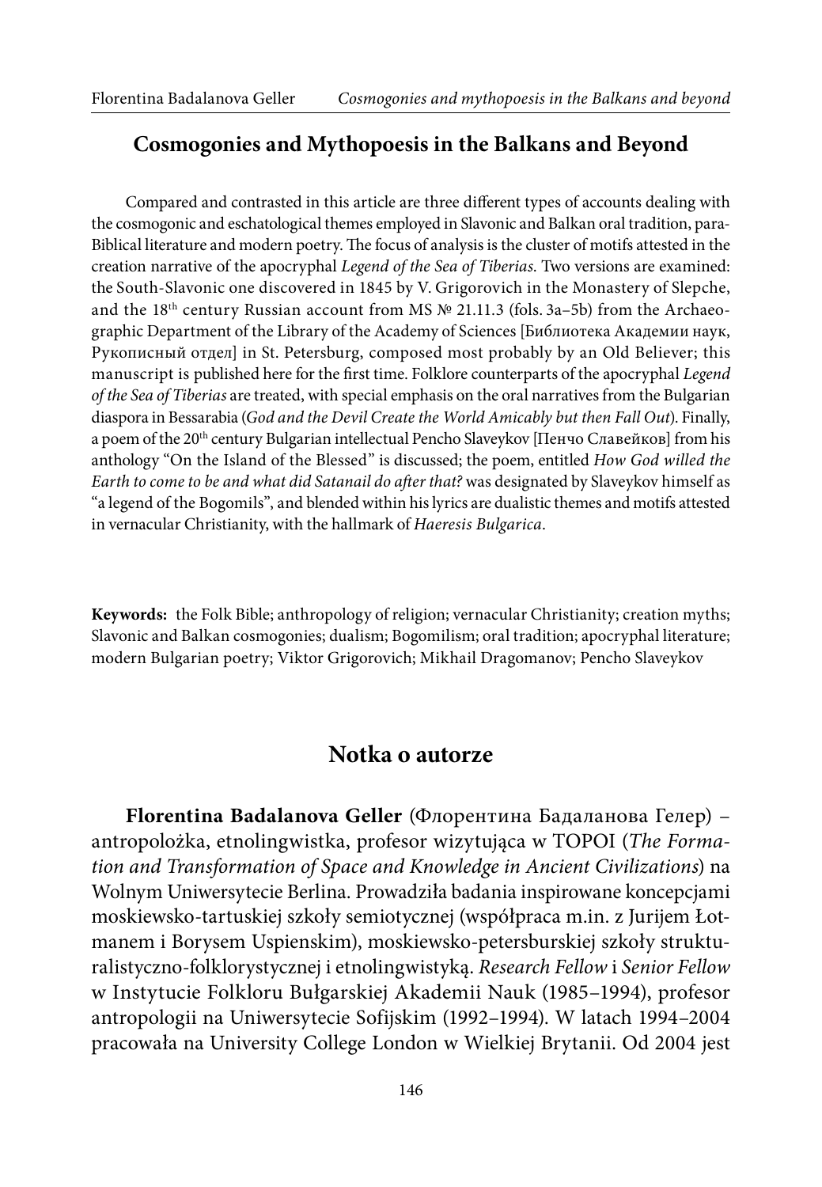## Cosmogonies and Mythopoesis in the Balkans and Beyond

Compared and contrasted in this article are three different types of accounts dealing with the cosmogonic and eschatological themes employed in Slavonic and Balkan oral tradition, para-Biblical literature and modern poetry. The focus of analysis is the cluster of motifs attested in the creation narrative of the apocryphal *Legend of the Sea of Tiberias*. Two versions are examined: the South-Slavonic one discovered in 1845 by V. Grigorovich in the Monastery of Slepche, and the 18th century Russian account from MS № 21.11.3 (fols. 3a–5b) from the Archaeographic Department of the Library of the Academy of Sciences [Библиотека Академии наук, Рукописный отдел] in St. Petersburg, composed most probably by an Old Believer; this manuscript is published here for the first time. Folklore counterparts of the apocryphal *Legend of the Sea of Tiberias* are treated, with special emphasis on the oral narratives from the Bulgarian diaspora in Bessarabia (*God and the Devil Create the World Amicably but then Fall Out*). Finally, a poem of the 20th century Bulgarian intellectual Pencho Slaveykov [Пенчо Славейков] from his anthology "On the Island of the Blessed" is discussed; the poem, entitled *How God willed the Earth to come to be and what did Satanail do after that?* was designated by Slaveykov himself as "a legend of the Bogomils", and blended within his lyrics are dualistic themes and motifs attested in vernacular Christianity, with the hallmark of *Haeresis Bulgarica*.

**Keywords:** the Folk Bible; anthropology of religion; vernacular Christianity; creation myths; Slavonic and Balkan cosmogonies; dualism; Bogomilism; oral tradition; apocryphal literature; modern Bulgarian poetry; Viktor Grigorovich; Mikhail Dragomanov; Pencho Slaveykov

## Notka o autorze

**Florentina Badalanova Geller** (Флорентина Бадаланова Гелер) – antropolożka, etnolingwistka, profesor wizytująca w TOPOI (*The Formation and Transformation of Space and Knowledge in Ancient Civilizations*) na Wolnym Uniwersytecie Berlina. Prowadziła badania inspirowane koncepcjami moskiewsko-tartuskiej szkoły semiotycznej (współpraca m.in. z Jurijem Łotmanem i Borysem Uspienskim), moskiewsko-petersburskiej szkoły strukturalistyczno-folklorystycznej i etnolingwistyką. *Research Fellow* i *Senior Fellow* w Instytucie Folkloru Bułgarskiej Akademii Nauk (1985–1994), profesor antropologii na Uniwersytecie Sofijskim (1992–1994). W latach 1994–2004 pracowała na University College London w Wielkiej Brytanii. Od 2004 jest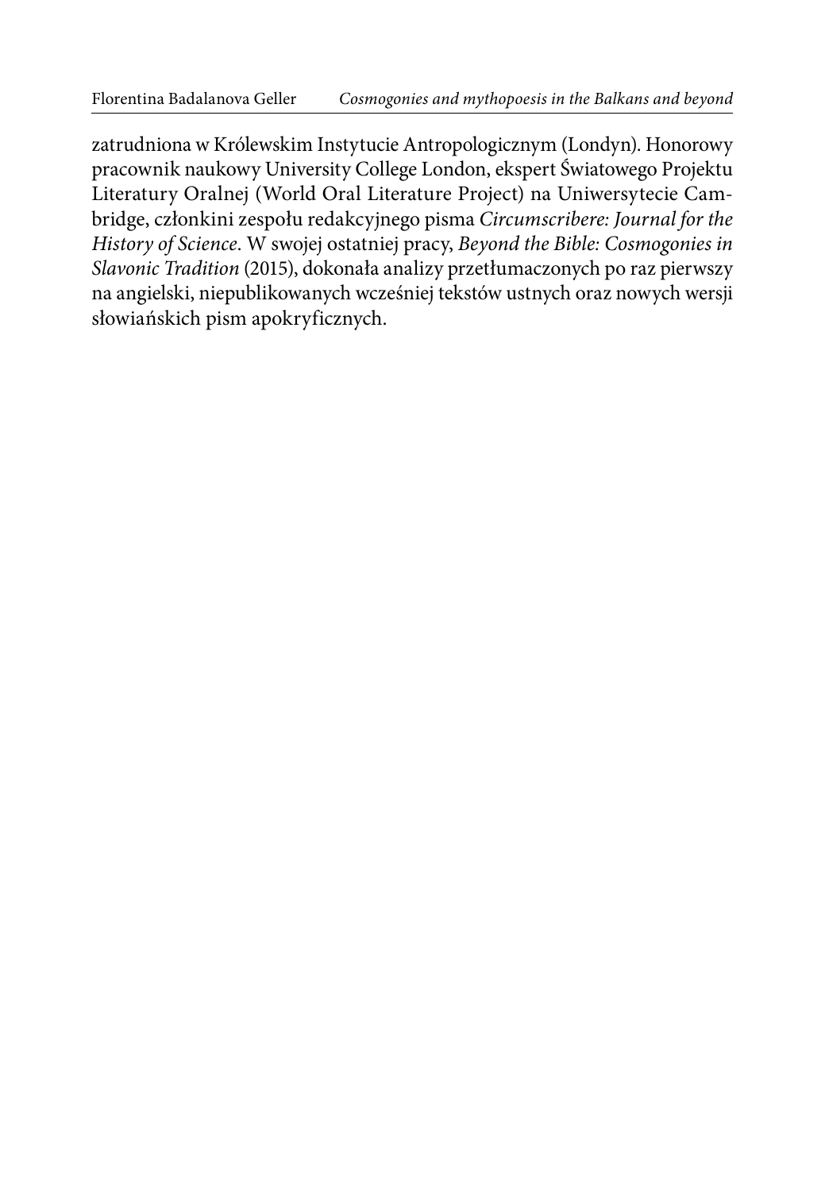zatrudniona w Królewskim Instytucie Antropologicznym (Londyn). Honorowy pracownik naukowy University College London, ekspert Światowego Projektu Literatury Oralnej (World Oral Literature Project) na Uniwersytecie Cambridge, członkini zespołu redakcyjnego pisma *Circumscribere: Journal for the History of Science*. W swojej ostatniej pracy, *Beyond the Bible: Cosmogonies in Slavonic Tradition* (2015), dokonała analizy przetłumaczonych po raz pierwszy na angielski, niepublikowanych wcześniej tekstów ustnych oraz nowych wersji słowiańskich pism apokryficznych.